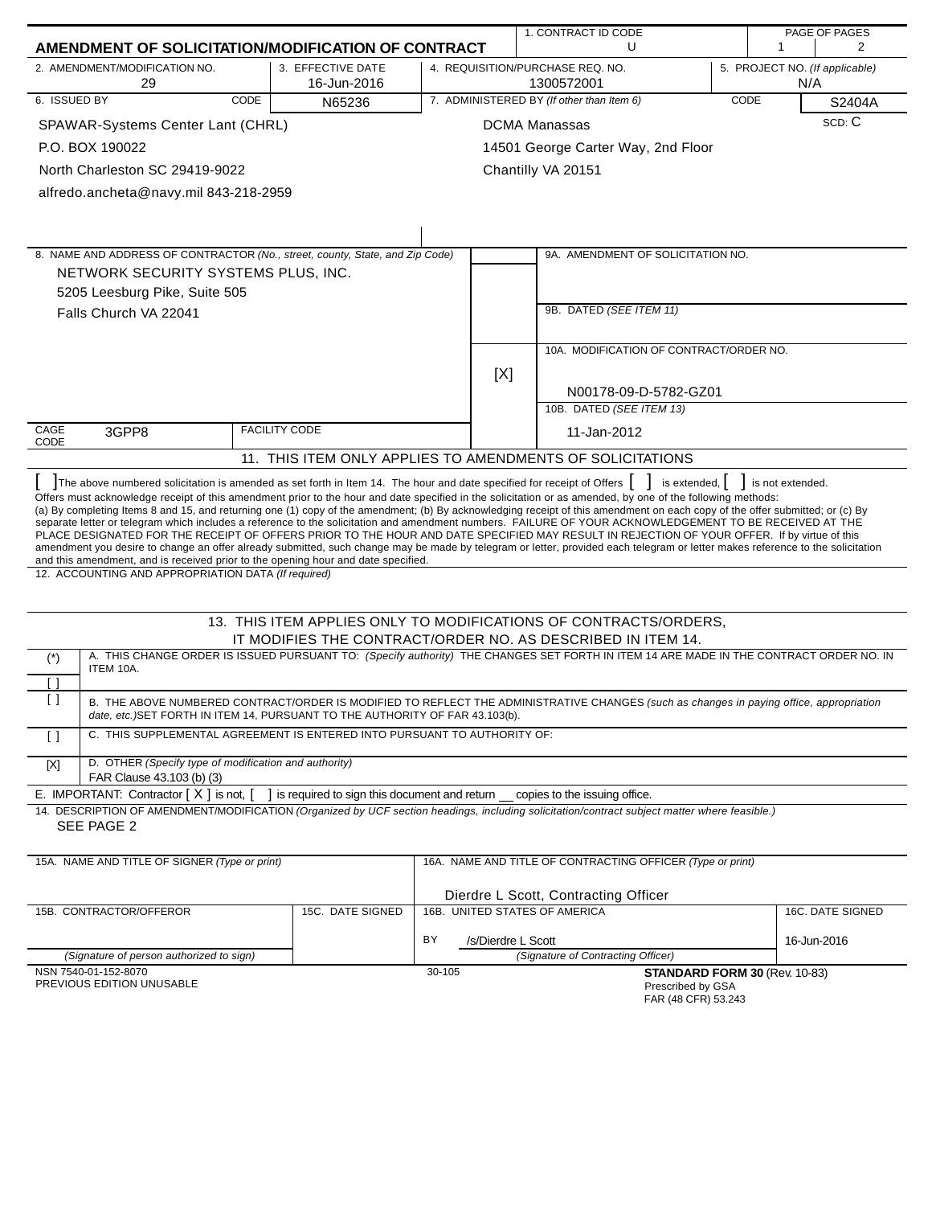# AMENDMENT OF SOLICITATION/MODIFICATION OF CONTRACT

| 1. CONTRACT ID CODE | PAGE OF PAGES |
|---|---|
| U | 1 / 2 |

| 2. AMENDMENT/MODIFICATION NO. | 3. EFFECTIVE DATE | 4. REQUISITION/PURCHASE REQ. NO. | 5. PROJECT NO. (If applicable) |
|---|---|---|---|
| 29 | 16-Jun-2016 | 1300572001 | N/A |

| 6. ISSUED BY | CODE | 7. ADMINISTERED BY (If other than Item 6) | CODE |
|---|---|---|---|
| SPAWAR-Systems Center Lant (CHRL)<br>P.O. BOX 190022<br>North Charleston SC 29419-9022<br>alfredo.ancheta@navy.mil 843-218-2959 | N65236 | DCMA Manassas<br>14501 George Carter Way, 2nd Floor<br>Chantilly VA 20151 | S2404A<br>SCD: C |

**8. NAME AND ADDRESS OF CONTRACTOR** *(No., street, county, State, and Zip Code)*

NETWORK SECURITY SYSTEMS PLUS, INC.
5205 Leesburg Pike, Suite 505
Falls Church VA 22041

CAGE CODE: 3GPP8 | FACILITY CODE:

9A. AMENDMENT OF SOLICITATION NO.

9B. DATED *(SEE ITEM 11)*

[X] 10A. MODIFICATION OF CONTRACT/ORDER NO.
N00178-09-D-5782-GZ01

10B. DATED *(SEE ITEM 13)*
11-Jan-2012

## 11. THIS ITEM ONLY APPLIES TO AMENDMENTS OF SOLICITATIONS

[ ] The above numbered solicitation is amended as set forth in Item 14. The hour and date specified for receipt of Offers [ ] is extended, [ ] is not extended.

Offers must acknowledge receipt of this amendment prior to the hour and date specified in the solicitation or as amended, by one of the following methods:
(a) By completing Items 8 and 15, and returning one (1) copy of the amendment; (b) By acknowledging receipt of this amendment on each copy of the offer submitted; or (c) By separate letter or telegram which includes a reference to the solicitation and amendment numbers. FAILURE OF YOUR ACKNOWLEDGEMENT TO BE RECEIVED AT THE PLACE DESIGNATED FOR THE RECEIPT OF OFFERS PRIOR TO THE HOUR AND DATE SPECIFIED MAY RESULT IN REJECTION OF YOUR OFFER. If by virtue of this amendment you desire to change an offer already submitted, such change may be made by telegram or letter, provided each telegram or letter makes reference to the solicitation and this amendment, and is received prior to the opening hour and date specified.

12. ACCOUNTING AND APPROPRIATION DATA *(If required)*

## 13. THIS ITEM APPLIES ONLY TO MODIFICATIONS OF CONTRACTS/ORDERS, IT MODIFIES THE CONTRACT/ORDER NO. AS DESCRIBED IN ITEM 14.

| | |
|---|---|
| (*)<br>[ ] | A. THIS CHANGE ORDER IS ISSUED PURSUANT TO: *(Specify authority)* THE CHANGES SET FORTH IN ITEM 14 ARE MADE IN THE CONTRACT ORDER NO. IN ITEM 10A. |
| [ ] | B. THE ABOVE NUMBERED CONTRACT/ORDER IS MODIFIED TO REFLECT THE ADMINISTRATIVE CHANGES *(such as changes in paying office, appropriation date, etc.)* SET FORTH IN ITEM 14, PURSUANT TO THE AUTHORITY OF FAR 43.103(b). |
| [ ] | C. THIS SUPPLEMENTAL AGREEMENT IS ENTERED INTO PURSUANT TO AUTHORITY OF: |
| [X] | D. OTHER *(Specify type of modification and authority)*<br>FAR Clause 43.103 (b) (3) |

E. IMPORTANT: Contractor [ X ] is not, [ ] is required to sign this document and return __ copies to the issuing office.

14. DESCRIPTION OF AMENDMENT/MODIFICATION *(Organized by UCF section headings, including solicitation/contract subject matter where feasible.)*
SEE PAGE 2

| 15A. NAME AND TITLE OF SIGNER *(Type or print)* | | 16A. NAME AND TITLE OF CONTRACTING OFFICER *(Type or print)* | |
|---|---|---|---|
| | | Dierdre L Scott, Contracting Officer | |
| 15B. CONTRACTOR/OFFEROR | 15C. DATE SIGNED | 16B. UNITED STATES OF AMERICA | 16C. DATE SIGNED |
| | | BY /s/Dierdre L Scott | 16-Jun-2016 |
| *(Signature of person authorized to sign)* | | *(Signature of Contracting Officer)* | |

NSN 7540-01-152-8070
PREVIOUS EDITION UNUSABLE

30-105

**STANDARD FORM 30** (Rev. 10-83)
Prescribed by GSA
FAR (48 CFR) 53.243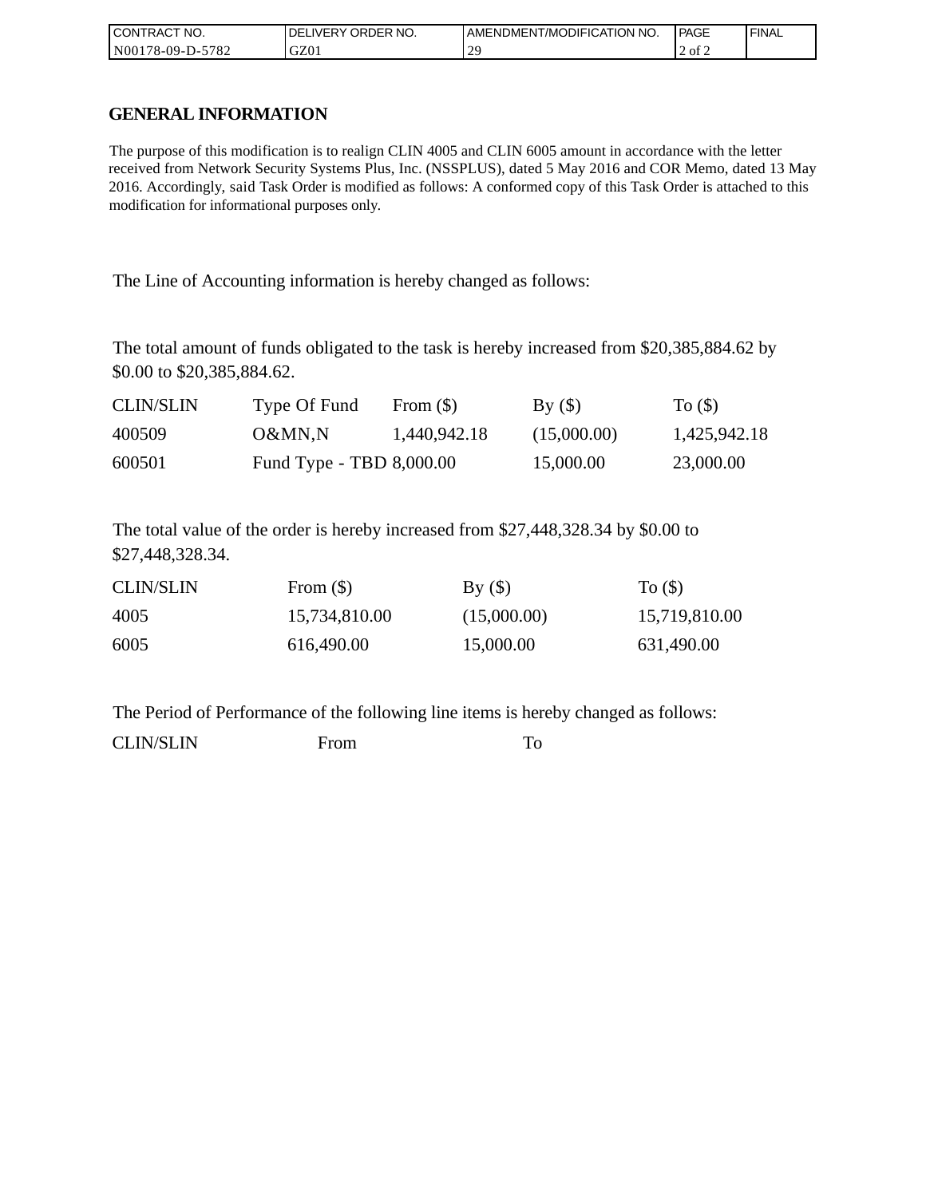| CONTRACT NO. | DELIVERY ORDER NO. | AMENDMENT/MODIFICATION NO. | PAGE | FINAL |
|---|---|---|---|---|
| N00178-09-D-5782 | GZ01 | 29 | 2 of 2 | |

## GENERAL INFORMATION

The purpose of this modification is to realign CLIN 4005 and CLIN 6005 amount in accordance with the letter received from Network Security Systems Plus, Inc. (NSSPLUS), dated 5 May 2016 and COR Memo, dated 13 May 2016. Accordingly, said Task Order is modified as follows: A conformed copy of this Task Order is attached to this modification for informational purposes only.

The Line of Accounting information is hereby changed as follows:

The total amount of funds obligated to the task is hereby increased from $20,385,884.62 by $0.00 to $20,385,884.62.

| CLIN/SLIN | Type Of Fund | From ($) | By ($) | To ($) |
|---|---|---|---|---|
| 400509 | O&MN,N | 1,440,942.18 | (15,000.00) | 1,425,942.18 |
| 600501 | Fund Type - TBD | 8,000.00 | 15,000.00 | 23,000.00 |

The total value of the order is hereby increased from $27,448,328.34 by $0.00 to $27,448,328.34.

| CLIN/SLIN | From ($) | By ($) | To ($) |
|---|---|---|---|
| 4005 | 15,734,810.00 | (15,000.00) | 15,719,810.00 |
| 6005 | 616,490.00 | 15,000.00 | 631,490.00 |

The Period of Performance of the following line items is hereby changed as follows:

| CLIN/SLIN | From | To |
|---|---|---|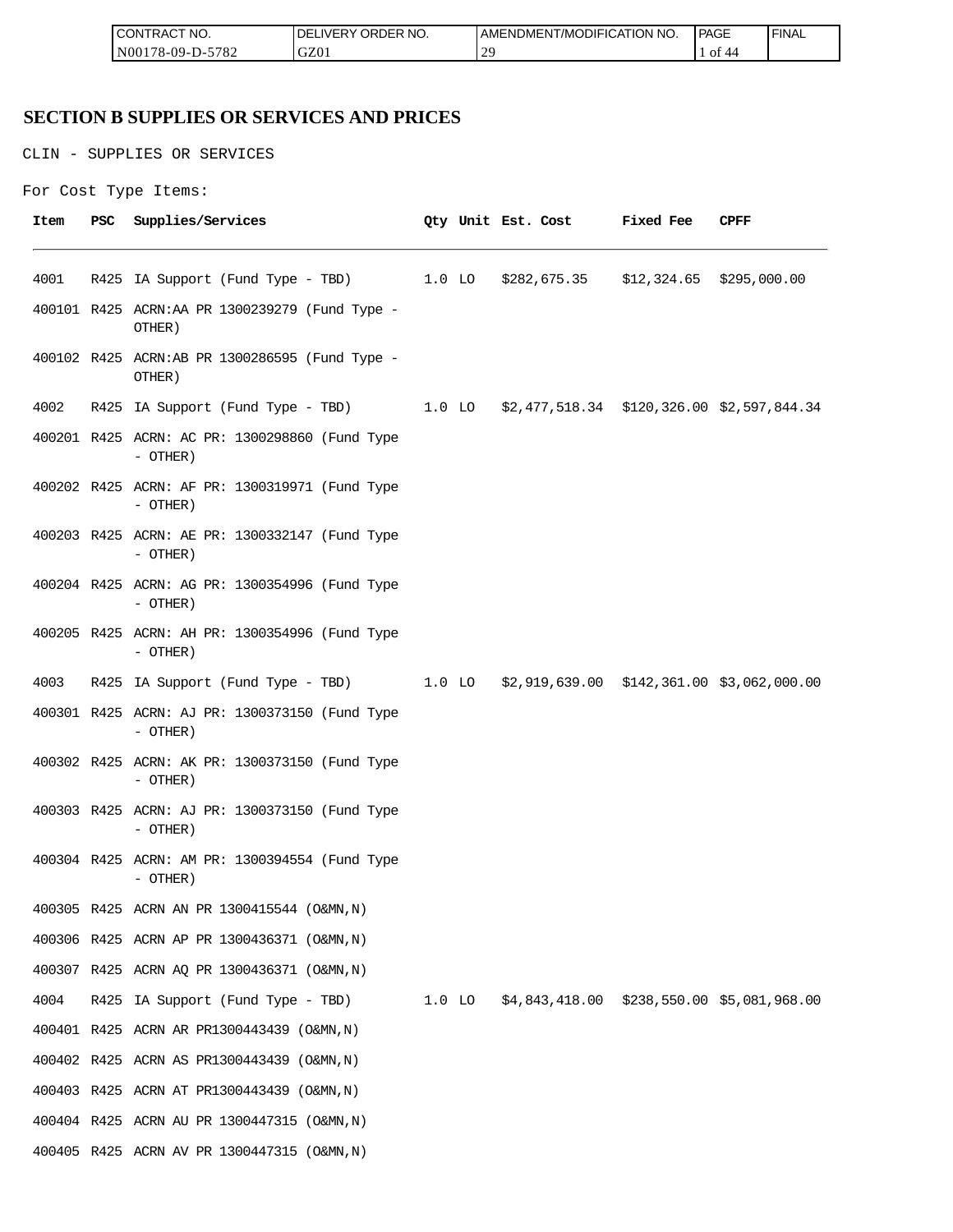# SECTION B SUPPLIES OR SERVICES AND PRICES

CLIN - SUPPLIES OR SERVICES

For Cost Type Items:

| Item | PSC | Supplies/Services | Qty | Unit | Est. Cost | Fixed Fee | CPFF |
|---|---|---|---|---|---|---|---|
| 4001 | R425 | IA Support (Fund Type - TBD) | 1.0 | LO | $282,675.35 | $12,324.65 | $295,000.00 |
| 400101 | R425 | ACRN:AA PR 1300239279 (Fund Type - OTHER) | | | | | |
| 400102 | R425 | ACRN:AB PR 1300286595 (Fund Type - OTHER) | | | | | |
| 4002 | R425 | IA Support (Fund Type - TBD) | 1.0 | LO | $2,477,518.34 | $120,326.00 | $2,597,844.34 |
| 400201 | R425 | ACRN: AC PR: 1300298860 (Fund Type - OTHER) | | | | | |
| 400202 | R425 | ACRN: AF PR: 1300319971 (Fund Type - OTHER) | | | | | |
| 400203 | R425 | ACRN: AE PR: 1300332147 (Fund Type - OTHER) | | | | | |
| 400204 | R425 | ACRN: AG PR: 1300354996 (Fund Type - OTHER) | | | | | |
| 400205 | R425 | ACRN: AH PR: 1300354996 (Fund Type - OTHER) | | | | | |
| 4003 | R425 | IA Support (Fund Type - TBD) | 1.0 | LO | $2,919,639.00 | $142,361.00 | $3,062,000.00 |
| 400301 | R425 | ACRN: AJ PR: 1300373150 (Fund Type - OTHER) | | | | | |
| 400302 | R425 | ACRN: AK PR: 1300373150 (Fund Type - OTHER) | | | | | |
| 400303 | R425 | ACRN: AJ PR: 1300373150 (Fund Type - OTHER) | | | | | |
| 400304 | R425 | ACRN: AM PR: 1300394554 (Fund Type - OTHER) | | | | | |
| 400305 | R425 | ACRN AN PR 1300415544 (O&MN,N) | | | | | |
| 400306 | R425 | ACRN AP PR 1300436371 (O&MN,N) | | | | | |
| 400307 | R425 | ACRN AQ PR 1300436371 (O&MN,N) | | | | | |
| 4004 | R425 | IA Support (Fund Type - TBD) | 1.0 | LO | $4,843,418.00 | $238,550.00 | $5,081,968.00 |
| 400401 | R425 | ACRN AR PR1300443439 (O&MN,N) | | | | | |
| 400402 | R425 | ACRN AS PR1300443439 (O&MN,N) | | | | | |
| 400403 | R425 | ACRN AT PR1300443439 (O&MN,N) | | | | | |
| 400404 | R425 | ACRN AU PR 1300447315 (O&MN,N) | | | | | |
| 400405 | R425 | ACRN AV PR 1300447315 (O&MN,N) | | | | | |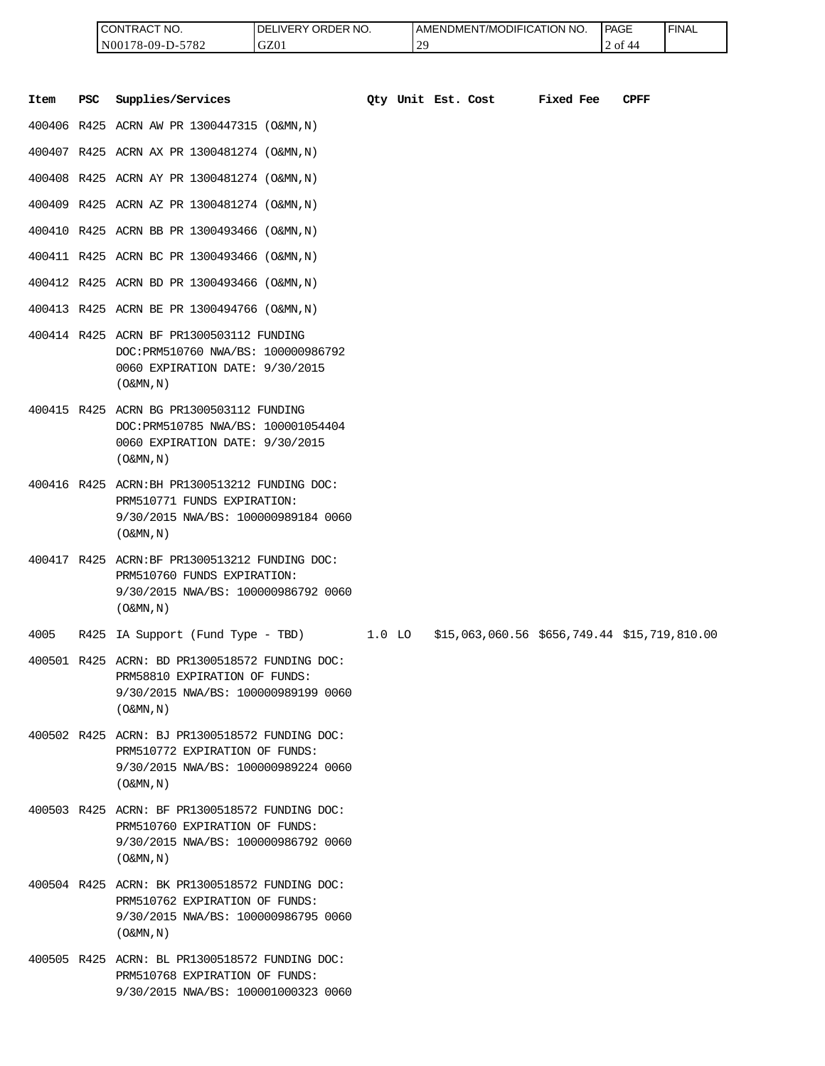| CONTRACT NO. | DELIVERY ORDER NO. | AMENDMENT/MODIFICATION NO. | PAGE | FINAL |
|---|---|---|---|---|
| N00178-09-D-5782 | GZ01 | 29 | 2 of 44 | |

| Item | PSC | Supplies/Services | Qty | Unit | Est. Cost | Fixed Fee | CPFF |
|---|---|---|---|---|---|---|---|
| 400406 | R425 | ACRN AW PR 1300447315 (O&MN,N) | | | | | |
| 400407 | R425 | ACRN AX PR 1300481274 (O&MN,N) | | | | | |
| 400408 | R425 | ACRN AY PR 1300481274 (O&MN,N) | | | | | |
| 400409 | R425 | ACRN AZ PR 1300481274 (O&MN,N) | | | | | |
| 400410 | R425 | ACRN BB PR 1300493466 (O&MN,N) | | | | | |
| 400411 | R425 | ACRN BC PR 1300493466 (O&MN,N) | | | | | |
| 400412 | R425 | ACRN BD PR 1300493466 (O&MN,N) | | | | | |
| 400413 | R425 | ACRN BE PR 1300494766 (O&MN,N) | | | | | |
| 400414 | R425 | ACRN BF PR1300503112 FUNDING DOC:PRM510760 NWA/BS: 100000986792 0060 EXPIRATION DATE: 9/30/2015 (O&MN,N) | | | | | |
| 400415 | R425 | ACRN BG PR1300503112 FUNDING DOC:PRM510785 NWA/BS: 100001054404 0060 EXPIRATION DATE: 9/30/2015 (O&MN,N) | | | | | |
| 400416 | R425 | ACRN:BH PR1300513212 FUNDING DOC: PRM510771 FUNDS EXPIRATION: 9/30/2015 NWA/BS: 100000989184 0060 (O&MN,N) | | | | | |
| 400417 | R425 | ACRN:BF PR1300513212 FUNDING DOC: PRM510760 FUNDS EXPIRATION: 9/30/2015 NWA/BS: 100000986792 0060 (O&MN,N) | | | | | |
| 4005 | R425 | IA Support (Fund Type - TBD) | 1.0 | LO | $15,063,060.56 | $656,749.44 | $15,719,810.00 |
| 400501 | R425 | ACRN: BD PR1300518572 FUNDING DOC: PRM58810 EXPIRATION OF FUNDS: 9/30/2015 NWA/BS: 100000989199 0060 (O&MN,N) | | | | | |
| 400502 | R425 | ACRN: BJ PR1300518572 FUNDING DOC: PRM510772 EXPIRATION OF FUNDS: 9/30/2015 NWA/BS: 100000989224 0060 (O&MN,N) | | | | | |
| 400503 | R425 | ACRN: BF PR1300518572 FUNDING DOC: PRM510760 EXPIRATION OF FUNDS: 9/30/2015 NWA/BS: 100000986792 0060 (O&MN,N) | | | | | |
| 400504 | R425 | ACRN: BK PR1300518572 FUNDING DOC: PRM510762 EXPIRATION OF FUNDS: 9/30/2015 NWA/BS: 100000986795 0060 (O&MN,N) | | | | | |
| 400505 | R425 | ACRN: BL PR1300518572 FUNDING DOC: PRM510768 EXPIRATION OF FUNDS: 9/30/2015 NWA/BS: 100001000323 0060 | | | | | |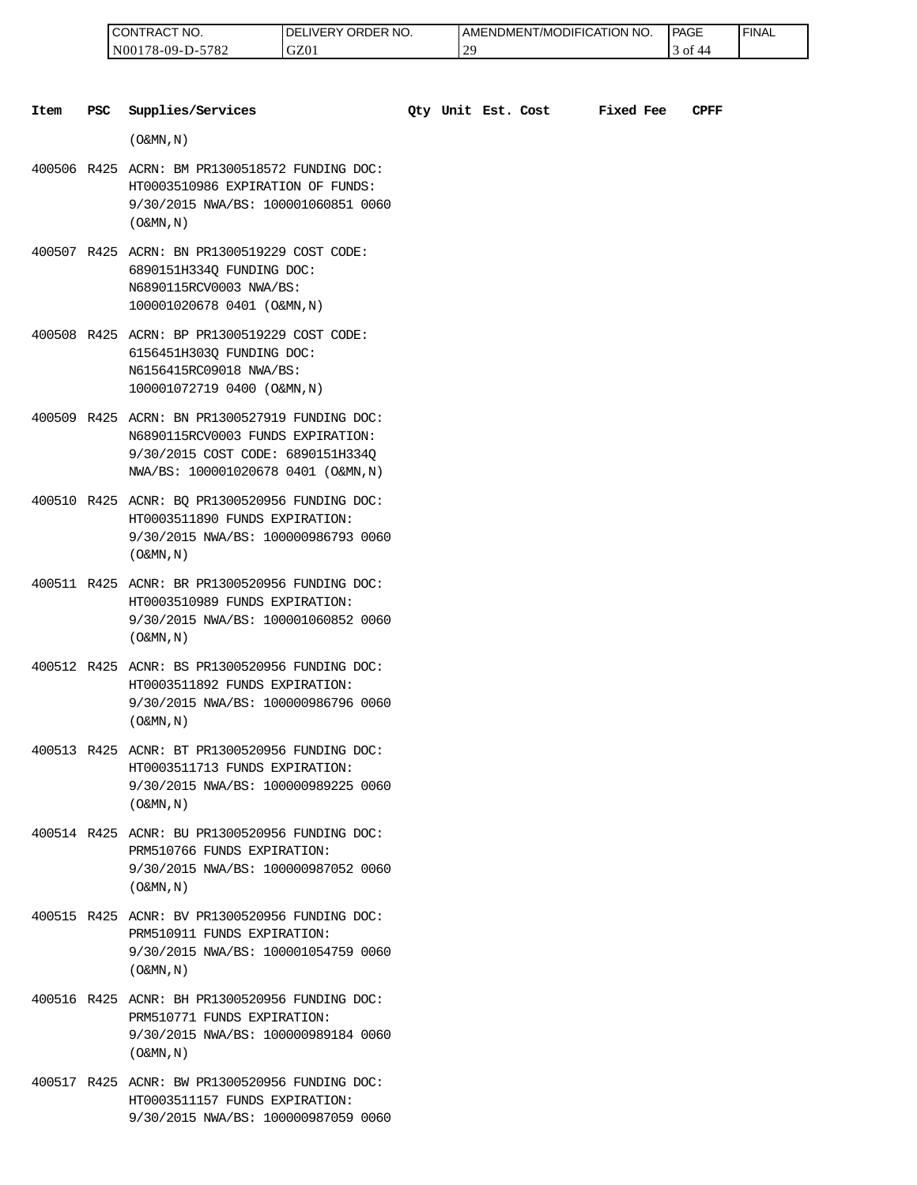| CONTRACT NO. | DELIVERY ORDER NO. | AMENDMENT/MODIFICATION NO. | PAGE | FINAL |
| --- | --- | --- | --- | --- |
| N00178-09-D-5782 | GZ01 | 29 | 3 of 44 | |

| Item | PSC | Supplies/Services | Qty | Unit | Est. Cost | Fixed Fee | CPFF |
| --- | --- | --- | --- | --- | --- | --- | --- |
| | | (O&MN,N) | | | | | |
| 400506 | R425 | ACRN: BM PR1300518572 FUNDING DOC: HT0003510986 EXPIRATION OF FUNDS: 9/30/2015 NWA/BS: 100001060851 0060 (O&MN,N) | | | | | |
| 400507 | R425 | ACRN: BN PR1300519229 COST CODE: 6890151H334Q FUNDING DOC: N6890115RCV0003 NWA/BS: 100001020678 0401 (O&MN,N) | | | | | |
| 400508 | R425 | ACRN: BP PR1300519229 COST CODE: 6156451H303Q FUNDING DOC: N6156415RC09018 NWA/BS: 100001072719 0400 (O&MN,N) | | | | | |
| 400509 | R425 | ACRN: BN PR1300527919 FUNDING DOC: N6890115RCV0003 FUNDS EXPIRATION: 9/30/2015 COST CODE: 6890151H334Q NWA/BS: 100001020678 0401 (O&MN,N) | | | | | |
| 400510 | R425 | ACNR: BQ PR1300520956 FUNDING DOC: HT0003511890 FUNDS EXPIRATION: 9/30/2015 NWA/BS: 100000986793 0060 (O&MN,N) | | | | | |
| 400511 | R425 | ACNR: BR PR1300520956 FUNDING DOC: HT0003510989 FUNDS EXPIRATION: 9/30/2015 NWA/BS: 100001060852 0060 (O&MN,N) | | | | | |
| 400512 | R425 | ACNR: BS PR1300520956 FUNDING DOC: HT0003511892 FUNDS EXPIRATION: 9/30/2015 NWA/BS: 100000986796 0060 (O&MN,N) | | | | | |
| 400513 | R425 | ACNR: BT PR1300520956 FUNDING DOC: HT0003511713 FUNDS EXPIRATION: 9/30/2015 NWA/BS: 100000989225 0060 (O&MN,N) | | | | | |
| 400514 | R425 | ACNR: BU PR1300520956 FUNDING DOC: PRM510766 FUNDS EXPIRATION: 9/30/2015 NWA/BS: 100000987052 0060 (O&MN,N) | | | | | |
| 400515 | R425 | ACNR: BV PR1300520956 FUNDING DOC: PRM510911 FUNDS EXPIRATION: 9/30/2015 NWA/BS: 100001054759 0060 (O&MN,N) | | | | | |
| 400516 | R425 | ACNR: BH PR1300520956 FUNDING DOC: PRM510771 FUNDS EXPIRATION: 9/30/2015 NWA/BS: 100000989184 0060 (O&MN,N) | | | | | |
| 400517 | R425 | ACNR: BW PR1300520956 FUNDING DOC: HT0003511157 FUNDS EXPIRATION: 9/30/2015 NWA/BS: 100000987059 0060 | | | | | |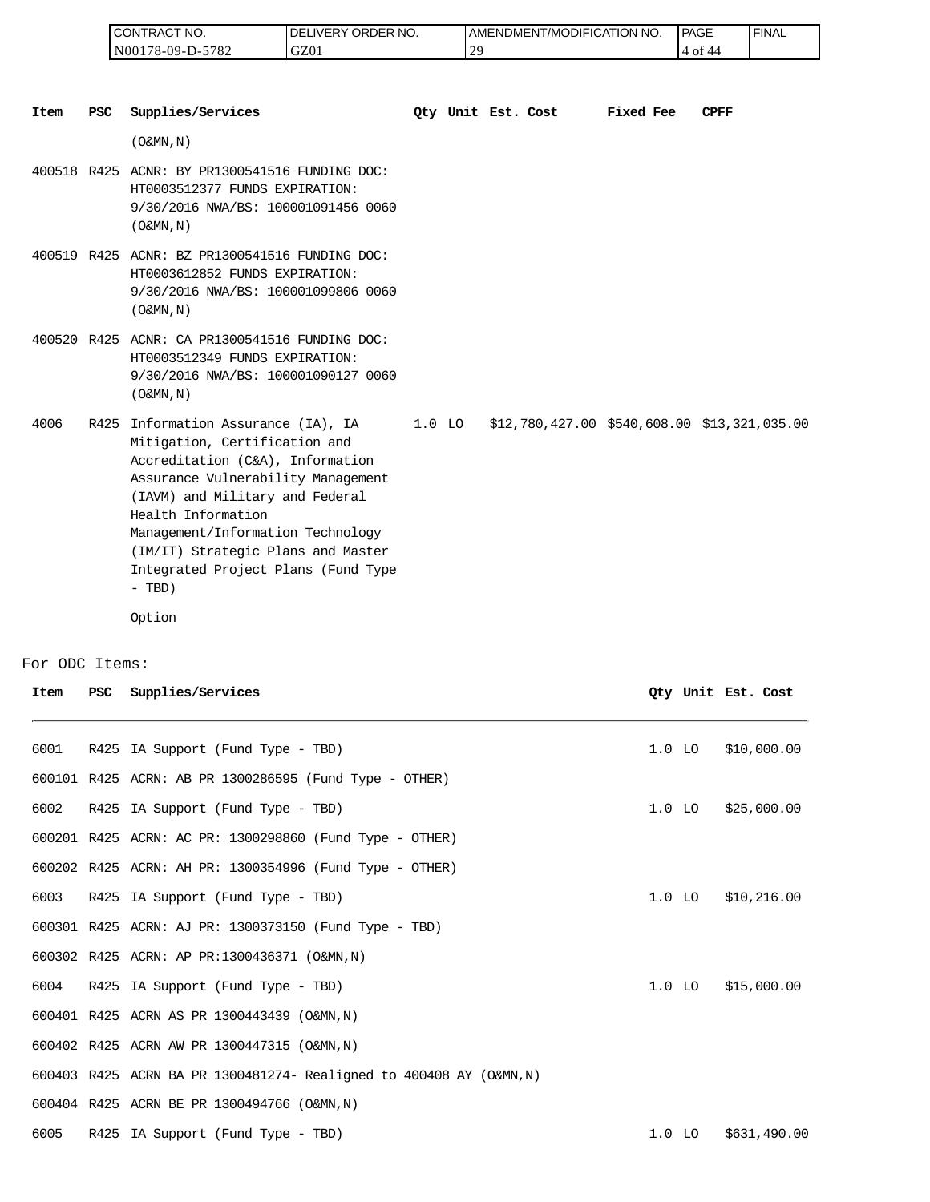| CONTRACT NO. | DELIVERY ORDER NO. | AMENDMENT/MODIFICATION NO. | PAGE | FINAL |
|---|---|---|---|---|
| N00178-09-D-5782 | GZ01 | 29 | 4 of 44 | |

| Item | PSC | Supplies/Services | Qty | Unit | Est. Cost | Fixed Fee | CPFF |
|---|---|---|---|---|---|---|---|
| | | (O&MN,N) | | | | | |
| 400518 | R425 | ACNR: BY PR1300541516 FUNDING DOC: HT0003512377 FUNDS EXPIRATION: 9/30/2016 NWA/BS: 100001091456 0060 (O&MN,N) | | | | | |
| 400519 | R425 | ACNR: BZ PR1300541516 FUNDING DOC: HT0003612852 FUNDS EXPIRATION: 9/30/2016 NWA/BS: 100001099806 0060 (O&MN,N) | | | | | |
| 400520 | R425 | ACNR: CA PR1300541516 FUNDING DOC: HT0003512349 FUNDS EXPIRATION: 9/30/2016 NWA/BS: 100001090127 0060 (O&MN,N) | | | | | |
| 4006 | R425 | Information Assurance (IA), IA Mitigation, Certification and Accreditation (C&A), Information Assurance Vulnerability Management (IAVM) and Military and Federal Health Information Management/Information Technology (IM/IT) Strategic Plans and Master Integrated Project Plans (Fund Type - TBD) Option | 1.0 | LO | $12,780,427.00 | $540,608.00 | $13,321,035.00 |

For ODC Items:

| Item | PSC | Supplies/Services | Qty | Unit | Est. Cost |
|---|---|---|---|---|---|
| 6001 | R425 | IA Support (Fund Type - TBD) | 1.0 | LO | $10,000.00 |
| 600101 | R425 | ACRN: AB PR 1300286595 (Fund Type - OTHER) | | | |
| 6002 | R425 | IA Support (Fund Type - TBD) | 1.0 | LO | $25,000.00 |
| 600201 | R425 | ACRN: AC PR: 1300298860 (Fund Type - OTHER) | | | |
| 600202 | R425 | ACRN: AH PR: 1300354996 (Fund Type - OTHER) | | | |
| 6003 | R425 | IA Support (Fund Type - TBD) | 1.0 | LO | $10,216.00 |
| 600301 | R425 | ACRN: AJ PR: 1300373150 (Fund Type - TBD) | | | |
| 600302 | R425 | ACRN: AP PR:1300436371 (O&MN,N) | | | |
| 6004 | R425 | IA Support (Fund Type - TBD) | 1.0 | LO | $15,000.00 |
| 600401 | R425 | ACRN AS PR 1300443439 (O&MN,N) | | | |
| 600402 | R425 | ACRN AW PR 1300447315 (O&MN,N) | | | |
| 600403 | R425 | ACRN BA PR 1300481274- Realigned to 400408 AY (O&MN,N) | | | |
| 600404 | R425 | ACRN BE PR 1300494766 (O&MN,N) | | | |
| 6005 | R425 | IA Support (Fund Type - TBD) | 1.0 | LO | $631,490.00 |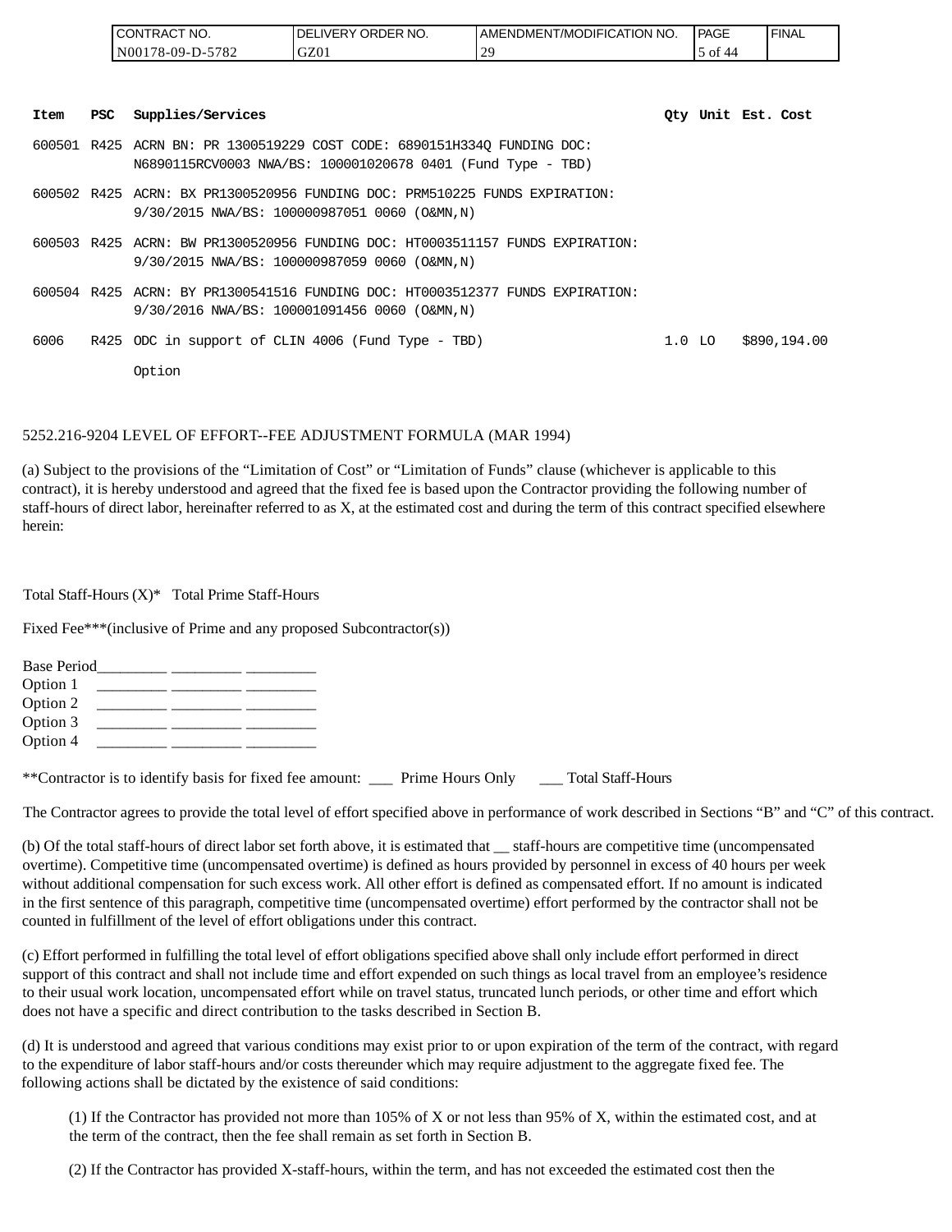| Item | PSC | Supplies/Services | Qty | Unit | Est. Cost |
|---|---|---|---|---|---|
| 600501 | R425 | ACRN BN: PR 1300519229 COST CODE: 6890151H334Q FUNDING DOC: N6890115RCV0003 NWA/BS: 100001020678 0401 (Fund Type - TBD) | | | |
| 600502 | R425 | ACRN: BX PR1300520956 FUNDING DOC: PRM510225 FUNDS EXPIRATION: 9/30/2015 NWA/BS: 100000987051 0060 (O&MN,N) | | | |
| 600503 | R425 | ACRN: BW PR1300520956 FUNDING DOC: HT0003511157 FUNDS EXPIRATION: 9/30/2015 NWA/BS: 100000987059 0060 (O&MN,N) | | | |
| 600504 | R425 | ACRN: BY PR1300541516 FUNDING DOC: HT0003512377 FUNDS EXPIRATION: 9/30/2016 NWA/BS: 100001091456 0060 (O&MN,N) | | | |
| 6006 | R425 | ODC in support of CLIN 4006 (Fund Type - TBD) Option | 1.0 | LO | $890,194.00 |

5252.216-9204 LEVEL OF EFFORT--FEE ADJUSTMENT FORMULA (MAR 1994)

(a) Subject to the provisions of the "Limitation of Cost" or "Limitation of Funds" clause (whichever is applicable to this contract), it is hereby understood and agreed that the fixed fee is based upon the Contractor providing the following number of staff-hours of direct labor, hereinafter referred to as X, at the estimated cost and during the term of this contract specified elsewhere herein:

Total Staff-Hours (X)* Total Prime Staff-Hours

Fixed Fee***(inclusive of Prime and any proposed Subcontractor(s))

Base Period_________ _________ _________
Option 1 _________ _________ _________
Option 2 _________ _________ _________
Option 3 _________ _________ _________
Option 4 _________ _________ _________

**Contractor is to identify basis for fixed fee amount: ___ Prime Hours Only ___ Total Staff-Hours

The Contractor agrees to provide the total level of effort specified above in performance of work described in Sections "B" and "C" of this contract.

(b) Of the total staff-hours of direct labor set forth above, it is estimated that __ staff-hours are competitive time (uncompensated overtime). Competitive time (uncompensated overtime) is defined as hours provided by personnel in excess of 40 hours per week without additional compensation for such excess work. All other effort is defined as compensated effort. If no amount is indicated in the first sentence of this paragraph, competitive time (uncompensated overtime) effort performed by the contractor shall not be counted in fulfillment of the level of effort obligations under this contract.

(c) Effort performed in fulfilling the total level of effort obligations specified above shall only include effort performed in direct support of this contract and shall not include time and effort expended on such things as local travel from an employee's residence to their usual work location, uncompensated effort while on travel status, truncated lunch periods, or other time and effort which does not have a specific and direct contribution to the tasks described in Section B.

(d) It is understood and agreed that various conditions may exist prior to or upon expiration of the term of the contract, with regard to the expenditure of labor staff-hours and/or costs thereunder which may require adjustment to the aggregate fixed fee. The following actions shall be dictated by the existence of said conditions:

(1) If the Contractor has provided not more than 105% of X or not less than 95% of X, within the estimated cost, and at the term of the contract, then the fee shall remain as set forth in Section B.

(2) If the Contractor has provided X-staff-hours, within the term, and has not exceeded the estimated cost then the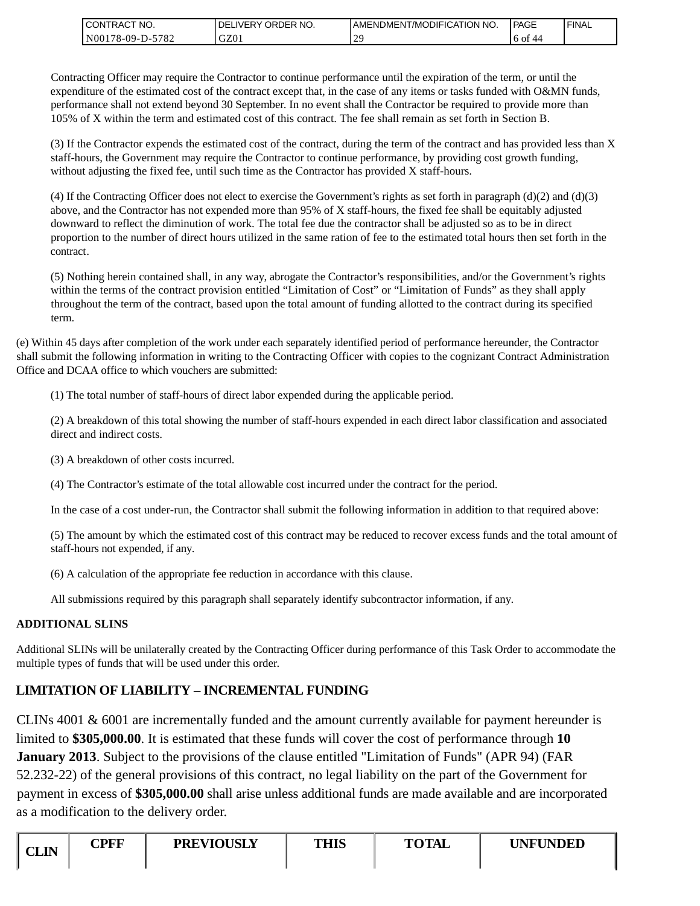Contracting Officer may require the Contractor to continue performance until the expiration of the term, or until the expenditure of the estimated cost of the contract except that, in the case of any items or tasks funded with O&MN funds, performance shall not extend beyond 30 September. In no event shall the Contractor be required to provide more than 105% of X within the term and estimated cost of this contract. The fee shall remain as set forth in Section B.

(3) If the Contractor expends the estimated cost of the contract, during the term of the contract and has provided less than X staff-hours, the Government may require the Contractor to continue performance, by providing cost growth funding, without adjusting the fixed fee, until such time as the Contractor has provided X staff-hours.

(4) If the Contracting Officer does not elect to exercise the Government's rights as set forth in paragraph (d)(2) and (d)(3) above, and the Contractor has not expended more than 95% of X staff-hours, the fixed fee shall be equitably adjusted downward to reflect the diminution of work. The total fee due the contractor shall be adjusted so as to be in direct proportion to the number of direct hours utilized in the same ration of fee to the estimated total hours then set forth in the contract.

(5) Nothing herein contained shall, in any way, abrogate the Contractor's responsibilities, and/or the Government's rights within the terms of the contract provision entitled "Limitation of Cost" or "Limitation of Funds" as they shall apply throughout the term of the contract, based upon the total amount of funding allotted to the contract during its specified term.

(e) Within 45 days after completion of the work under each separately identified period of performance hereunder, the Contractor shall submit the following information in writing to the Contracting Officer with copies to the cognizant Contract Administration Office and DCAA office to which vouchers are submitted:

(1) The total number of staff-hours of direct labor expended during the applicable period.

(2) A breakdown of this total showing the number of staff-hours expended in each direct labor classification and associated direct and indirect costs.

(3) A breakdown of other costs incurred.

(4) The Contractor's estimate of the total allowable cost incurred under the contract for the period.

In the case of a cost under-run, the Contractor shall submit the following information in addition to that required above:

(5) The amount by which the estimated cost of this contract may be reduced to recover excess funds and the total amount of staff-hours not expended, if any.

(6) A calculation of the appropriate fee reduction in accordance with this clause.

All submissions required by this paragraph shall separately identify subcontractor information, if any.

**ADDITIONAL SLINS**

Additional SLINs will be unilaterally created by the Contracting Officer during performance of this Task Order to accommodate the multiple types of funds that will be used under this order.

## LIMITATION OF LIABILITY – INCREMENTAL FUNDING

CLINs 4001 & 6001 are incrementally funded and the amount currently available for payment hereunder is limited to **$305,000.00**. It is estimated that these funds will cover the cost of performance through **10 January 2013**. Subject to the provisions of the clause entitled "Limitation of Funds" (APR 94) (FAR 52.232-22) of the general provisions of this contract, no legal liability on the part of the Government for payment in excess of **$305,000.00** shall arise unless additional funds are made available and are incorporated as a modification to the delivery order.

| CLIN | CPFF | PREVIOUSLY | THIS | TOTAL | UNFUNDED |
|---|---|---|---|---|---|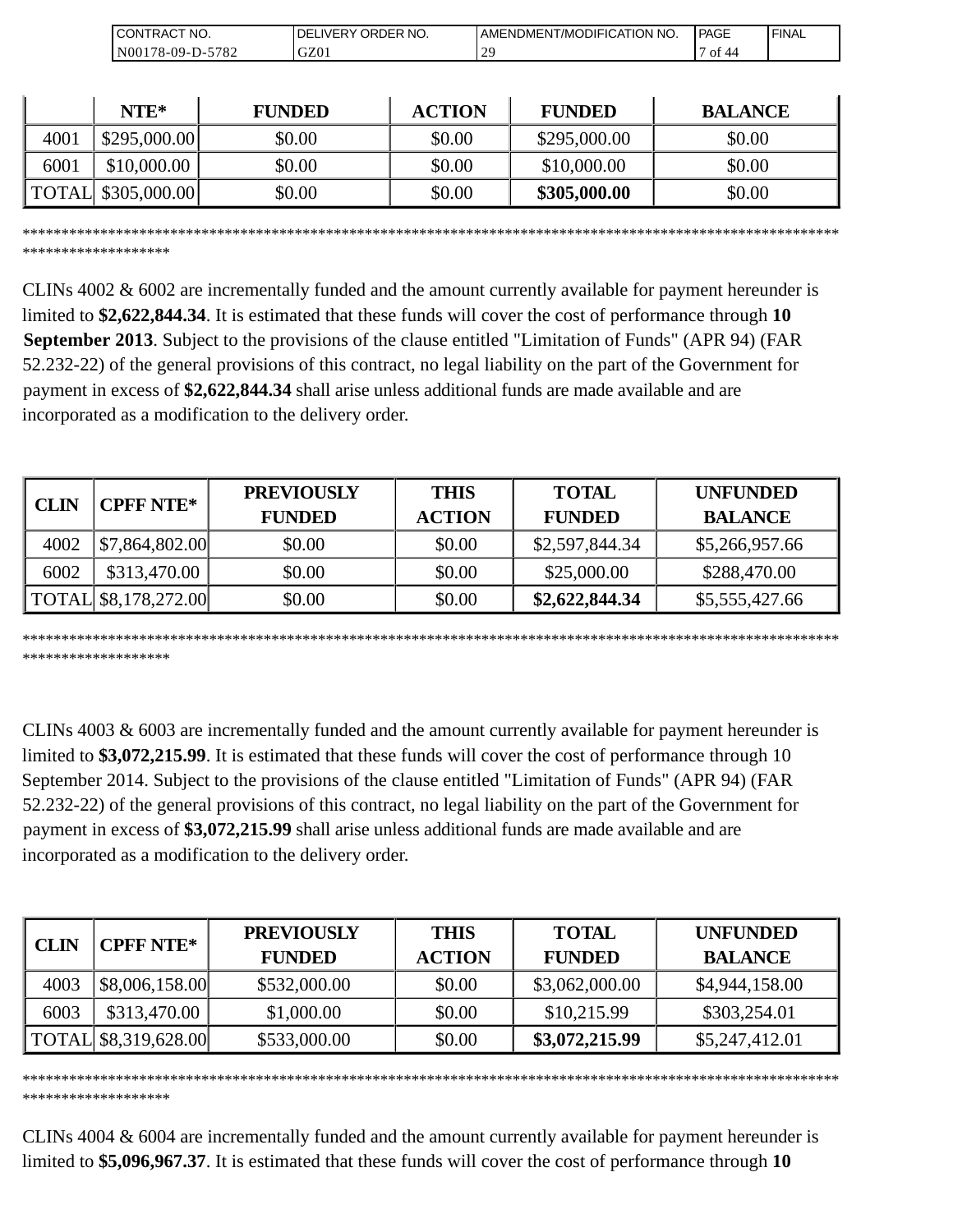| | NTE* | FUNDED | ACTION | FUNDED | BALANCE |
|---|---|---|---|---|---|
| 4001 | $295,000.00 | $0.00 | $0.00 | $295,000.00 | $0.00 |
| 6001 | $10,000.00 | $0.00 | $0.00 | $10,000.00 | $0.00 |
| TOTAL | $305,000.00 | $0.00 | $0.00 | **$305,000.00** | $0.00 |

*******************************************************************************************************************************

CLINs 4002 & 6002 are incrementally funded and the amount currently available for payment hereunder is limited to **$2,622,844.34**. It is estimated that these funds will cover the cost of performance through **10 September 2013**. Subject to the provisions of the clause entitled "Limitation of Funds" (APR 94) (FAR 52.232-22) of the general provisions of this contract, no legal liability on the part of the Government for payment in excess of **$2,622,844.34** shall arise unless additional funds are made available and are incorporated as a modification to the delivery order.

| CLIN | CPFF NTE* | PREVIOUSLY FUNDED | THIS ACTION | TOTAL FUNDED | UNFUNDED BALANCE |
|---|---|---|---|---|---|
| 4002 | $7,864,802.00 | $0.00 | $0.00 | $2,597,844.34 | $5,266,957.66 |
| 6002 | $313,470.00 | $0.00 | $0.00 | $25,000.00 | $288,470.00 |
| TOTAL | $8,178,272.00 | $0.00 | $0.00 | **$2,622,844.34** | $5,555,427.66 |

*******************************************************************************************************************************

CLINs 4003 & 6003 are incrementally funded and the amount currently available for payment hereunder is limited to **$3,072,215.99**. It is estimated that these funds will cover the cost of performance through 10 September 2014. Subject to the provisions of the clause entitled "Limitation of Funds" (APR 94) (FAR 52.232-22) of the general provisions of this contract, no legal liability on the part of the Government for payment in excess of **$3,072,215.99** shall arise unless additional funds are made available and are incorporated as a modification to the delivery order.

| CLIN | CPFF NTE* | PREVIOUSLY FUNDED | THIS ACTION | TOTAL FUNDED | UNFUNDED BALANCE |
|---|---|---|---|---|---|
| 4003 | $8,006,158.00 | $532,000.00 | $0.00 | $3,062,000.00 | $4,944,158.00 |
| 6003 | $313,470.00 | $1,000.00 | $0.00 | $10,215.99 | $303,254.01 |
| TOTAL | $8,319,628.00 | $533,000.00 | $0.00 | **$3,072,215.99** | $5,247,412.01 |

*******************************************************************************************************************************

CLINs 4004 & 6004 are incrementally funded and the amount currently available for payment hereunder is limited to **$5,096,967.37**. It is estimated that these funds will cover the cost of performance through **10**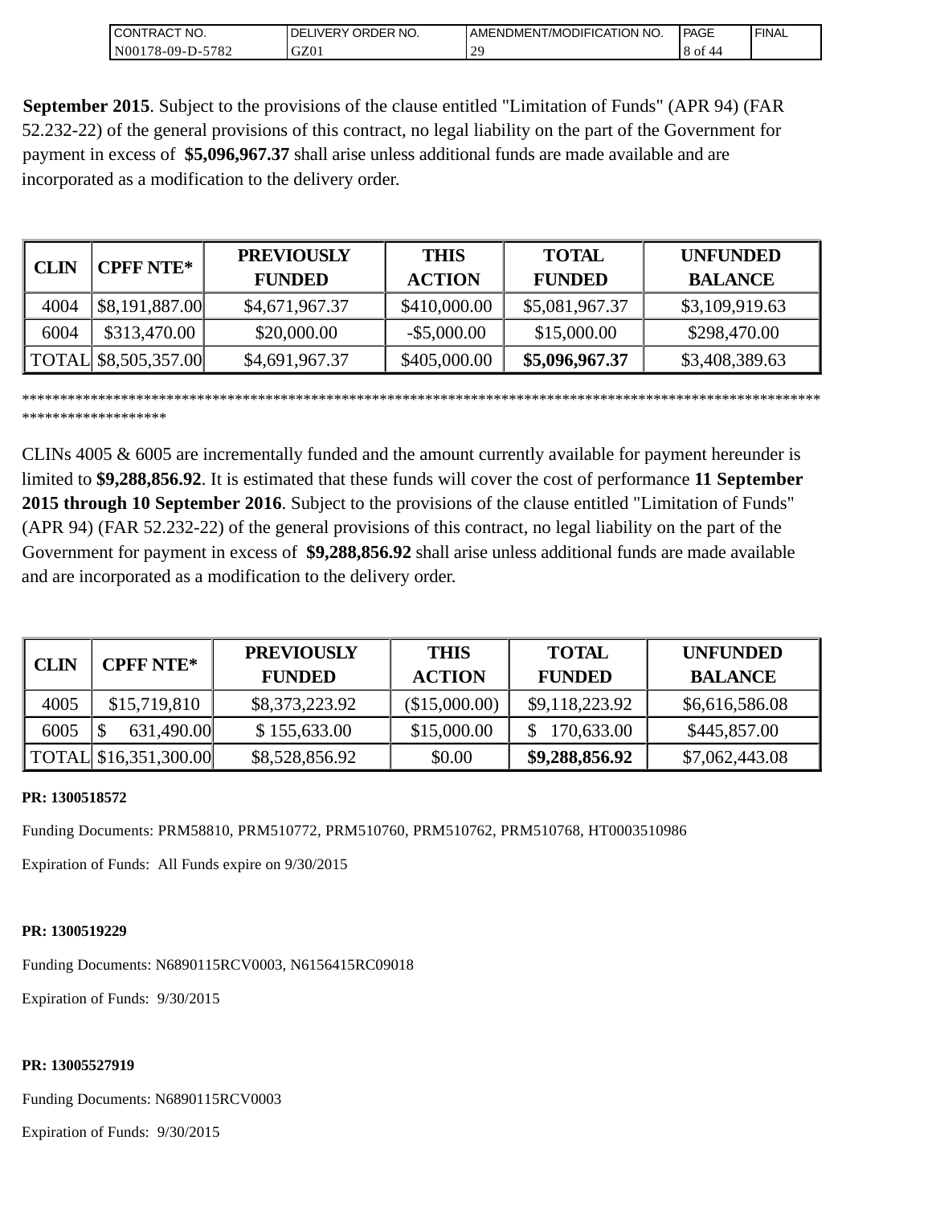**September 2015**. Subject to the provisions of the clause entitled "Limitation of Funds" (APR 94) (FAR 52.232-22) of the general provisions of this contract, no legal liability on the part of the Government for payment in excess of **$5,096,967.37** shall arise unless additional funds are made available and are incorporated as a modification to the delivery order.

| CLIN | CPFF NTE* | PREVIOUSLY FUNDED | THIS ACTION | TOTAL FUNDED | UNFUNDED BALANCE |
|---|---|---|---|---|---|
| 4004 | $8,191,887.00 | $4,671,967.37 | $410,000.00 | $5,081,967.37 | $3,109,919.63 |
| 6004 | $313,470.00 | $20,000.00 | -$5,000.00 | $15,000.00 | $298,470.00 |
| TOTAL | $8,505,357.00 | $4,691,967.37 | $405,000.00 | **$5,096,967.37** | $3,408,389.63 |

*******************************************************************************************************************************

CLINs 4005 & 6005 are incrementally funded and the amount currently available for payment hereunder is limited to **$9,288,856.92**. It is estimated that these funds will cover the cost of performance **11 September 2015 through 10 September 2016**. Subject to the provisions of the clause entitled "Limitation of Funds" (APR 94) (FAR 52.232-22) of the general provisions of this contract, no legal liability on the part of the Government for payment in excess of **$9,288,856.92** shall arise unless additional funds are made available and are incorporated as a modification to the delivery order.

| CLIN | CPFF NTE* | PREVIOUSLY FUNDED | THIS ACTION | TOTAL FUNDED | UNFUNDED BALANCE |
|---|---|---|---|---|---|
| 4005 | $15,719,810 | $8,373,223.92 | ($15,000.00) | $9,118,223.92 | $6,616,586.08 |
| 6005 | $ 631,490.00 | $ 155,633.00 | $15,000.00 | $ 170,633.00 | $445,857.00 |
| TOTAL | $16,351,300.00 | $8,528,856.92 | $0.00 | **$9,288,856.92** | $7,062,443.08 |

**PR: 1300518572**

Funding Documents: PRM58810, PRM510772, PRM510760, PRM510762, PRM510768, HT0003510986

Expiration of Funds: All Funds expire on 9/30/2015

**PR: 1300519229**

Funding Documents: N6890115RCV0003, N6156415RC09018

Expiration of Funds: 9/30/2015

**PR: 13005527919**

Funding Documents: N6890115RCV0003

Expiration of Funds: 9/30/2015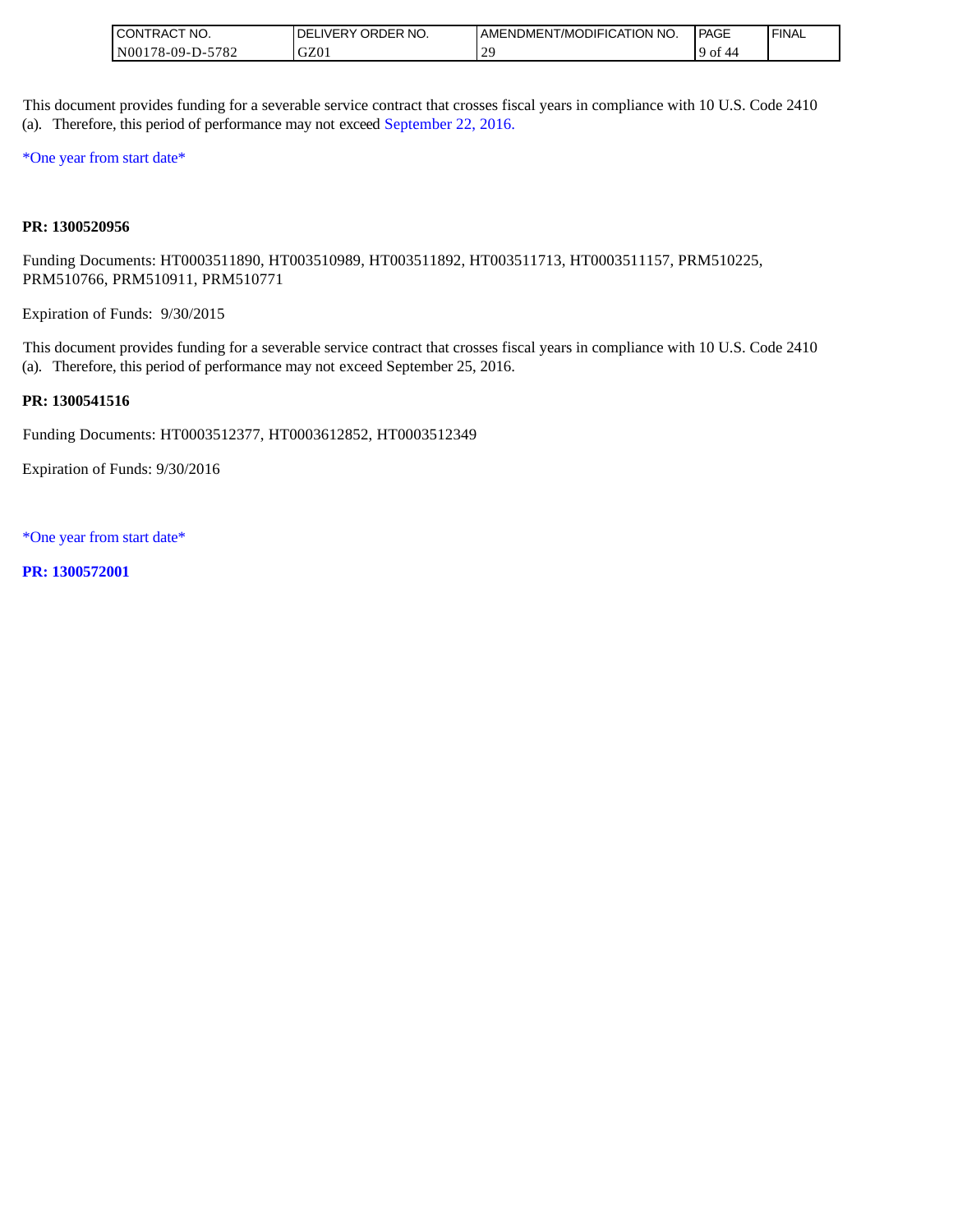This document provides funding for a severable service contract that crosses fiscal years in compliance with 10 U.S. Code 2410 (a). Therefore, this period of performance may not exceed September 22, 2016.

*One year from start date*

**PR: 1300520956**

Funding Documents: HT0003511890, HT003510989, HT003511892, HT003511713, HT0003511157, PRM510225, PRM510766, PRM510911, PRM510771

Expiration of Funds: 9/30/2015

This document provides funding for a severable service contract that crosses fiscal years in compliance with 10 U.S. Code 2410 (a). Therefore, this period of performance may not exceed September 25, 2016.

**PR: 1300541516**

Funding Documents: HT0003512377, HT0003612852, HT0003512349

Expiration of Funds: 9/30/2016

*One year from start date*

**PR: 1300572001**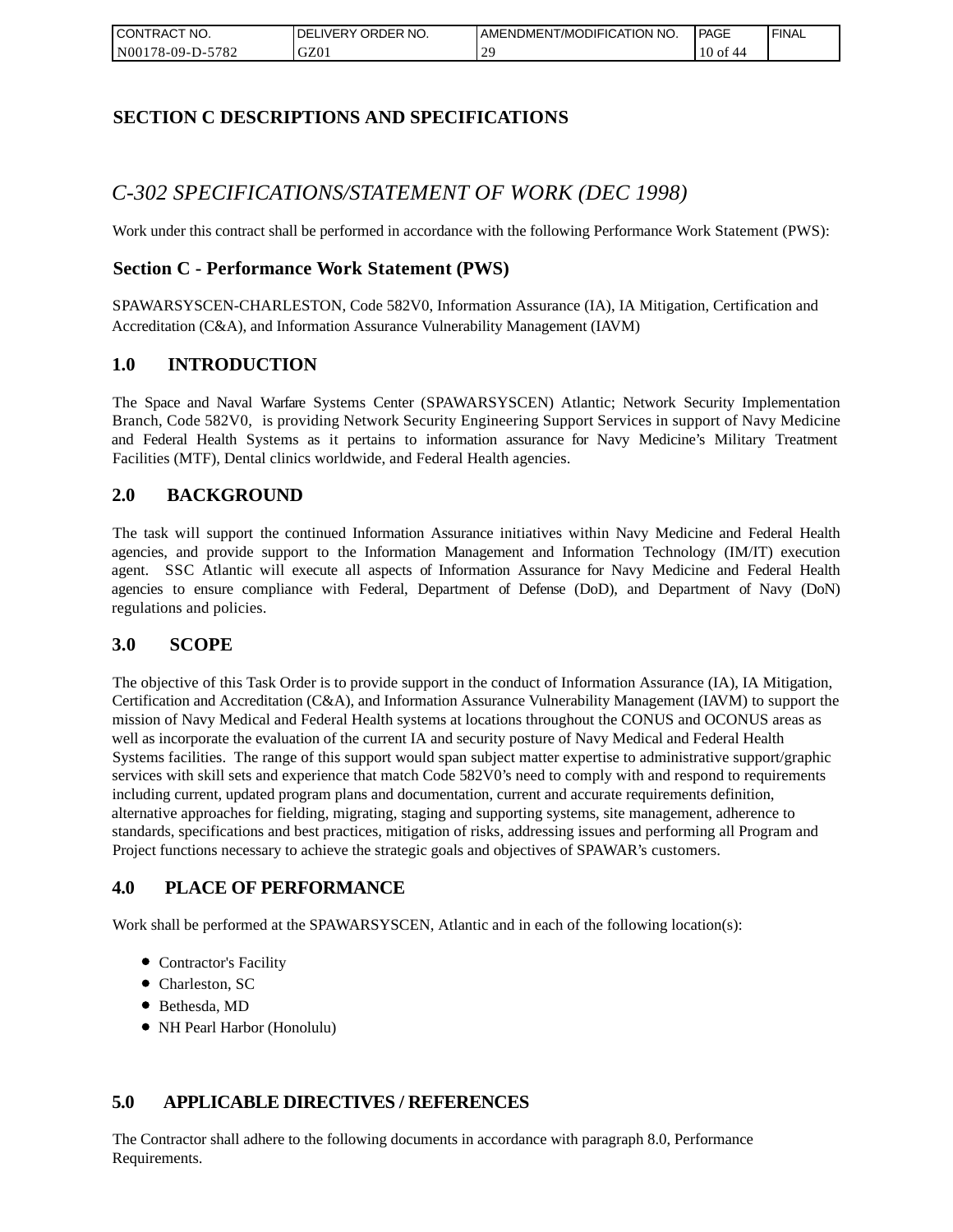# SECTION C DESCRIPTIONS AND SPECIFICATIONS

## *C-302 SPECIFICATIONS/STATEMENT OF WORK (DEC 1998)*

Work under this contract shall be performed in accordance with the following Performance Work Statement (PWS):

### Section C - Performance Work Statement (PWS)

SPAWARSYSCEN-CHARLESTON, Code 582V0, Information Assurance (IA), IA Mitigation, Certification and Accreditation (C&A), and Information Assurance Vulnerability Management (IAVM)

### 1.0 INTRODUCTION

The Space and Naval Warfare Systems Center (SPAWARSYSCEN) Atlantic; Network Security Implementation Branch, Code 582V0, is providing Network Security Engineering Support Services in support of Navy Medicine and Federal Health Systems as it pertains to information assurance for Navy Medicine's Military Treatment Facilities (MTF), Dental clinics worldwide, and Federal Health agencies.

### 2.0 BACKGROUND

The task will support the continued Information Assurance initiatives within Navy Medicine and Federal Health agencies, and provide support to the Information Management and Information Technology (IM/IT) execution agent. SSC Atlantic will execute all aspects of Information Assurance for Navy Medicine and Federal Health agencies to ensure compliance with Federal, Department of Defense (DoD), and Department of Navy (DoN) regulations and policies.

### 3.0 SCOPE

The objective of this Task Order is to provide support in the conduct of Information Assurance (IA), IA Mitigation, Certification and Accreditation (C&A), and Information Assurance Vulnerability Management (IAVM) to support the mission of Navy Medical and Federal Health systems at locations throughout the CONUS and OCONUS areas as well as incorporate the evaluation of the current IA and security posture of Navy Medical and Federal Health Systems facilities. The range of this support would span subject matter expertise to administrative support/graphic services with skill sets and experience that match Code 582V0's need to comply with and respond to requirements including current, updated program plans and documentation, current and accurate requirements definition, alternative approaches for fielding, migrating, staging and supporting systems, site management, adherence to standards, specifications and best practices, mitigation of risks, addressing issues and performing all Program and Project functions necessary to achieve the strategic goals and objectives of SPAWAR's customers.

### 4.0 PLACE OF PERFORMANCE

Work shall be performed at the SPAWARSYSCEN, Atlantic and in each of the following location(s):

- Contractor's Facility
- Charleston, SC
- Bethesda, MD
- NH Pearl Harbor (Honolulu)

### 5.0 APPLICABLE DIRECTIVES / REFERENCES

The Contractor shall adhere to the following documents in accordance with paragraph 8.0, Performance Requirements.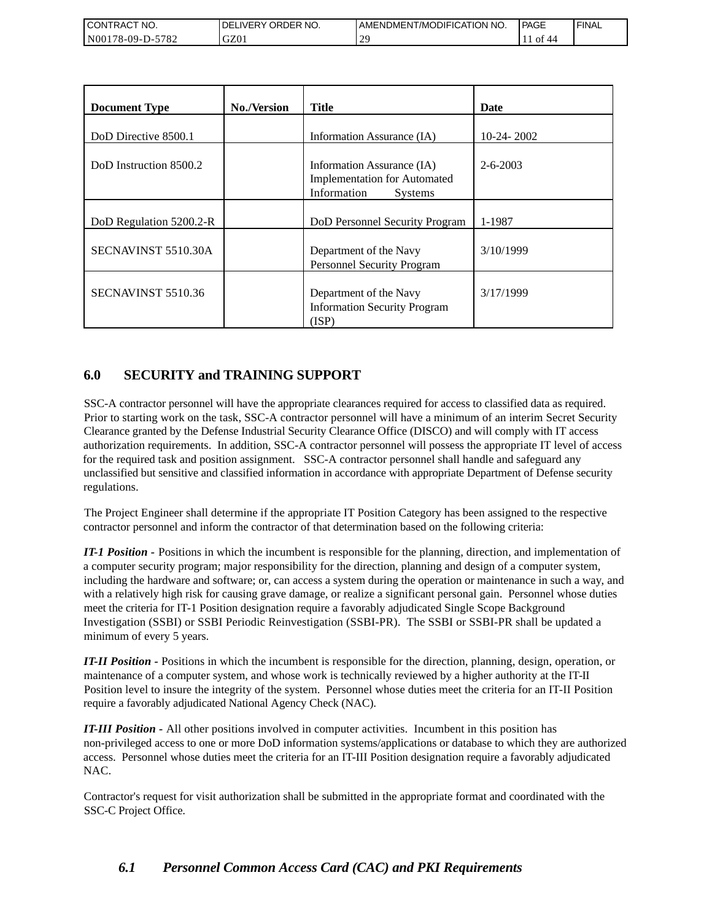| Document Type | No./Version | Title | Date |
|---|---|---|---|
| DoD Directive 8500.1 | | Information Assurance (IA) | 10-24- 2002 |
| DoD Instruction 8500.2 | | Information Assurance (IA) Implementation for Automated Information Systems | 2-6-2003 |
| DoD Regulation 5200.2-R | | DoD Personnel Security Program | 1-1987 |
| SECNAVINST 5510.30A | | Department of the Navy Personnel Security Program | 3/10/1999 |
| SECNAVINST 5510.36 | | Department of the Navy Information Security Program (ISP) | 3/17/1999 |

## 6.0 SECURITY and TRAINING SUPPORT

SSC-A contractor personnel will have the appropriate clearances required for access to classified data as required. Prior to starting work on the task, SSC-A contractor personnel will have a minimum of an interim Secret Security Clearance granted by the Defense Industrial Security Clearance Office (DISCO) and will comply with IT access authorization requirements. In addition, SSC-A contractor personnel will possess the appropriate IT level of access for the required task and position assignment. SSC-A contractor personnel shall handle and safeguard any unclassified but sensitive and classified information in accordance with appropriate Department of Defense security regulations.

The Project Engineer shall determine if the appropriate IT Position Category has been assigned to the respective contractor personnel and inform the contractor of that determination based on the following criteria:

***IT-1 Position -*** Positions in which the incumbent is responsible for the planning, direction, and implementation of a computer security program; major responsibility for the direction, planning and design of a computer system, including the hardware and software; or, can access a system during the operation or maintenance in such a way, and with a relatively high risk for causing grave damage, or realize a significant personal gain. Personnel whose duties meet the criteria for IT-1 Position designation require a favorably adjudicated Single Scope Background Investigation (SSBI) or SSBI Periodic Reinvestigation (SSBI-PR). The SSBI or SSBI-PR shall be updated a minimum of every 5 years.

***IT-II Position -*** Positions in which the incumbent is responsible for the direction, planning, design, operation, or maintenance of a computer system, and whose work is technically reviewed by a higher authority at the IT-II Position level to insure the integrity of the system. Personnel whose duties meet the criteria for an IT-II Position require a favorably adjudicated National Agency Check (NAC).

***IT-III Position -*** All other positions involved in computer activities. Incumbent in this position has non-privileged access to one or more DoD information systems/applications or database to which they are authorized access. Personnel whose duties meet the criteria for an IT-III Position designation require a favorably adjudicated NAC.

Contractor's request for visit authorization shall be submitted in the appropriate format and coordinated with the SSC-C Project Office.

### *6.1 Personnel Common Access Card (CAC) and PKI Requirements*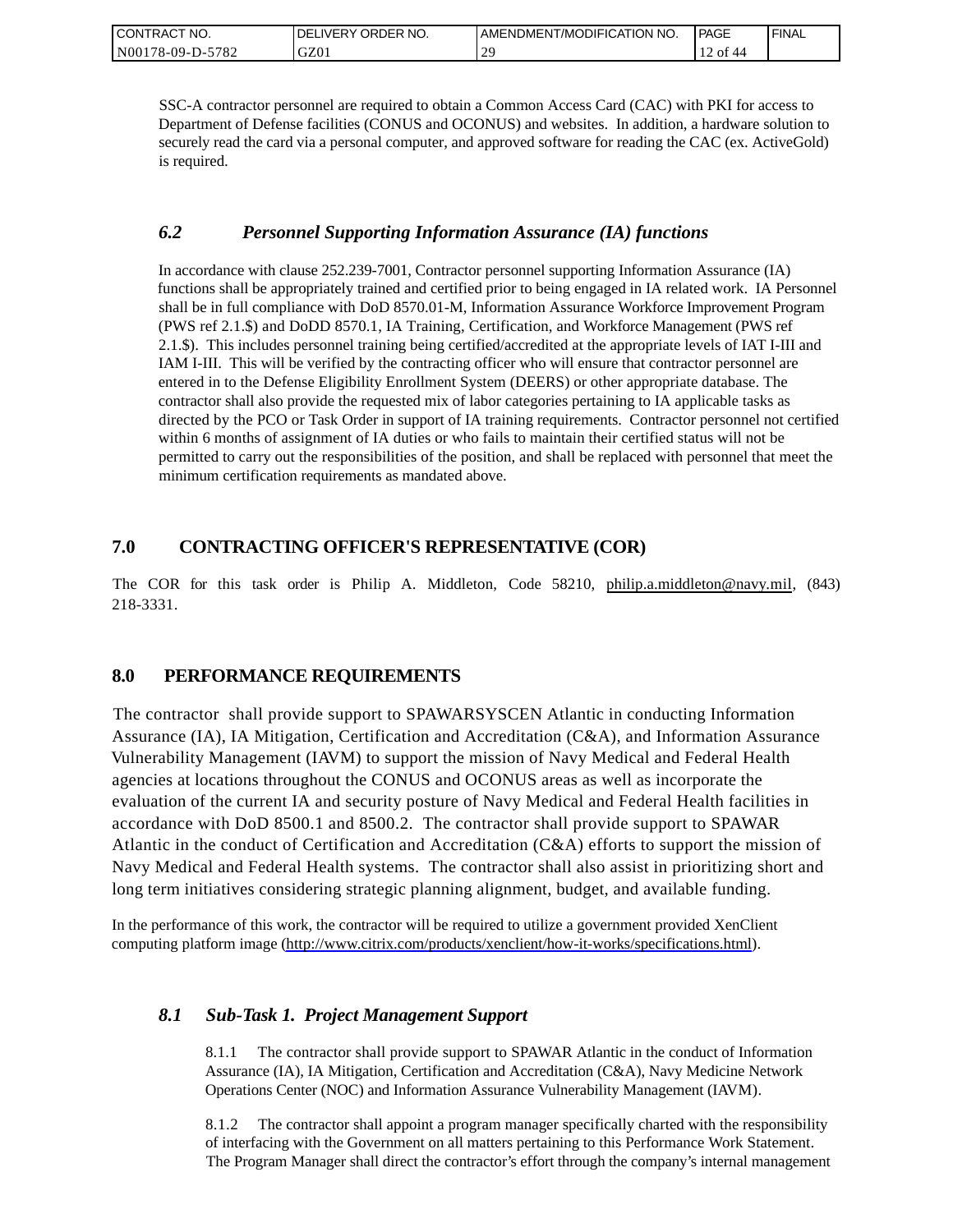SSC-A contractor personnel are required to obtain a Common Access Card (CAC) with PKI for access to Department of Defense facilities (CONUS and OCONUS) and websites. In addition, a hardware solution to securely read the card via a personal computer, and approved software for reading the CAC (ex. ActiveGold) is required.

### *6.2 Personnel Supporting Information Assurance (IA) functions*

In accordance with clause 252.239-7001, Contractor personnel supporting Information Assurance (IA) functions shall be appropriately trained and certified prior to being engaged in IA related work. IA Personnel shall be in full compliance with DoD 8570.01-M, Information Assurance Workforce Improvement Program (PWS ref 2.1.$) and DoDD 8570.1, IA Training, Certification, and Workforce Management (PWS ref 2.1.$). This includes personnel training being certified/accredited at the appropriate levels of IAT I-III and IAM I-III. This will be verified by the contracting officer who will ensure that contractor personnel are entered in to the Defense Eligibility Enrollment System (DEERS) or other appropriate database. The contractor shall also provide the requested mix of labor categories pertaining to IA applicable tasks as directed by the PCO or Task Order in support of IA training requirements. Contractor personnel not certified within 6 months of assignment of IA duties or who fails to maintain their certified status will not be permitted to carry out the responsibilities of the position, and shall be replaced with personnel that meet the minimum certification requirements as mandated above.

## 7.0 CONTRACTING OFFICER'S REPRESENTATIVE (COR)

The COR for this task order is Philip A. Middleton, Code 58210, philip.a.middleton@navy.mil, (843) 218-3331.

## 8.0 PERFORMANCE REQUIREMENTS

The contractor shall provide support to SPAWARSYSCEN Atlantic in conducting Information Assurance (IA), IA Mitigation, Certification and Accreditation (C&A), and Information Assurance Vulnerability Management (IAVM) to support the mission of Navy Medical and Federal Health agencies at locations throughout the CONUS and OCONUS areas as well as incorporate the evaluation of the current IA and security posture of Navy Medical and Federal Health facilities in accordance with DoD 8500.1 and 8500.2. The contractor shall provide support to SPAWAR Atlantic in the conduct of Certification and Accreditation (C&A) efforts to support the mission of Navy Medical and Federal Health systems. The contractor shall also assist in prioritizing short and long term initiatives considering strategic planning alignment, budget, and available funding.

In the performance of this work, the contractor will be required to utilize a government provided XenClient computing platform image (http://www.citrix.com/products/xenclient/how-it-works/specifications.html).

### *8.1 Sub-Task 1. Project Management Support*

8.1.1 The contractor shall provide support to SPAWAR Atlantic in the conduct of Information Assurance (IA), IA Mitigation, Certification and Accreditation (C&A), Navy Medicine Network Operations Center (NOC) and Information Assurance Vulnerability Management (IAVM).

8.1.2 The contractor shall appoint a program manager specifically charted with the responsibility of interfacing with the Government on all matters pertaining to this Performance Work Statement. The Program Manager shall direct the contractor's effort through the company's internal management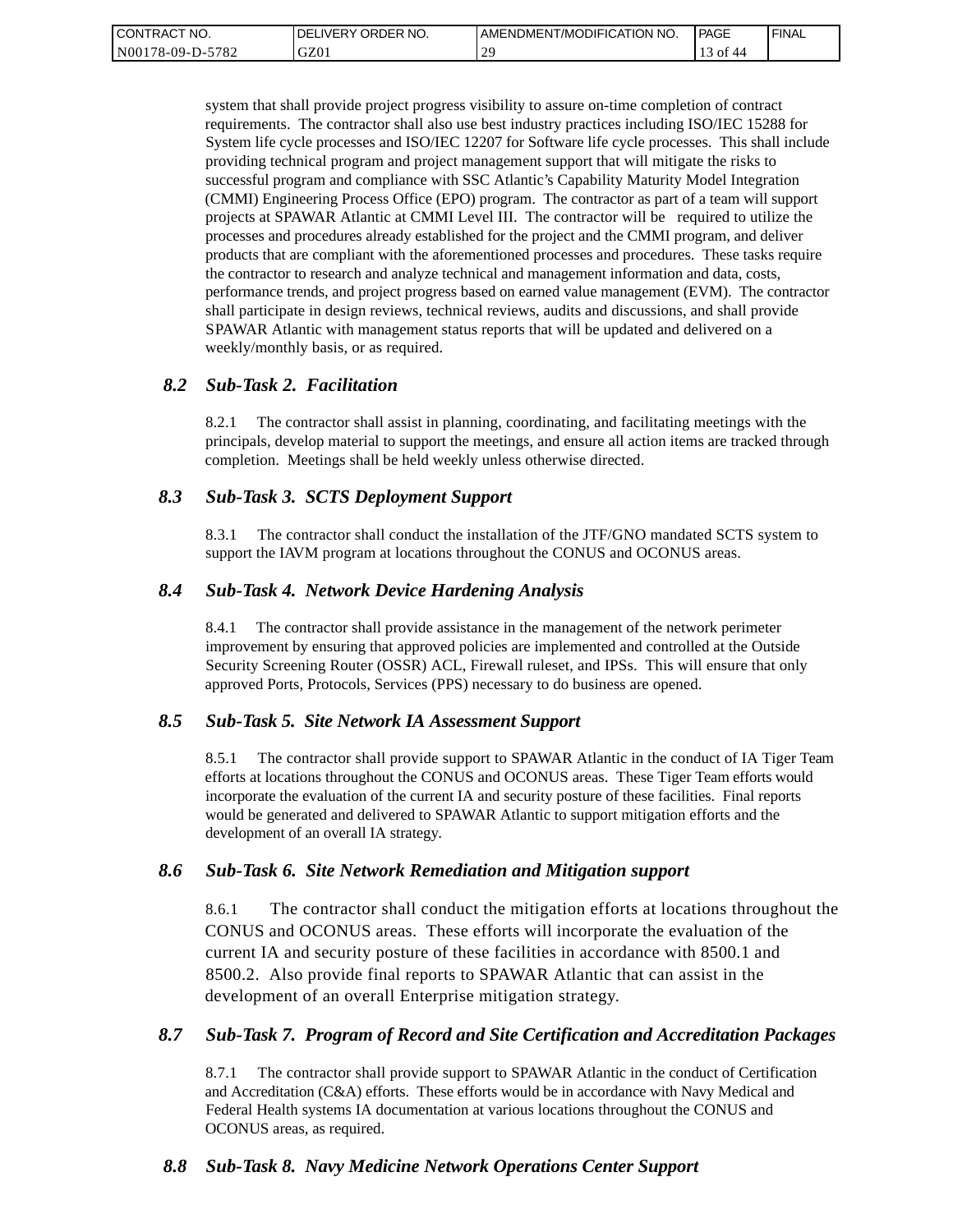system that shall provide project progress visibility to assure on-time completion of contract requirements. The contractor shall also use best industry practices including ISO/IEC 15288 for System life cycle processes and ISO/IEC 12207 for Software life cycle processes. This shall include providing technical program and project management support that will mitigate the risks to successful program and compliance with SSC Atlantic's Capability Maturity Model Integration (CMMI) Engineering Process Office (EPO) program. The contractor as part of a team will support projects at SPAWAR Atlantic at CMMI Level III. The contractor will be required to utilize the processes and procedures already established for the project and the CMMI program, and deliver products that are compliant with the aforementioned processes and procedures. These tasks require the contractor to research and analyze technical and management information and data, costs, performance trends, and project progress based on earned value management (EVM). The contractor shall participate in design reviews, technical reviews, audits and discussions, and shall provide SPAWAR Atlantic with management status reports that will be updated and delivered on a weekly/monthly basis, or as required.

### *8.2 Sub-Task 2. Facilitation*

8.2.1 The contractor shall assist in planning, coordinating, and facilitating meetings with the principals, develop material to support the meetings, and ensure all action items are tracked through completion. Meetings shall be held weekly unless otherwise directed.

### *8.3 Sub-Task 3. SCTS Deployment Support*

8.3.1 The contractor shall conduct the installation of the JTF/GNO mandated SCTS system to support the IAVM program at locations throughout the CONUS and OCONUS areas.

### *8.4 Sub-Task 4. Network Device Hardening Analysis*

8.4.1 The contractor shall provide assistance in the management of the network perimeter improvement by ensuring that approved policies are implemented and controlled at the Outside Security Screening Router (OSSR) ACL, Firewall ruleset, and IPSs. This will ensure that only approved Ports, Protocols, Services (PPS) necessary to do business are opened.

### *8.5 Sub-Task 5. Site Network IA Assessment Support*

8.5.1 The contractor shall provide support to SPAWAR Atlantic in the conduct of IA Tiger Team efforts at locations throughout the CONUS and OCONUS areas. These Tiger Team efforts would incorporate the evaluation of the current IA and security posture of these facilities. Final reports would be generated and delivered to SPAWAR Atlantic to support mitigation efforts and the development of an overall IA strategy.

### *8.6 Sub-Task 6. Site Network Remediation and Mitigation support*

8.6.1 The contractor shall conduct the mitigation efforts at locations throughout the CONUS and OCONUS areas. These efforts will incorporate the evaluation of the current IA and security posture of these facilities in accordance with 8500.1 and 8500.2. Also provide final reports to SPAWAR Atlantic that can assist in the development of an overall Enterprise mitigation strategy.

### *8.7 Sub-Task 7. Program of Record and Site Certification and Accreditation Packages*

8.7.1 The contractor shall provide support to SPAWAR Atlantic in the conduct of Certification and Accreditation (C&A) efforts. These efforts would be in accordance with Navy Medical and Federal Health systems IA documentation at various locations throughout the CONUS and OCONUS areas, as required.

### *8.8 Sub-Task 8. Navy Medicine Network Operations Center Support*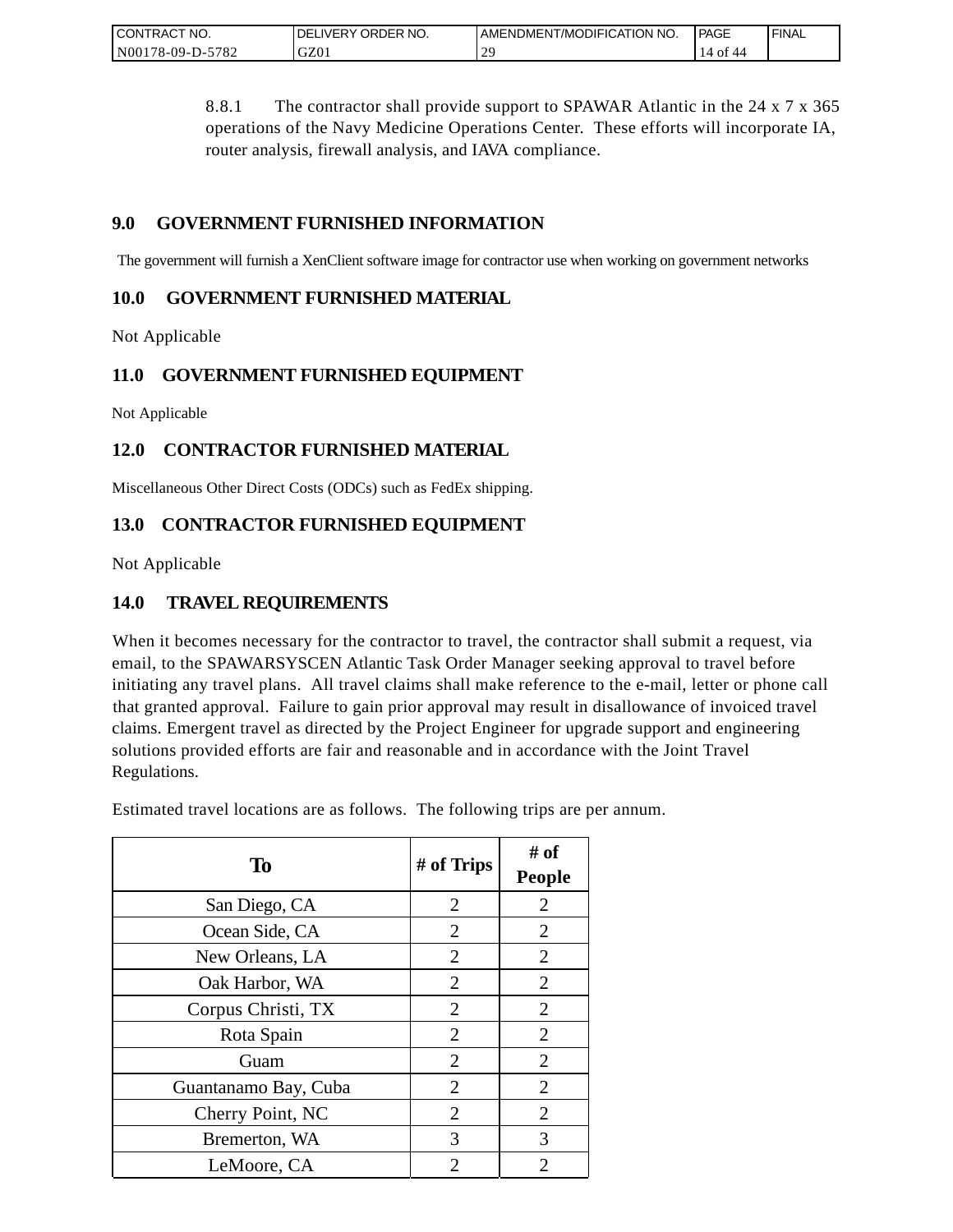8.8.1 The contractor shall provide support to SPAWAR Atlantic in the 24 x 7 x 365 operations of the Navy Medicine Operations Center. These efforts will incorporate IA, router analysis, firewall analysis, and IAVA compliance.

## 9.0 GOVERNMENT FURNISHED INFORMATION

The government will furnish a XenClient software image for contractor use when working on government networks

## 10.0 GOVERNMENT FURNISHED MATERIAL

Not Applicable

## 11.0 GOVERNMENT FURNISHED EQUIPMENT

Not Applicable

## 12.0 CONTRACTOR FURNISHED MATERIAL

Miscellaneous Other Direct Costs (ODCs) such as FedEx shipping.

## 13.0 CONTRACTOR FURNISHED EQUIPMENT

Not Applicable

## 14.0 TRAVEL REQUIREMENTS

When it becomes necessary for the contractor to travel, the contractor shall submit a request, via email, to the SPAWARSYSCEN Atlantic Task Order Manager seeking approval to travel before initiating any travel plans. All travel claims shall make reference to the e-mail, letter or phone call that granted approval. Failure to gain prior approval may result in disallowance of invoiced travel claims. Emergent travel as directed by the Project Engineer for upgrade support and engineering solutions provided efforts are fair and reasonable and in accordance with the Joint Travel Regulations.

Estimated travel locations are as follows. The following trips are per annum.

| To | # of Trips | # of People |
|---|---|---|
| San Diego, CA | 2 | 2 |
| Ocean Side, CA | 2 | 2 |
| New Orleans, LA | 2 | 2 |
| Oak Harbor, WA | 2 | 2 |
| Corpus Christi, TX | 2 | 2 |
| Rota Spain | 2 | 2 |
| Guam | 2 | 2 |
| Guantanamo Bay, Cuba | 2 | 2 |
| Cherry Point, NC | 2 | 2 |
| Bremerton, WA | 3 | 3 |
| LeMoore, CA | 2 | 2 |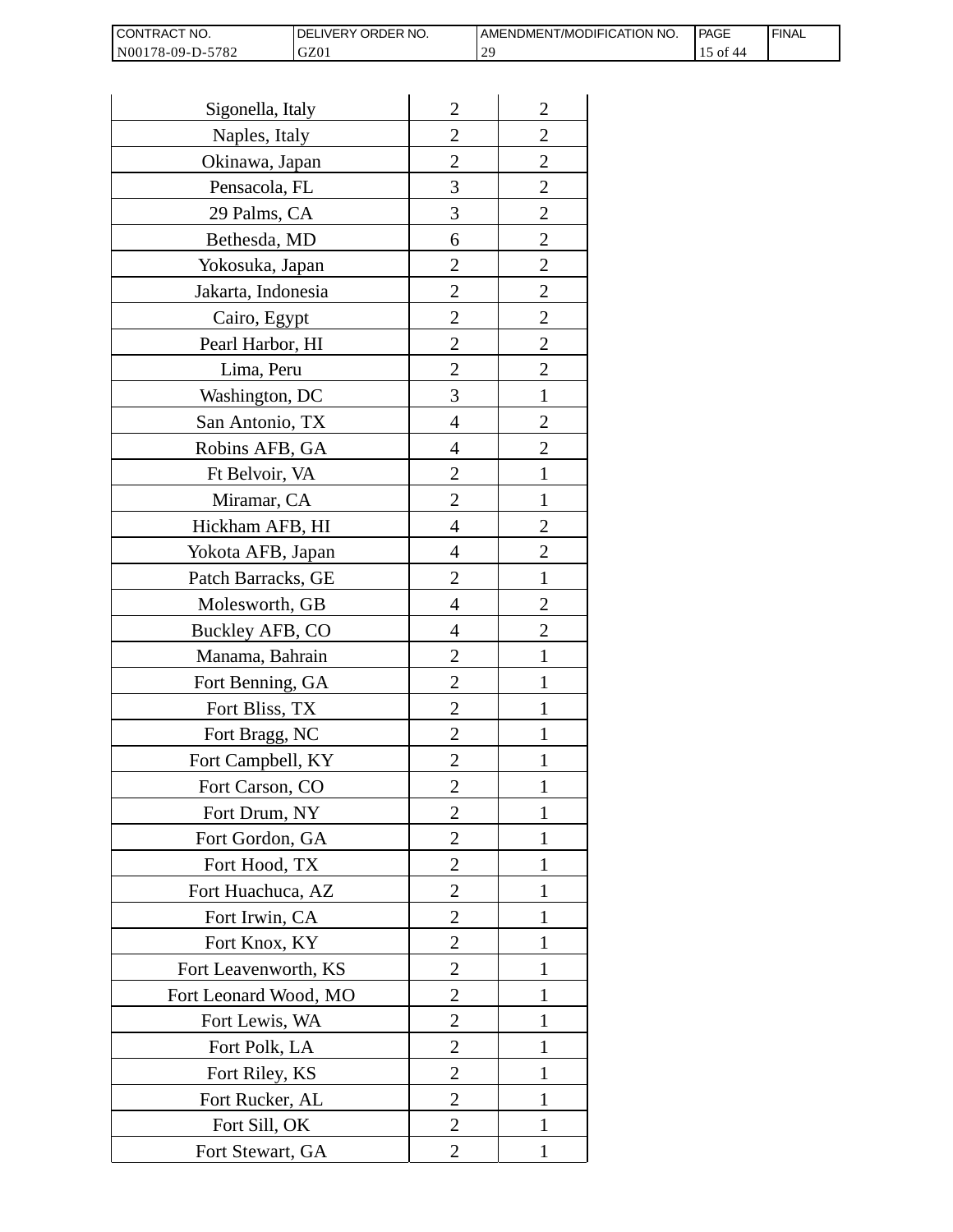| | | |
|---|---|---|
| Sigonella, Italy | 2 | 2 |
| Naples, Italy | 2 | 2 |
| Okinawa, Japan | 2 | 2 |
| Pensacola, FL | 3 | 2 |
| 29 Palms, CA | 3 | 2 |
| Bethesda, MD | 6 | 2 |
| Yokosuka, Japan | 2 | 2 |
| Jakarta, Indonesia | 2 | 2 |
| Cairo, Egypt | 2 | 2 |
| Pearl Harbor, HI | 2 | 2 |
| Lima, Peru | 2 | 2 |
| Washington, DC | 3 | 1 |
| San Antonio, TX | 4 | 2 |
| Robins AFB, GA | 4 | 2 |
| Ft Belvoir, VA | 2 | 1 |
| Miramar, CA | 2 | 1 |
| Hickham AFB, HI | 4 | 2 |
| Yokota AFB, Japan | 4 | 2 |
| Patch Barracks, GE | 2 | 1 |
| Molesworth, GB | 4 | 2 |
| Buckley AFB, CO | 4 | 2 |
| Manama, Bahrain | 2 | 1 |
| Fort Benning, GA | 2 | 1 |
| Fort Bliss, TX | 2 | 1 |
| Fort Bragg, NC | 2 | 1 |
| Fort Campbell, KY | 2 | 1 |
| Fort Carson, CO | 2 | 1 |
| Fort Drum, NY | 2 | 1 |
| Fort Gordon, GA | 2 | 1 |
| Fort Hood, TX | 2 | 1 |
| Fort Huachuca, AZ | 2 | 1 |
| Fort Irwin, CA | 2 | 1 |
| Fort Knox, KY | 2 | 1 |
| Fort Leavenworth, KS | 2 | 1 |
| Fort Leonard Wood, MO | 2 | 1 |
| Fort Lewis, WA | 2 | 1 |
| Fort Polk, LA | 2 | 1 |
| Fort Riley, KS | 2 | 1 |
| Fort Rucker, AL | 2 | 1 |
| Fort Sill, OK | 2 | 1 |
| Fort Stewart, GA | 2 | 1 |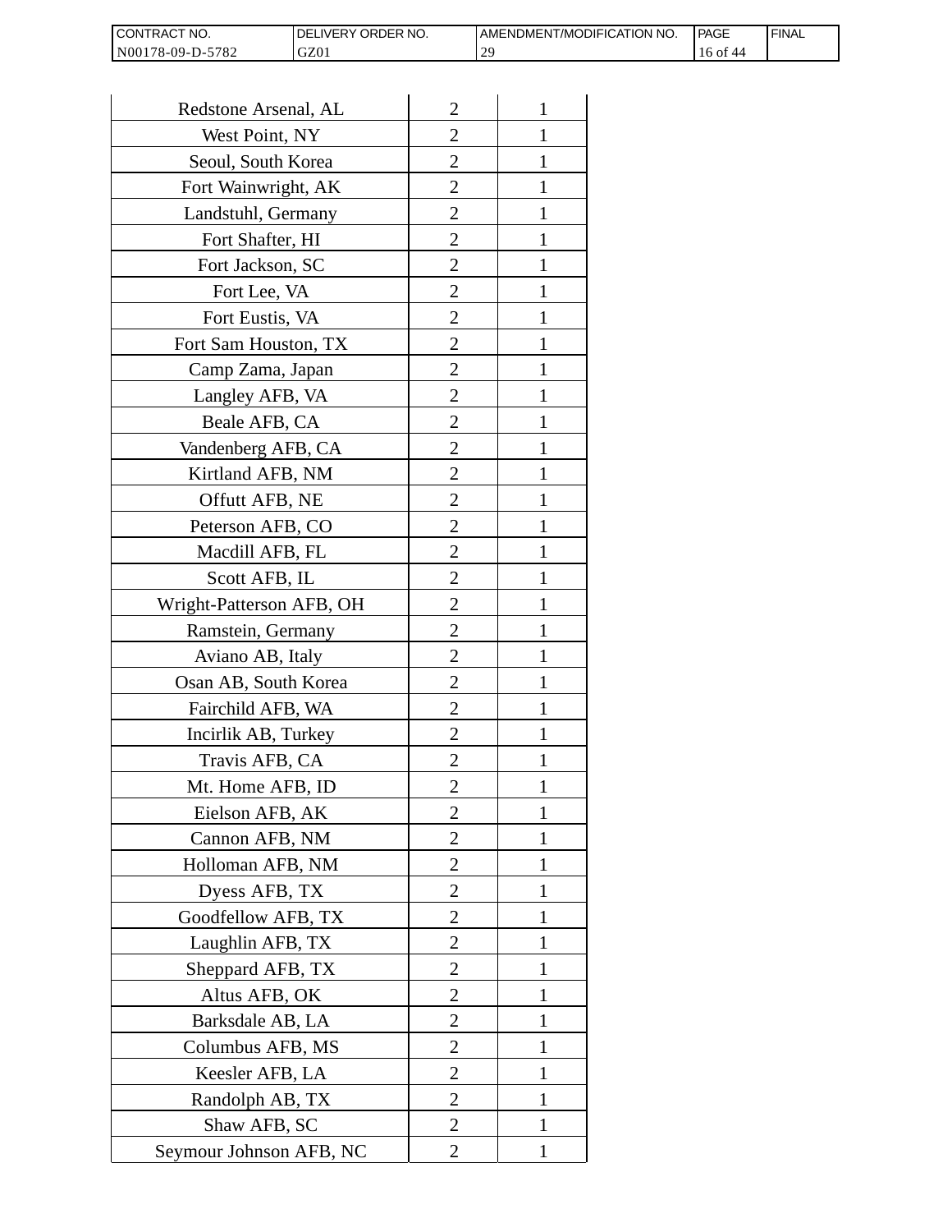| Redstone Arsenal, AL | 2 | 1 |
|---|---|---|
| West Point, NY | 2 | 1 |
| Seoul, South Korea | 2 | 1 |
| Fort Wainwright, AK | 2 | 1 |
| Landstuhl, Germany | 2 | 1 |
| Fort Shafter, HI | 2 | 1 |
| Fort Jackson, SC | 2 | 1 |
| Fort Lee, VA | 2 | 1 |
| Fort Eustis, VA | 2 | 1 |
| Fort Sam Houston, TX | 2 | 1 |
| Camp Zama, Japan | 2 | 1 |
| Langley AFB, VA | 2 | 1 |
| Beale AFB, CA | 2 | 1 |
| Vandenberg AFB, CA | 2 | 1 |
| Kirtland AFB, NM | 2 | 1 |
| Offutt AFB, NE | 2 | 1 |
| Peterson AFB, CO | 2 | 1 |
| Macdill AFB, FL | 2 | 1 |
| Scott AFB, IL | 2 | 1 |
| Wright-Patterson AFB, OH | 2 | 1 |
| Ramstein, Germany | 2 | 1 |
| Aviano AB, Italy | 2 | 1 |
| Osan AB, South Korea | 2 | 1 |
| Fairchild AFB, WA | 2 | 1 |
| Incirlik AB, Turkey | 2 | 1 |
| Travis AFB, CA | 2 | 1 |
| Mt. Home AFB, ID | 2 | 1 |
| Eielson AFB, AK | 2 | 1 |
| Cannon AFB, NM | 2 | 1 |
| Holloman AFB, NM | 2 | 1 |
| Dyess AFB, TX | 2 | 1 |
| Goodfellow AFB, TX | 2 | 1 |
| Laughlin AFB, TX | 2 | 1 |
| Sheppard AFB, TX | 2 | 1 |
| Altus AFB, OK | 2 | 1 |
| Barksdale AB, LA | 2 | 1 |
| Columbus AFB, MS | 2 | 1 |
| Keesler AFB, LA | 2 | 1 |
| Randolph AB, TX | 2 | 1 |
| Shaw AFB, SC | 2 | 1 |
| Seymour Johnson AFB, NC | 2 | 1 |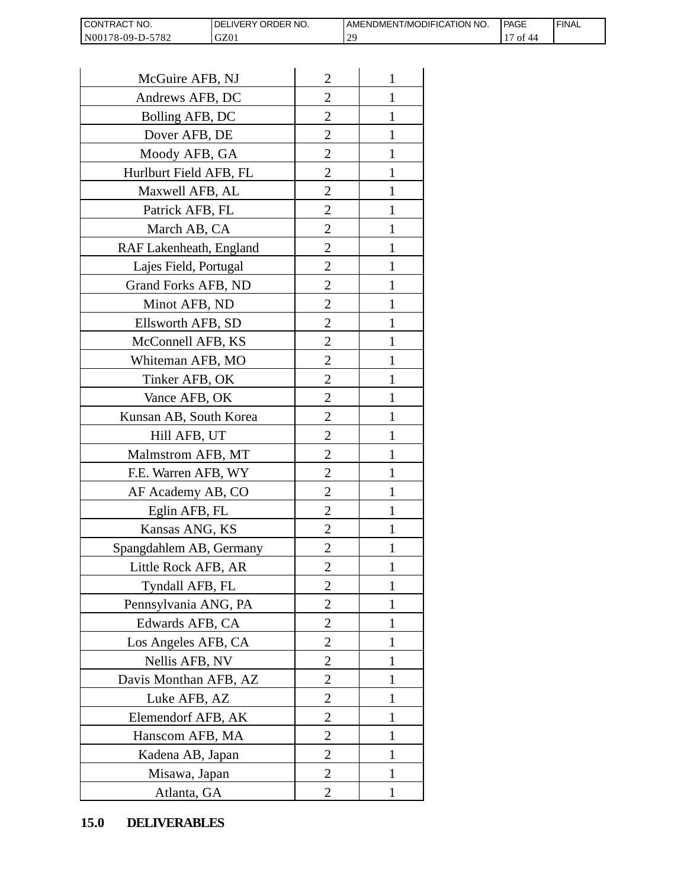| | | |
|---|---|---|
| McGuire AFB, NJ | 2 | 1 |
| Andrews AFB, DC | 2 | 1 |
| Bolling AFB, DC | 2 | 1 |
| Dover AFB, DE | 2 | 1 |
| Moody AFB, GA | 2 | 1 |
| Hurlburt Field AFB, FL | 2 | 1 |
| Maxwell AFB, AL | 2 | 1 |
| Patrick AFB, FL | 2 | 1 |
| March AB, CA | 2 | 1 |
| RAF Lakenheath, England | 2 | 1 |
| Lajes Field, Portugal | 2 | 1 |
| Grand Forks AFB, ND | 2 | 1 |
| Minot AFB, ND | 2 | 1 |
| Ellsworth AFB, SD | 2 | 1 |
| McConnell AFB, KS | 2 | 1 |
| Whiteman AFB, MO | 2 | 1 |
| Tinker AFB, OK | 2 | 1 |
| Vance AFB, OK | 2 | 1 |
| Kunsan AB, South Korea | 2 | 1 |
| Hill AFB, UT | 2 | 1 |
| Malmstrom AFB, MT | 2 | 1 |
| F.E. Warren AFB, WY | 2 | 1 |
| AF Academy AB, CO | 2 | 1 |
| Eglin AFB, FL | 2 | 1 |
| Kansas ANG, KS | 2 | 1 |
| Spangdahlem AB, Germany | 2 | 1 |
| Little Rock AFB, AR | 2 | 1 |
| Tyndall AFB, FL | 2 | 1 |
| Pennsylvania ANG, PA | 2 | 1 |
| Edwards AFB, CA | 2 | 1 |
| Los Angeles AFB, CA | 2 | 1 |
| Nellis AFB, NV | 2 | 1 |
| Davis Monthan AFB, AZ | 2 | 1 |
| Luke AFB, AZ | 2 | 1 |
| Elemendorf AFB, AK | 2 | 1 |
| Hanscom AFB, MA | 2 | 1 |
| Kadena AB, Japan | 2 | 1 |
| Misawa, Japan | 2 | 1 |
| Atlanta, GA | 2 | 1 |

## 15.0 DELIVERABLES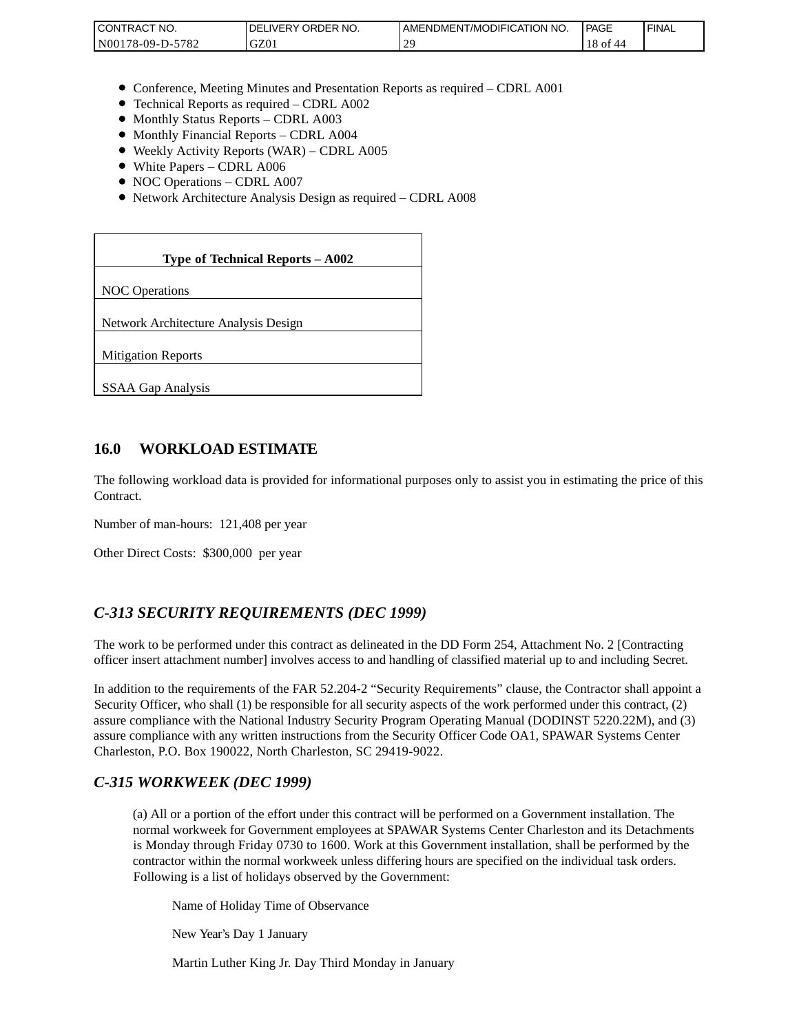- Conference, Meeting Minutes and Presentation Reports as required – CDRL A001
- Technical Reports as required – CDRL A002
- Monthly Status Reports – CDRL A003
- Monthly Financial Reports – CDRL A004
- Weekly Activity Reports (WAR) – CDRL A005
- White Papers – CDRL A006
- NOC Operations – CDRL A007
- Network Architecture Analysis Design as required – CDRL A008

| **Type of Technical Reports – A002** |
|---|
| NOC Operations |
| Network Architecture Analysis Design |
| Mitigation Reports |
| SSAA Gap Analysis |

## 16.0 WORKLOAD ESTIMATE

The following workload data is provided for informational purposes only to assist you in estimating the price of this Contract.

Number of man-hours: 121,408 per year

Other Direct Costs: $300,000 per year

## *C-313 SECURITY REQUIREMENTS (DEC 1999)*

The work to be performed under this contract as delineated in the DD Form 254, Attachment No. 2 [Contracting officer insert attachment number] involves access to and handling of classified material up to and including Secret.

In addition to the requirements of the FAR 52.204-2 "Security Requirements" clause, the Contractor shall appoint a Security Officer, who shall (1) be responsible for all security aspects of the work performed under this contract, (2) assure compliance with the National Industry Security Program Operating Manual (DODINST 5220.22M), and (3) assure compliance with any written instructions from the Security Officer Code OA1, SPAWAR Systems Center Charleston, P.O. Box 190022, North Charleston, SC 29419-9022.

## *C-315 WORKWEEK (DEC 1999)*

(a) All or a portion of the effort under this contract will be performed on a Government installation. The normal workweek for Government employees at SPAWAR Systems Center Charleston and its Detachments is Monday through Friday 0730 to 1600. Work at this Government installation, shall be performed by the contractor within the normal workweek unless differing hours are specified on the individual task orders. Following is a list of holidays observed by the Government:

Name of Holiday Time of Observance

New Year's Day 1 January

Martin Luther King Jr. Day Third Monday in January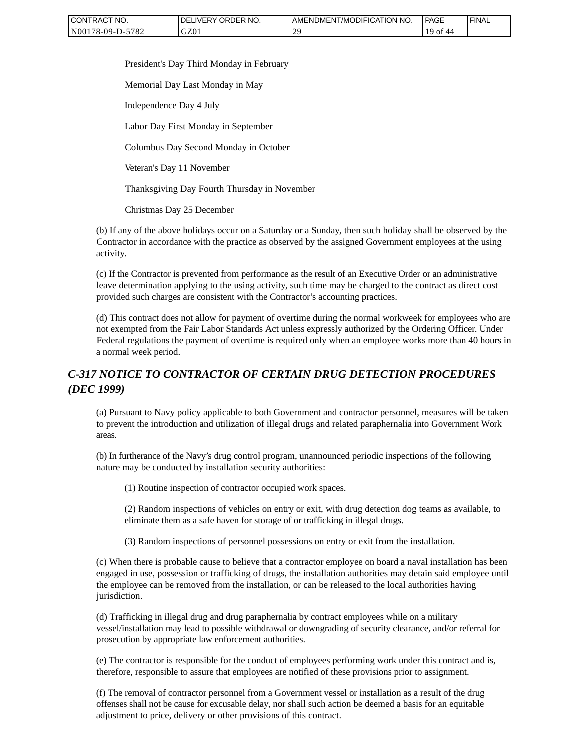President's Day Third Monday in February

Memorial Day Last Monday in May

Independence Day 4 July

Labor Day First Monday in September

Columbus Day Second Monday in October

Veteran's Day 11 November

Thanksgiving Day Fourth Thursday in November

Christmas Day 25 December

(b) If any of the above holidays occur on a Saturday or a Sunday, then such holiday shall be observed by the Contractor in accordance with the practice as observed by the assigned Government employees at the using activity.

(c) If the Contractor is prevented from performance as the result of an Executive Order or an administrative leave determination applying to the using activity, such time may be charged to the contract as direct cost provided such charges are consistent with the Contractor's accounting practices.

(d) This contract does not allow for payment of overtime during the normal workweek for employees who are not exempted from the Fair Labor Standards Act unless expressly authorized by the Ordering Officer. Under Federal regulations the payment of overtime is required only when an employee works more than 40 hours in a normal week period.

## *C-317 NOTICE TO CONTRACTOR OF CERTAIN DRUG DETECTION PROCEDURES (DEC 1999)*

(a) Pursuant to Navy policy applicable to both Government and contractor personnel, measures will be taken to prevent the introduction and utilization of illegal drugs and related paraphernalia into Government Work areas.

(b) In furtherance of the Navy's drug control program, unannounced periodic inspections of the following nature may be conducted by installation security authorities:

(1) Routine inspection of contractor occupied work spaces.

(2) Random inspections of vehicles on entry or exit, with drug detection dog teams as available, to eliminate them as a safe haven for storage of or trafficking in illegal drugs.

(3) Random inspections of personnel possessions on entry or exit from the installation.

(c) When there is probable cause to believe that a contractor employee on board a naval installation has been engaged in use, possession or trafficking of drugs, the installation authorities may detain said employee until the employee can be removed from the installation, or can be released to the local authorities having jurisdiction.

(d) Trafficking in illegal drug and drug paraphernalia by contract employees while on a military vessel/installation may lead to possible withdrawal or downgrading of security clearance, and/or referral for prosecution by appropriate law enforcement authorities.

(e) The contractor is responsible for the conduct of employees performing work under this contract and is, therefore, responsible to assure that employees are notified of these provisions prior to assignment.

(f) The removal of contractor personnel from a Government vessel or installation as a result of the drug offenses shall not be cause for excusable delay, nor shall such action be deemed a basis for an equitable adjustment to price, delivery or other provisions of this contract.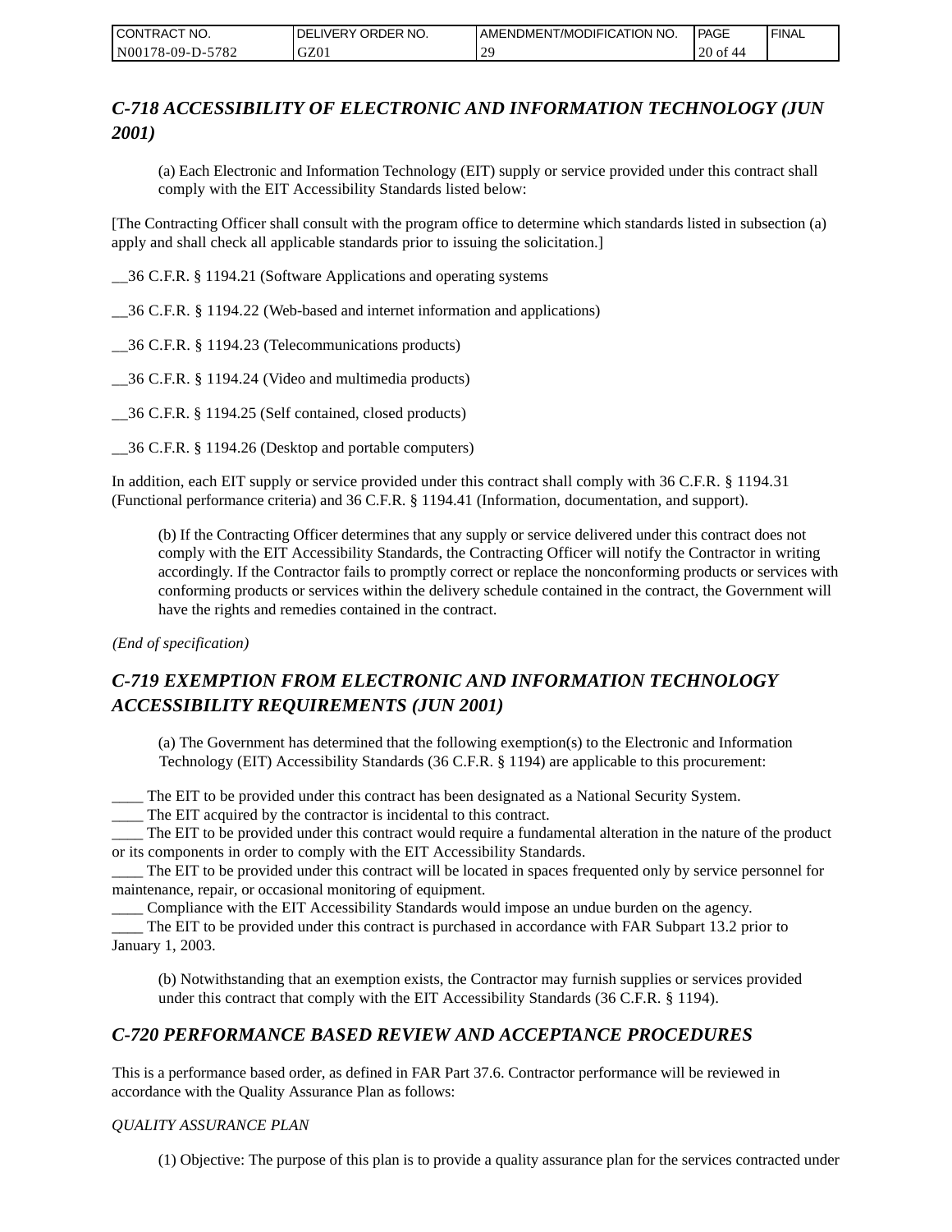## *C-718 ACCESSIBILITY OF ELECTRONIC AND INFORMATION TECHNOLOGY (JUN 2001)*

(a) Each Electronic and Information Technology (EIT) supply or service provided under this contract shall comply with the EIT Accessibility Standards listed below:

[The Contracting Officer shall consult with the program office to determine which standards listed in subsection (a) apply and shall check all applicable standards prior to issuing the solicitation.]

__36 C.F.R. § 1194.21 (Software Applications and operating systems

__36 C.F.R. § 1194.22 (Web-based and internet information and applications)

__36 C.F.R. § 1194.23 (Telecommunications products)

__36 C.F.R. § 1194.24 (Video and multimedia products)

__36 C.F.R. § 1194.25 (Self contained, closed products)

__36 C.F.R. § 1194.26 (Desktop and portable computers)

In addition, each EIT supply or service provided under this contract shall comply with 36 C.F.R. § 1194.31 (Functional performance criteria) and 36 C.F.R. § 1194.41 (Information, documentation, and support).

(b) If the Contracting Officer determines that any supply or service delivered under this contract does not comply with the EIT Accessibility Standards, the Contracting Officer will notify the Contractor in writing accordingly. If the Contractor fails to promptly correct or replace the nonconforming products or services with conforming products or services within the delivery schedule contained in the contract, the Government will have the rights and remedies contained in the contract.

*(End of specification)*

## *C-719 EXEMPTION FROM ELECTRONIC AND INFORMATION TECHNOLOGY ACCESSIBILITY REQUIREMENTS (JUN 2001)*

(a) The Government has determined that the following exemption(s) to the Electronic and Information Technology (EIT) Accessibility Standards (36 C.F.R. § 1194) are applicable to this procurement:

____ The EIT to be provided under this contract has been designated as a National Security System.
____ The EIT acquired by the contractor is incidental to this contract.
____ The EIT to be provided under this contract would require a fundamental alteration in the nature of the product or its components in order to comply with the EIT Accessibility Standards.
____ The EIT to be provided under this contract will be located in spaces frequented only by service personnel for maintenance, repair, or occasional monitoring of equipment.
____ Compliance with the EIT Accessibility Standards would impose an undue burden on the agency.
____ The EIT to be provided under this contract is purchased in accordance with FAR Subpart 13.2 prior to January 1, 2003.

(b) Notwithstanding that an exemption exists, the Contractor may furnish supplies or services provided under this contract that comply with the EIT Accessibility Standards (36 C.F.R. § 1194).

## *C-720 PERFORMANCE BASED REVIEW AND ACCEPTANCE PROCEDURES*

This is a performance based order, as defined in FAR Part 37.6. Contractor performance will be reviewed in accordance with the Quality Assurance Plan as follows:

*QUALITY ASSURANCE PLAN*

(1) Objective: The purpose of this plan is to provide a quality assurance plan for the services contracted under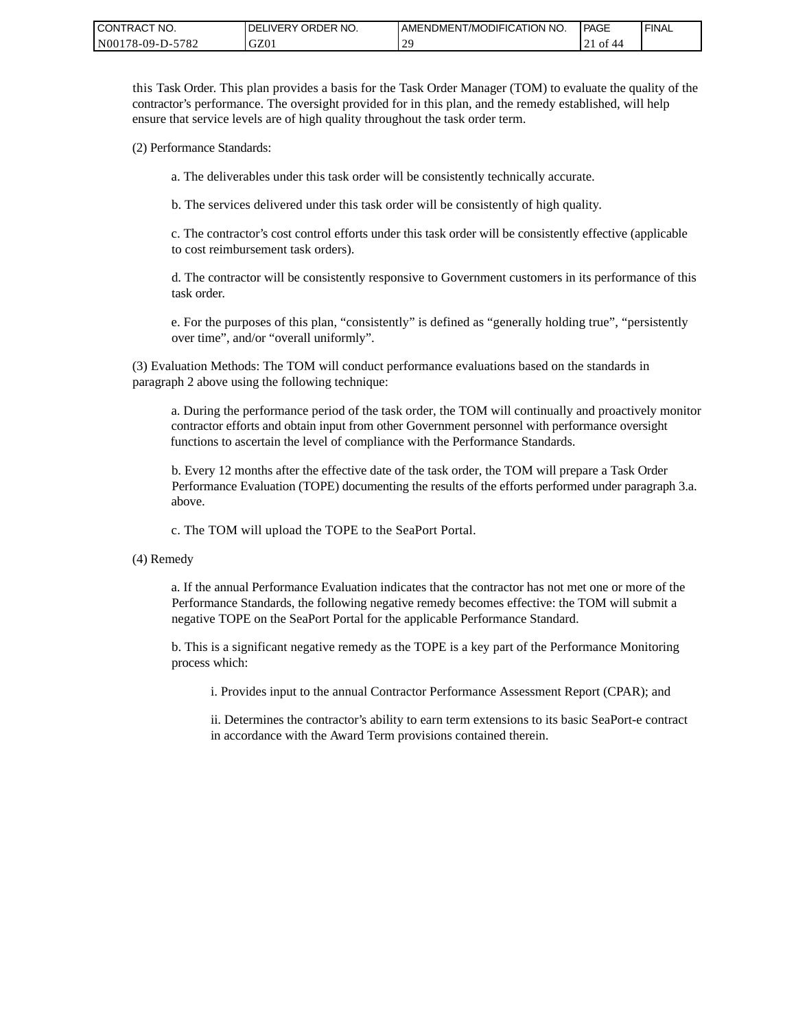this Task Order. This plan provides a basis for the Task Order Manager (TOM) to evaluate the quality of the contractor's performance. The oversight provided for in this plan, and the remedy established, will help ensure that service levels are of high quality throughout the task order term.

(2) Performance Standards:

a. The deliverables under this task order will be consistently technically accurate.

b. The services delivered under this task order will be consistently of high quality.

c. The contractor's cost control efforts under this task order will be consistently effective (applicable to cost reimbursement task orders).

d. The contractor will be consistently responsive to Government customers in its performance of this task order.

e. For the purposes of this plan, "consistently" is defined as "generally holding true", "persistently over time", and/or "overall uniformly".

(3) Evaluation Methods: The TOM will conduct performance evaluations based on the standards in paragraph 2 above using the following technique:

a. During the performance period of the task order, the TOM will continually and proactively monitor contractor efforts and obtain input from other Government personnel with performance oversight functions to ascertain the level of compliance with the Performance Standards.

b. Every 12 months after the effective date of the task order, the TOM will prepare a Task Order Performance Evaluation (TOPE) documenting the results of the efforts performed under paragraph 3.a. above.

c. The TOM will upload the TOPE to the SeaPort Portal.

(4) Remedy

a. If the annual Performance Evaluation indicates that the contractor has not met one or more of the Performance Standards, the following negative remedy becomes effective: the TOM will submit a negative TOPE on the SeaPort Portal for the applicable Performance Standard.

b. This is a significant negative remedy as the TOPE is a key part of the Performance Monitoring process which:

i. Provides input to the annual Contractor Performance Assessment Report (CPAR); and

ii. Determines the contractor's ability to earn term extensions to its basic SeaPort-e contract in accordance with the Award Term provisions contained therein.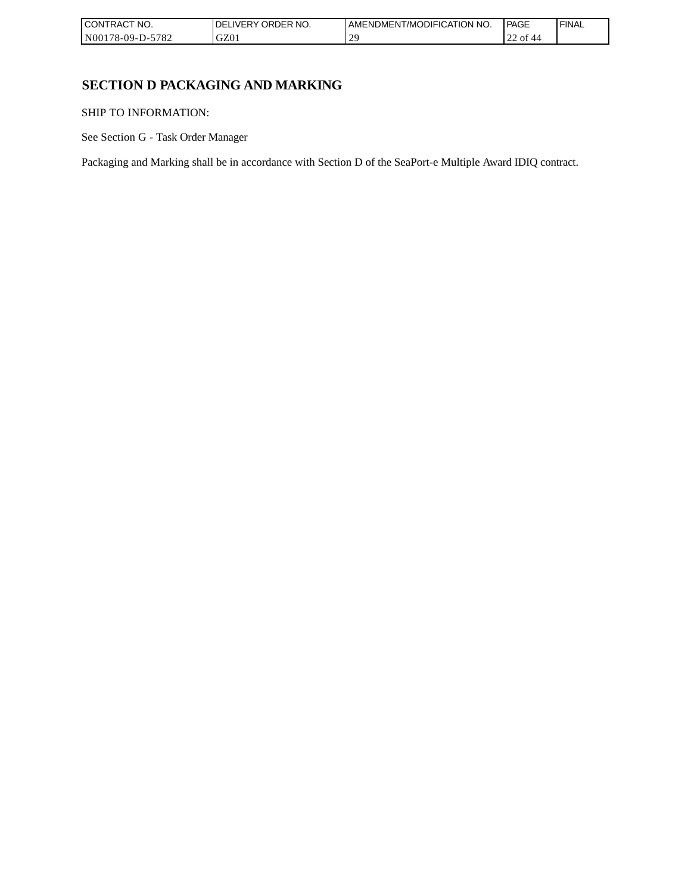# SECTION D PACKAGING AND MARKING

SHIP TO INFORMATION:

See Section G - Task Order Manager

Packaging and Marking shall be in accordance with Section D of the SeaPort-e Multiple Award IDIQ contract.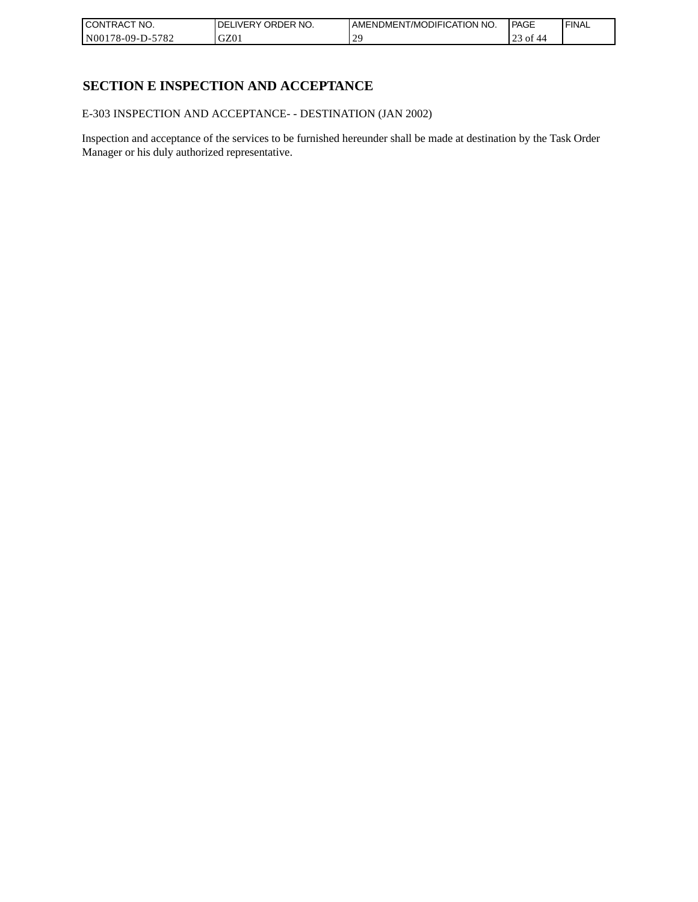# SECTION E INSPECTION AND ACCEPTANCE

E-303 INSPECTION AND ACCEPTANCE- - DESTINATION (JAN 2002)

Inspection and acceptance of the services to be furnished hereunder shall be made at destination by the Task Order Manager or his duly authorized representative.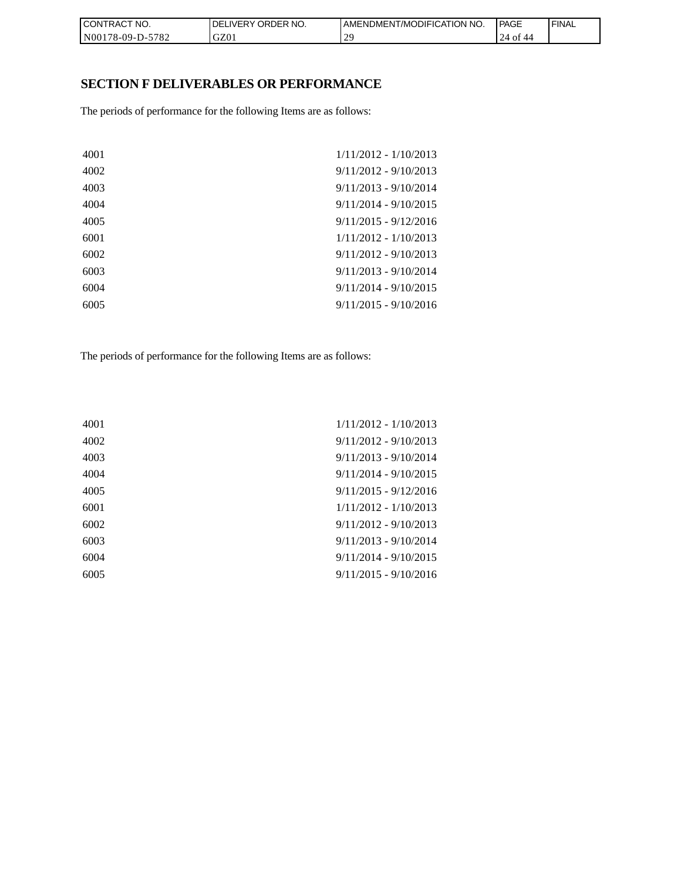## SECTION F DELIVERABLES OR PERFORMANCE

The periods of performance for the following Items are as follows:

| | |
|---|---|
| 4001 | 1/11/2012 - 1/10/2013 |
| 4002 | 9/11/2012 - 9/10/2013 |
| 4003 | 9/11/2013 - 9/10/2014 |
| 4004 | 9/11/2014 - 9/10/2015 |
| 4005 | 9/11/2015 - 9/12/2016 |
| 6001 | 1/11/2012 - 1/10/2013 |
| 6002 | 9/11/2012 - 9/10/2013 |
| 6003 | 9/11/2013 - 9/10/2014 |
| 6004 | 9/11/2014 - 9/10/2015 |
| 6005 | 9/11/2015 - 9/10/2016 |

The periods of performance for the following Items are as follows:

| | |
|---|---|
| 4001 | 1/11/2012 - 1/10/2013 |
| 4002 | 9/11/2012 - 9/10/2013 |
| 4003 | 9/11/2013 - 9/10/2014 |
| 4004 | 9/11/2014 - 9/10/2015 |
| 4005 | 9/11/2015 - 9/12/2016 |
| 6001 | 1/11/2012 - 1/10/2013 |
| 6002 | 9/11/2012 - 9/10/2013 |
| 6003 | 9/11/2013 - 9/10/2014 |
| 6004 | 9/11/2014 - 9/10/2015 |
| 6005 | 9/11/2015 - 9/10/2016 |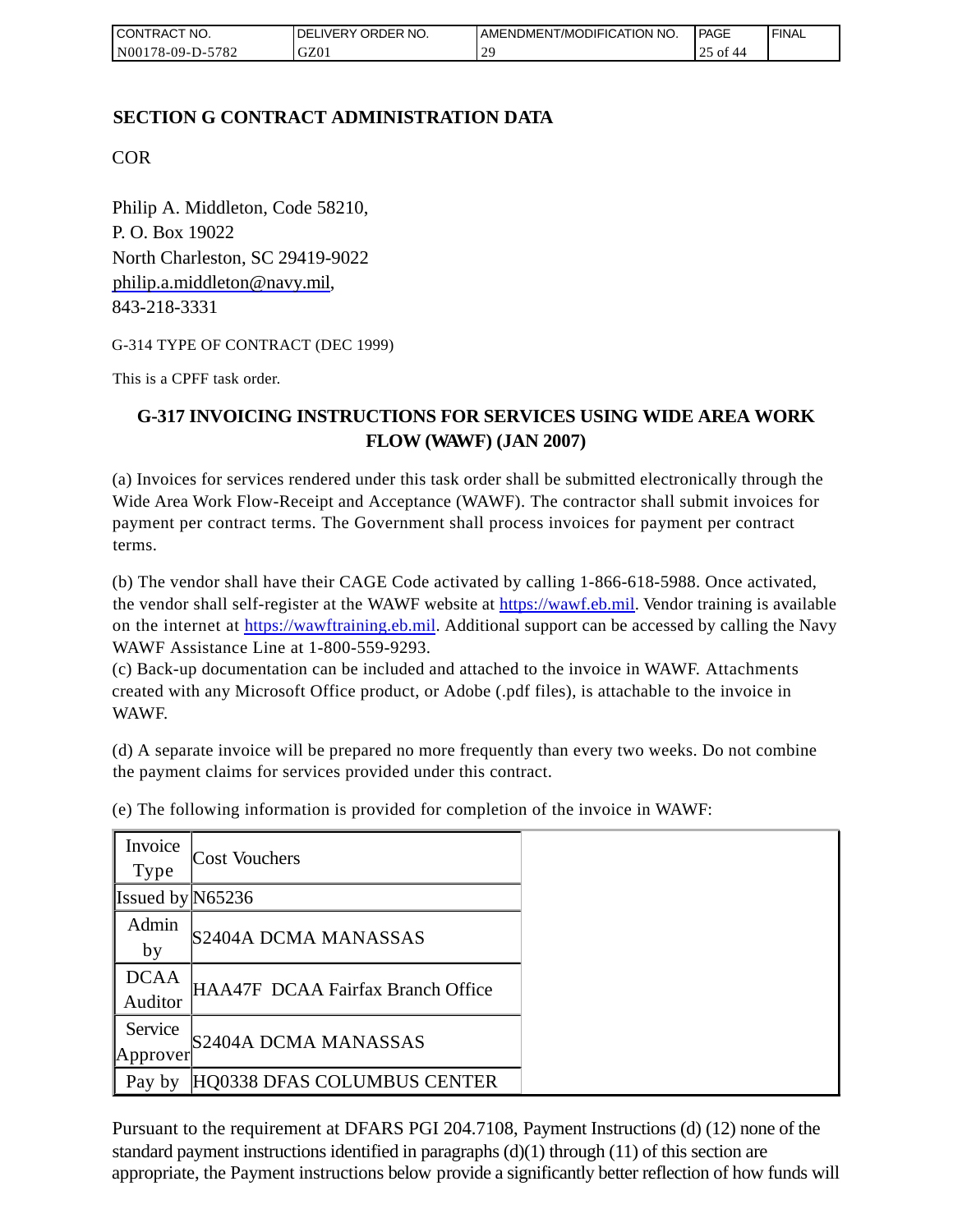## SECTION G CONTRACT ADMINISTRATION DATA

COR

Philip A. Middleton, Code 58210,
P. O. Box 19022
North Charleston, SC 29419-9022
philip.a.middleton@navy.mil,
843-218-3331

G-314 TYPE OF CONTRACT (DEC 1999)

This is a CPFF task order.

### G-317 INVOICING INSTRUCTIONS FOR SERVICES USING WIDE AREA WORK FLOW (WAWF) (JAN 2007)

(a) Invoices for services rendered under this task order shall be submitted electronically through the Wide Area Work Flow-Receipt and Acceptance (WAWF). The contractor shall submit invoices for payment per contract terms. The Government shall process invoices for payment per contract terms.

(b) The vendor shall have their CAGE Code activated by calling 1-866-618-5988. Once activated, the vendor shall self-register at the WAWF website at https://wawf.eb.mil. Vendor training is available on the internet at https://wawftraining.eb.mil. Additional support can be accessed by calling the Navy WAWF Assistance Line at 1-800-559-9293.

(c) Back-up documentation can be included and attached to the invoice in WAWF. Attachments created with any Microsoft Office product, or Adobe (.pdf files), is attachable to the invoice in WAWF.

(d) A separate invoice will be prepared no more frequently than every two weeks. Do not combine the payment claims for services provided under this contract.

(e) The following information is provided for completion of the invoice in WAWF:

| | |
|---|---|
| Invoice Type | Cost Vouchers |
| Issued by | N65236 |
| Admin by | S2404A DCMA MANASSAS |
| DCAA Auditor | HAA47F DCAA Fairfax Branch Office |
| Service Approver | S2404A DCMA MANASSAS |
| Pay by | HQ0338 DFAS COLUMBUS CENTER |

Pursuant to the requirement at DFARS PGI 204.7108, Payment Instructions (d) (12) none of the standard payment instructions identified in paragraphs (d)(1) through (11) of this section are appropriate, the Payment instructions below provide a significantly better reflection of how funds will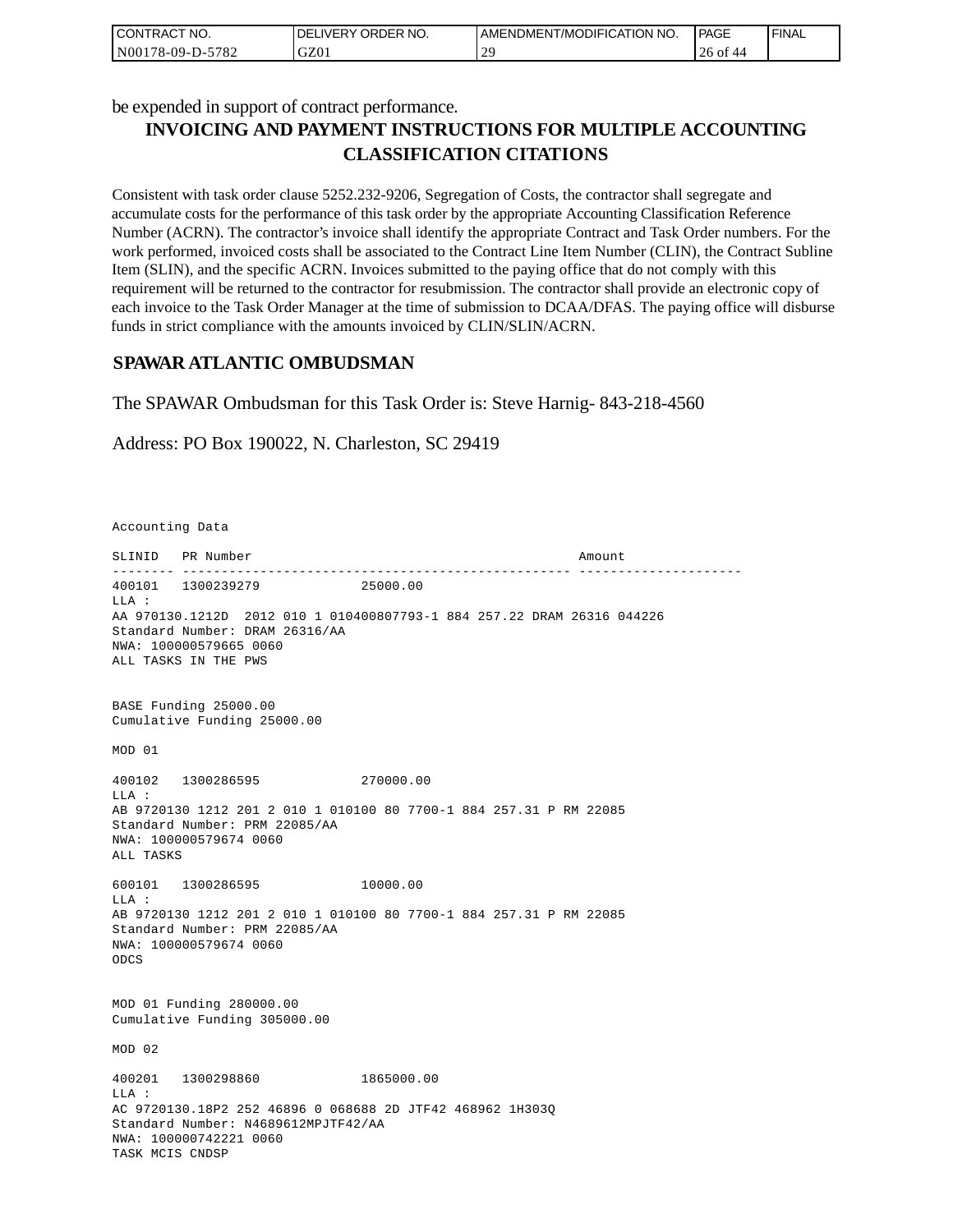be expended in support of contract performance.

## INVOICING AND PAYMENT INSTRUCTIONS FOR MULTIPLE ACCOUNTING CLASSIFICATION CITATIONS

Consistent with task order clause 5252.232-9206, Segregation of Costs, the contractor shall segregate and accumulate costs for the performance of this task order by the appropriate Accounting Classification Reference Number (ACRN). The contractor's invoice shall identify the appropriate Contract and Task Order numbers. For the work performed, invoiced costs shall be associated to the Contract Line Item Number (CLIN), the Contract Subline Item (SLIN), and the specific ACRN. Invoices submitted to the paying office that do not comply with this requirement will be returned to the contractor for resubmission. The contractor shall provide an electronic copy of each invoice to the Task Order Manager at the time of submission to DCAA/DFAS. The paying office will disburse funds in strict compliance with the amounts invoiced by CLIN/SLIN/ACRN.

## SPAWAR ATLANTIC OMBUDSMAN

The SPAWAR Ombudsman for this Task Order is: Steve Harnig- 843-218-4560

Address: PO Box 190022, N. Charleston, SC 29419

```
Accounting Data

SLINID   PR Number                                          Amount
-------- -------------------------------------------------- ---------------------
400101   1300239279              25000.00
LLA :
AA 970130.1212D  2012 010 1 010400807793-1 884 257.22 DRAM 26316 044226
Standard Number: DRAM 26316/AA
NWA: 100000579665 0060
ALL TASKS IN THE PWS


BASE Funding 25000.00
Cumulative Funding 25000.00

MOD 01

400102   1300286595              270000.00
LLA :
AB 9720130 1212 201 2 010 1 010100 80 7700-1 884 257.31 P RM 22085
Standard Number: PRM 22085/AA
NWA: 100000579674 0060
ALL TASKS

600101   1300286595              10000.00
LLA :
AB 9720130 1212 201 2 010 1 010100 80 7700-1 884 257.31 P RM 22085
Standard Number: PRM 22085/AA
NWA: 100000579674 0060
ODCS


MOD 01 Funding 280000.00
Cumulative Funding 305000.00

MOD 02

400201   1300298860              1865000.00
LLA :
AC 9720130.18P2 252 46896 0 068688 2D JTF42 468962 1H303Q
Standard Number: N4689612MPJTF42/AA
NWA: 100000742221 0060
TASK MCIS CNDSP
```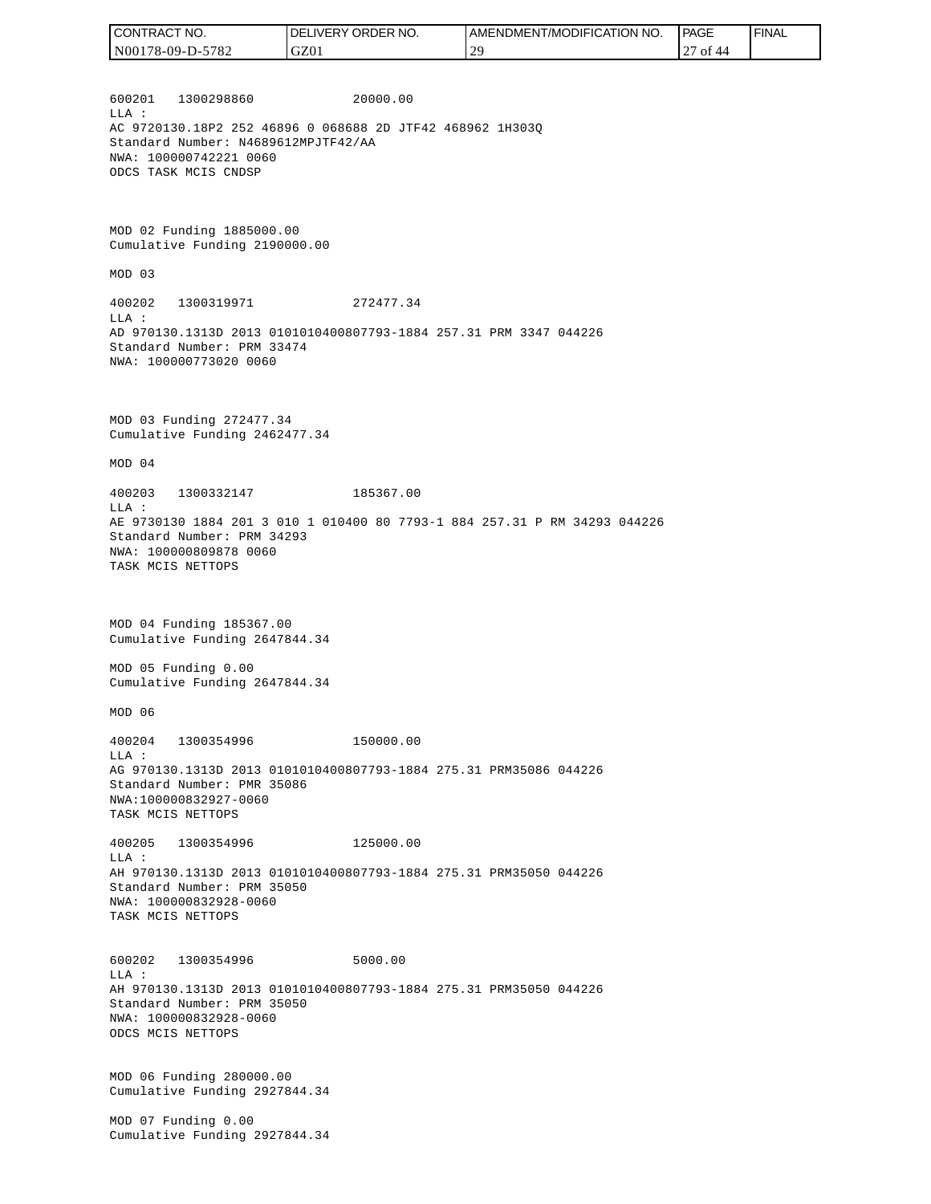600201   1300298860            20000.00
LLA :
AC 9720130.18P2 252 46896 0 068688 2D JTF42 468962 1H303Q
Standard Number: N4689612MPJTF42/AA
NWA: 100000742221 0060
ODCS TASK MCIS CNDSP

MOD 02 Funding 1885000.00
Cumulative Funding 2190000.00

MOD 03

400202   1300319971            272477.34
LLA :
AD 970130.1313D 2013 0101010400807793-1884 257.31 PRM 3347 044226
Standard Number: PRM 33474
NWA: 100000773020 0060

MOD 03 Funding 272477.34
Cumulative Funding 2462477.34

MOD 04

400203   1300332147            185367.00
LLA :
AE 9730130 1884 201 3 010 1 010400 80 7793-1 884 257.31 P RM 34293 044226
Standard Number: PRM 34293
NWA: 100000809878 0060
TASK MCIS NETTOPS

MOD 04 Funding 185367.00
Cumulative Funding 2647844.34

MOD 05 Funding 0.00
Cumulative Funding 2647844.34

MOD 06

400204   1300354996            150000.00
LLA :
AG 970130.1313D 2013 0101010400807793-1884 275.31 PRM35086 044226
Standard Number: PMR 35086
NWA:100000832927-0060
TASK MCIS NETTOPS

400205   1300354996            125000.00
LLA :
AH 970130.1313D 2013 0101010400807793-1884 275.31 PRM35050 044226
Standard Number: PRM 35050
NWA: 100000832928-0060
TASK MCIS NETTOPS

600202   1300354996            5000.00
LLA :
AH 970130.1313D 2013 0101010400807793-1884 275.31 PRM35050 044226
Standard Number: PRM 35050
NWA: 100000832928-0060
ODCS MCIS NETTOPS

MOD 06 Funding 280000.00
Cumulative Funding 2927844.34

MOD 07 Funding 0.00
Cumulative Funding 2927844.34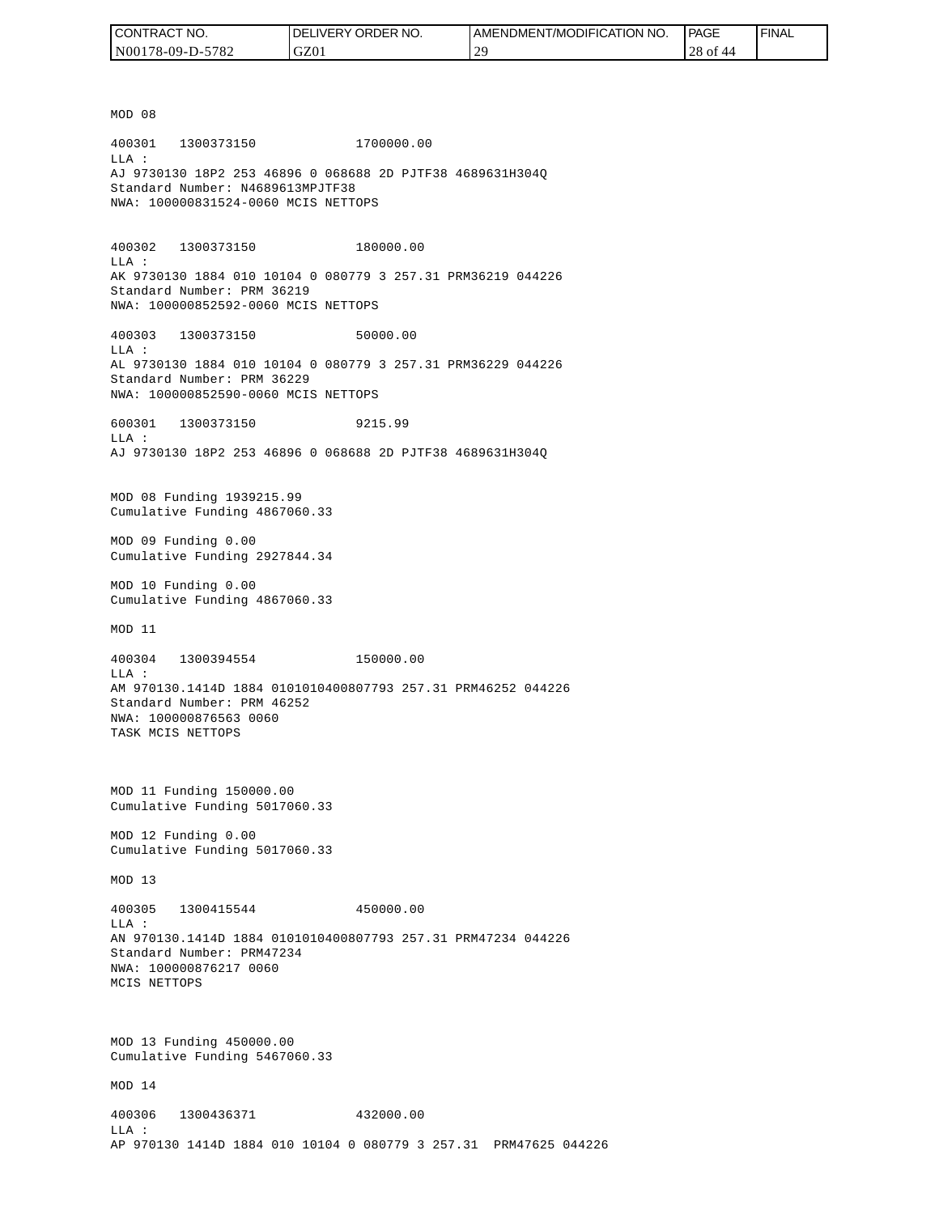MOD 08

400301 1300373150 1700000.00
LLA :
AJ 9730130 18P2 253 46896 0 068688 2D PJTF38 4689631H304Q
Standard Number: N4689613MPJTF38
NWA: 100000831524-0060 MCIS NETTOPS

400302 1300373150 180000.00
LLA :
AK 9730130 1884 010 10104 0 080779 3 257.31 PRM36219 044226
Standard Number: PRM 36219
NWA: 100000852592-0060 MCIS NETTOPS

400303 1300373150 50000.00
LLA :
AL 9730130 1884 010 10104 0 080779 3 257.31 PRM36229 044226
Standard Number: PRM 36229
NWA: 100000852590-0060 MCIS NETTOPS

600301 1300373150 9215.99
LLA :
AJ 9730130 18P2 253 46896 0 068688 2D PJTF38 4689631H304Q

MOD 08 Funding 1939215.99
Cumulative Funding 4867060.33

MOD 09 Funding 0.00
Cumulative Funding 2927844.34

MOD 10 Funding 0.00
Cumulative Funding 4867060.33

MOD 11

400304 1300394554 150000.00
LLA :
AM 970130.1414D 1884 0101010400807793 257.31 PRM46252 044226
Standard Number: PRM 46252
NWA: 100000876563 0060
TASK MCIS NETTOPS

MOD 11 Funding 150000.00
Cumulative Funding 5017060.33

MOD 12 Funding 0.00
Cumulative Funding 5017060.33

MOD 13

400305 1300415544 450000.00
LLA :
AN 970130.1414D 1884 0101010400807793 257.31 PRM47234 044226
Standard Number: PRM47234
NWA: 100000876217 0060
MCIS NETTOPS

MOD 13 Funding 450000.00
Cumulative Funding 5467060.33

MOD 14

400306 1300436371 432000.00
LLA :
AP 970130 1414D 1884 010 10104 0 080779 3 257.31 PRM47625 044226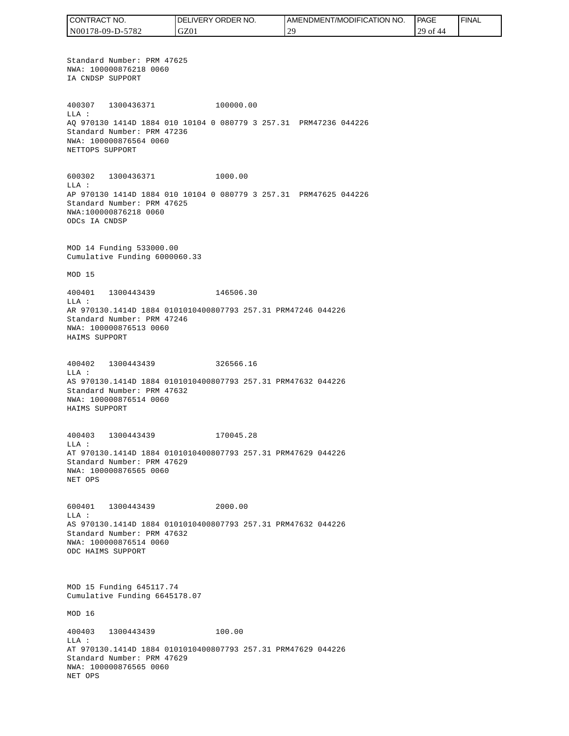Standard Number: PRM 47625
NWA: 100000876218 0060
IA CNDSP SUPPORT

400307 1300436371 100000.00
LLA :
AQ 970130 1414D 1884 010 10104 0 080779 3 257.31 PRM47236 044226
Standard Number: PRM 47236
NWA: 100000876564 0060
NETTOPS SUPPORT

600302 1300436371 1000.00
LLA :
AP 970130 1414D 1884 010 10104 0 080779 3 257.31 PRM47625 044226
Standard Number: PRM 47625
NWA:100000876218 0060
ODCs IA CNDSP

MOD 14 Funding 533000.00
Cumulative Funding 6000060.33

MOD 15

400401 1300443439 146506.30
LLA :
AR 970130.1414D 1884 0101010400807793 257.31 PRM47246 044226
Standard Number: PRM 47246
NWA: 100000876513 0060
HAIMS SUPPORT

400402 1300443439 326566.16
LLA :
AS 970130.1414D 1884 0101010400807793 257.31 PRM47632 044226
Standard Number: PRM 47632
NWA: 100000876514 0060
HAIMS SUPPORT

400403 1300443439 170045.28
LLA :
AT 970130.1414D 1884 0101010400807793 257.31 PRM47629 044226
Standard Number: PRM 47629
NWA: 100000876565 0060
NET OPS

600401 1300443439 2000.00
LLA :
AS 970130.1414D 1884 0101010400807793 257.31 PRM47632 044226
Standard Number: PRM 47632
NWA: 100000876514 0060
ODC HAIMS SUPPORT

MOD 15 Funding 645117.74
Cumulative Funding 6645178.07

MOD 16

400403 1300443439 100.00
LLA :
AT 970130.1414D 1884 0101010400807793 257.31 PRM47629 044226
Standard Number: PRM 47629
NWA: 100000876565 0060
NET OPS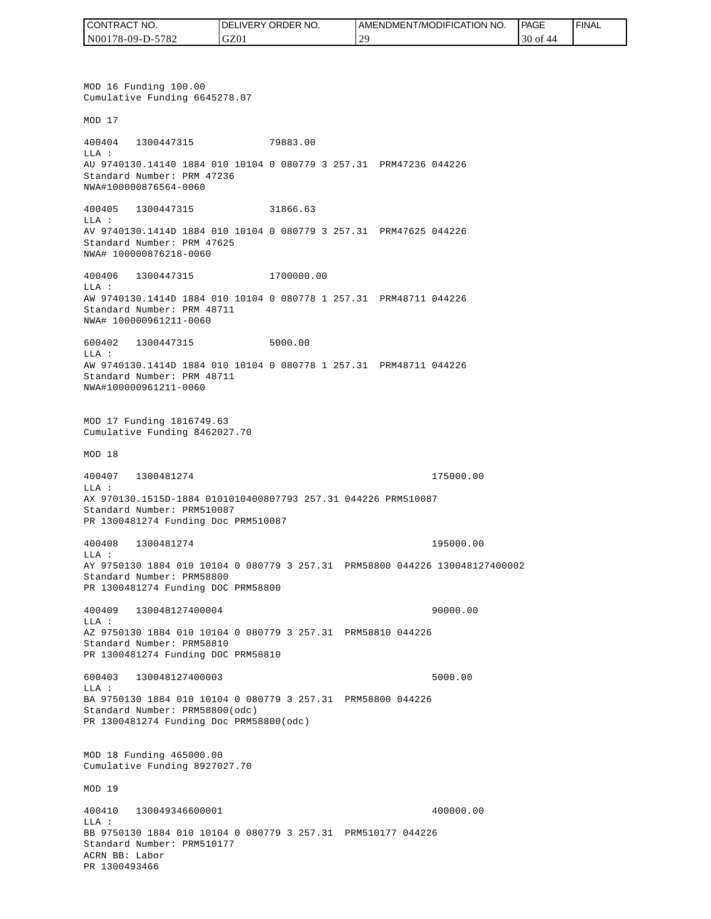MOD 16 Funding 100.00
Cumulative Funding 6645278.07

MOD 17

400404 1300447315 79883.00
LLA :
AU 9740130.14140 1884 010 10104 0 080779 3 257.31 PRM47236 044226
Standard Number: PRM 47236
NWA#100000876564-0060

400405 1300447315 31866.63
LLA :
AV 9740130.1414D 1884 010 10104 0 080779 3 257.31 PRM47625 044226
Standard Number: PRM 47625
NWA# 100000876218-0060

400406 1300447315 1700000.00
LLA :
AW 9740130.1414D 1884 010 10104 0 080778 1 257.31 PRM48711 044226
Standard Number: PRM 48711
NWA# 100000961211-0060

600402 1300447315 5000.00
LLA :
AW 9740130.1414D 1884 010 10104 0 080778 1 257.31 PRM48711 044226
Standard Number: PRM 48711
NWA#100000961211-0060

MOD 17 Funding 1816749.63
Cumulative Funding 8462027.70

MOD 18

400407 1300481274 175000.00
LLA :
AX 970130.1515D-1884 0101010400807793 257.31 044226 PRM510087
Standard Number: PRM510087
PR 1300481274 Funding Doc PRM510087

400408 1300481274 195000.00
LLA :
AY 9750130 1884 010 10104 0 080779 3 257.31 PRM58800 044226 130048127400002
Standard Number: PRM58800
PR 1300481274 Funding DOC PRM58800

400409 130048127400004 90000.00
LLA :
AZ 9750130 1884 010 10104 0 080779 3 257.31 PRM58810 044226
Standard Number: PRM58810
PR 1300481274 Funding DOC PRM58810

600403 130048127400003 5000.00
LLA :
BA 9750130 1884 010 10104 0 080779 3 257.31 PRM58800 044226
Standard Number: PRM58800(odc)
PR 1300481274 Funding Doc PRM58800(odc)

MOD 18 Funding 465000.00
Cumulative Funding 8927027.70

MOD 19

400410 130049346600001 400000.00
LLA :
BB 9750130 1884 010 10104 0 080779 3 257.31 PRM510177 044226
Standard Number: PRM510177
ACRN BB: Labor
PR 1300493466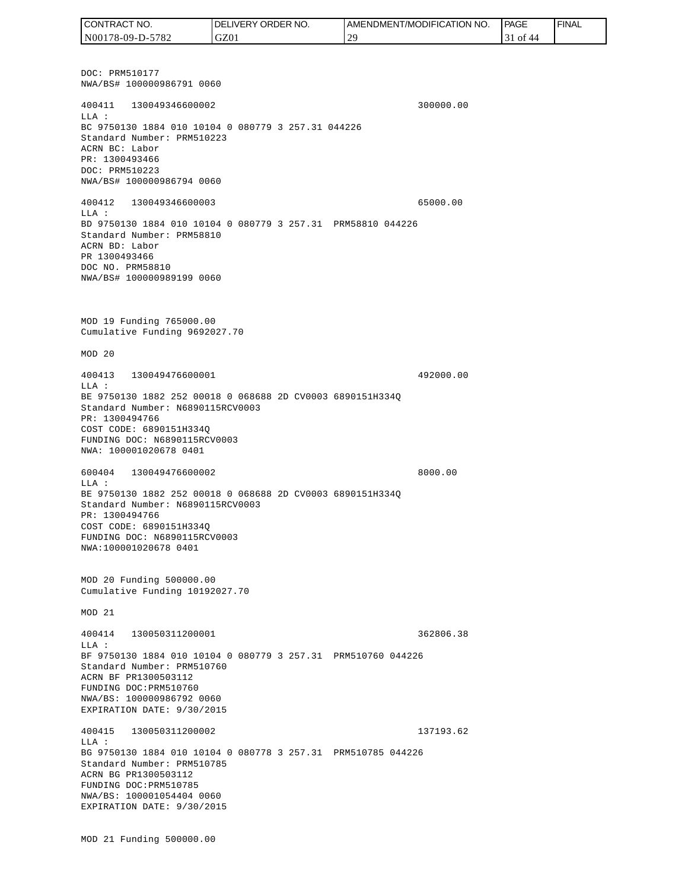DOC: PRM510177
NWA/BS# 100000986791 0060

```
400411   130049346600002                                    300000.00
LLA :
BC 9750130 1884 010 10104 0 080779 3 257.31 044226
Standard Number: PRM510223
ACRN BC: Labor
PR: 1300493466
DOC: PRM510223
NWA/BS# 100000986794 0060

400412   130049346600003                                    65000.00
LLA :
BD 9750130 1884 010 10104 0 080779 3 257.31  PRM58810 044226
Standard Number: PRM58810
ACRN BD: Labor
PR 1300493466
DOC NO. PRM58810
NWA/BS# 100000989199 0060
```

MOD 19 Funding 765000.00
Cumulative Funding 9692027.70

MOD 20

```
400413   130049476600001                                    492000.00
LLA :
BE 9750130 1882 252 00018 0 068688 2D CV0003 6890151H334Q
Standard Number: N6890115RCV0003
PR: 1300494766
COST CODE: 6890151H334Q
FUNDING DOC: N6890115RCV0003
NWA: 100001020678 0401

600404   130049476600002                                    8000.00
LLA :
BE 9750130 1882 252 00018 0 068688 2D CV0003 6890151H334Q
Standard Number: N6890115RCV0003
PR: 1300494766
COST CODE: 6890151H334Q
FUNDING DOC: N6890115RCV0003
NWA:100001020678 0401
```

MOD 20 Funding 500000.00
Cumulative Funding 10192027.70

MOD 21

```
400414   130050311200001                                    362806.38
LLA :
BF 9750130 1884 010 10104 0 080779 3 257.31  PRM510760 044226
Standard Number: PRM510760
ACRN BF PR1300503112
FUNDING DOC:PRM510760
NWA/BS: 100000986792 0060
EXPIRATION DATE: 9/30/2015

400415   130050311200002                                    137193.62
LLA :
BG 9750130 1884 010 10104 0 080778 3 257.31  PRM510785 044226
Standard Number: PRM510785
ACRN BG PR1300503112
FUNDING DOC:PRM510785
NWA/BS: 100001054404 0060
EXPIRATION DATE: 9/30/2015
```

MOD 21 Funding 500000.00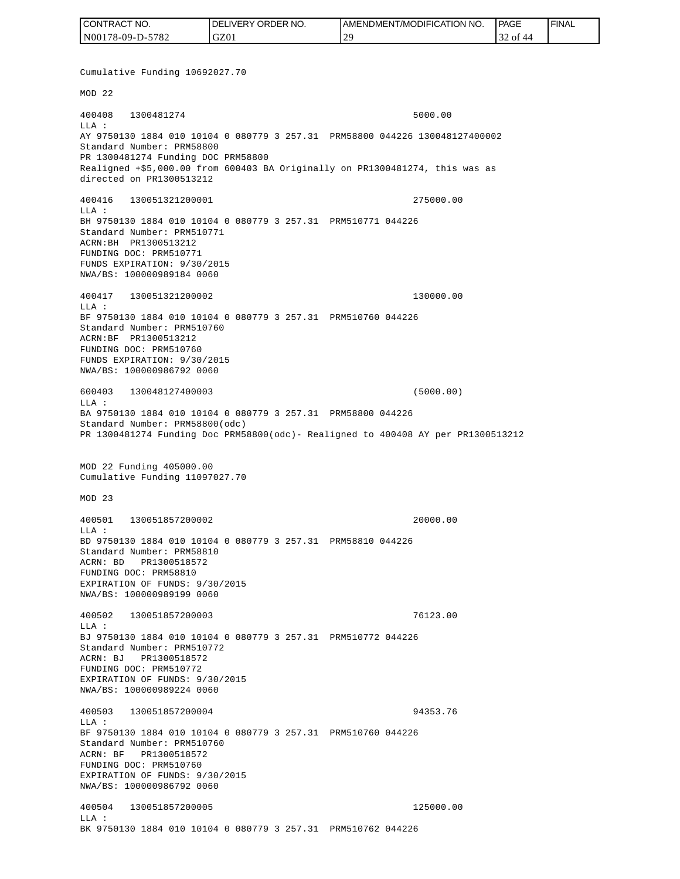Cumulative Funding 10692027.70

MOD 22

400408 1300481274 5000.00
LLA :
AY 9750130 1884 010 10104 0 080779 3 257.31 PRM58800 044226 130048127400002
Standard Number: PRM58800
PR 1300481274 Funding DOC PRM58800
Realigned +$5,000.00 from 600403 BA Originally on PR1300481274, this was as directed on PR1300513212

400416 130051321200001 275000.00
LLA :
BH 9750130 1884 010 10104 0 080779 3 257.31 PRM510771 044226
Standard Number: PRM510771
ACRN:BH PR1300513212
FUNDING DOC: PRM510771
FUNDS EXPIRATION: 9/30/2015
NWA/BS: 100000989184 0060

400417 130051321200002 130000.00
LLA :
BF 9750130 1884 010 10104 0 080779 3 257.31 PRM510760 044226
Standard Number: PRM510760
ACRN:BF PR1300513212
FUNDING DOC: PRM510760
FUNDS EXPIRATION: 9/30/2015
NWA/BS: 100000986792 0060

600403 130048127400003 (5000.00)
LLA :
BA 9750130 1884 010 10104 0 080779 3 257.31 PRM58800 044226
Standard Number: PRM58800(odc)
PR 1300481274 Funding Doc PRM58800(odc)- Realigned to 400408 AY per PR1300513212

MOD 22 Funding 405000.00
Cumulative Funding 11097027.70

MOD 23

400501 130051857200002 20000.00
LLA :
BD 9750130 1884 010 10104 0 080779 3 257.31 PRM58810 044226
Standard Number: PRM58810
ACRN: BD PR1300518572
FUNDING DOC: PRM58810
EXPIRATION OF FUNDS: 9/30/2015
NWA/BS: 100000989199 0060

400502 130051857200003 76123.00
LLA :
BJ 9750130 1884 010 10104 0 080779 3 257.31 PRM510772 044226
Standard Number: PRM510772
ACRN: BJ PR1300518572
FUNDING DOC: PRM510772
EXPIRATION OF FUNDS: 9/30/2015
NWA/BS: 100000989224 0060

400503 130051857200004 94353.76
LLA :
BF 9750130 1884 010 10104 0 080779 3 257.31 PRM510760 044226
Standard Number: PRM510760
ACRN: BF PR1300518572
FUNDING DOC: PRM510760
EXPIRATION OF FUNDS: 9/30/2015
NWA/BS: 100000986792 0060

400504 130051857200005 125000.00
LLA :
BK 9750130 1884 010 10104 0 080779 3 257.31 PRM510762 044226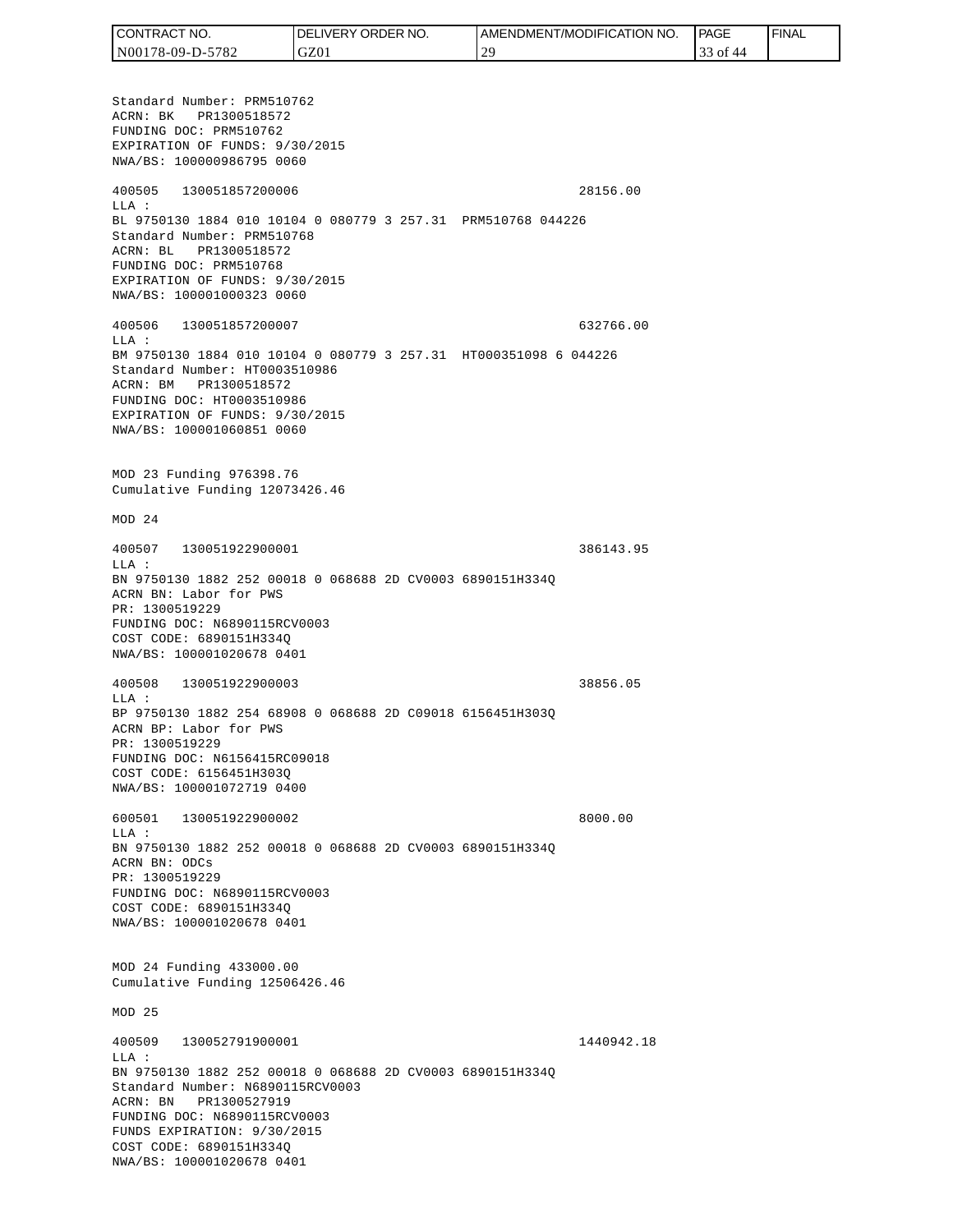Standard Number: PRM510762
ACRN: BK PR1300518572
FUNDING DOC: PRM510762
EXPIRATION OF FUNDS: 9/30/2015
NWA/BS: 100000986795 0060

400505 130051857200006 28156.00
LLA :
BL 9750130 1884 010 10104 0 080779 3 257.31 PRM510768 044226
Standard Number: PRM510768
ACRN: BL PR1300518572
FUNDING DOC: PRM510768
EXPIRATION OF FUNDS: 9/30/2015
NWA/BS: 100001000323 0060

400506 130051857200007 632766.00
LLA :
BM 9750130 1884 010 10104 0 080779 3 257.31 HT000351098 6 044226
Standard Number: HT0003510986
ACRN: BM PR1300518572
FUNDING DOC: HT0003510986
EXPIRATION OF FUNDS: 9/30/2015
NWA/BS: 100001060851 0060

MOD 23 Funding 976398.76
Cumulative Funding 12073426.46

MOD 24

400507 130051922900001 386143.95
LLA :
BN 9750130 1882 252 00018 0 068688 2D CV0003 6890151H334Q
ACRN BN: Labor for PWS
PR: 1300519229
FUNDING DOC: N6890115RCV0003
COST CODE: 6890151H334Q
NWA/BS: 100001020678 0401

400508 130051922900003 38856.05
LLA :
BP 9750130 1882 254 68908 0 068688 2D C09018 6156451H303Q
ACRN BP: Labor for PWS
PR: 1300519229
FUNDING DOC: N6156415RC09018
COST CODE: 6156451H303Q
NWA/BS: 100001072719 0400

600501 130051922900002 8000.00
LLA :
BN 9750130 1882 252 00018 0 068688 2D CV0003 6890151H334Q
ACRN BN: ODCs
PR: 1300519229
FUNDING DOC: N6890115RCV0003
COST CODE: 6890151H334Q
NWA/BS: 100001020678 0401

MOD 24 Funding 433000.00
Cumulative Funding 12506426.46

MOD 25

400509 130052791900001 1440942.18
LLA :
BN 9750130 1882 252 00018 0 068688 2D CV0003 6890151H334Q
Standard Number: N6890115RCV0003
ACRN: BN PR1300527919
FUNDING DOC: N6890115RCV0003
FUNDS EXPIRATION: 9/30/2015
COST CODE: 6890151H334Q
NWA/BS: 100001020678 0401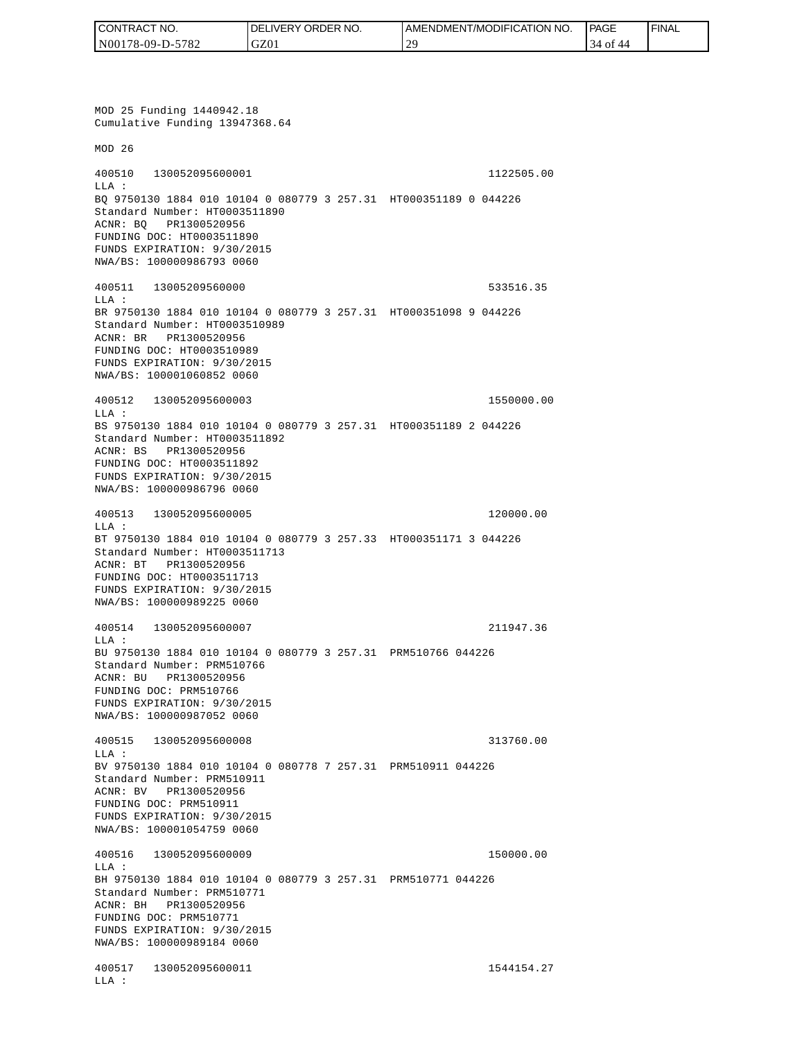MOD 25 Funding 1440942.18
Cumulative Funding 13947368.64

MOD 26

400510 130052095600001 1122505.00
LLA :
BQ 9750130 1884 010 10104 0 080779 3 257.31 HT000351189 0 044226
Standard Number: HT0003511890
ACNR: BQ PR1300520956
FUNDING DOC: HT0003511890
FUNDS EXPIRATION: 9/30/2015
NWA/BS: 100000986793 0060

400511 13005209560000 533516.35
LLA :
BR 9750130 1884 010 10104 0 080779 3 257.31 HT000351098 9 044226
Standard Number: HT0003510989
ACNR: BR PR1300520956
FUNDING DOC: HT0003510989
FUNDS EXPIRATION: 9/30/2015
NWA/BS: 100001060852 0060

400512 130052095600003 1550000.00
LLA :
BS 9750130 1884 010 10104 0 080779 3 257.31 HT000351189 2 044226
Standard Number: HT0003511892
ACNR: BS PR1300520956
FUNDING DOC: HT0003511892
FUNDS EXPIRATION: 9/30/2015
NWA/BS: 100000986796 0060

400513 130052095600005 120000.00
LLA :
BT 9750130 1884 010 10104 0 080779 3 257.33 HT000351171 3 044226
Standard Number: HT0003511713
ACNR: BT PR1300520956
FUNDING DOC: HT0003511713
FUNDS EXPIRATION: 9/30/2015
NWA/BS: 100000989225 0060

400514 130052095600007 211947.36
LLA :
BU 9750130 1884 010 10104 0 080779 3 257.31 PRM510766 044226
Standard Number: PRM510766
ACNR: BU PR1300520956
FUNDING DOC: PRM510766
FUNDS EXPIRATION: 9/30/2015
NWA/BS: 100000987052 0060

400515 130052095600008 313760.00
LLA :
BV 9750130 1884 010 10104 0 080778 7 257.31 PRM510911 044226
Standard Number: PRM510911
ACNR: BV PR1300520956
FUNDING DOC: PRM510911
FUNDS EXPIRATION: 9/30/2015
NWA/BS: 100001054759 0060

400516 130052095600009 150000.00
LLA :
BH 9750130 1884 010 10104 0 080779 3 257.31 PRM510771 044226
Standard Number: PRM510771
ACNR: BH PR1300520956
FUNDING DOC: PRM510771
FUNDS EXPIRATION: 9/30/2015
NWA/BS: 100000989184 0060

400517 130052095600011 1544154.27
LLA :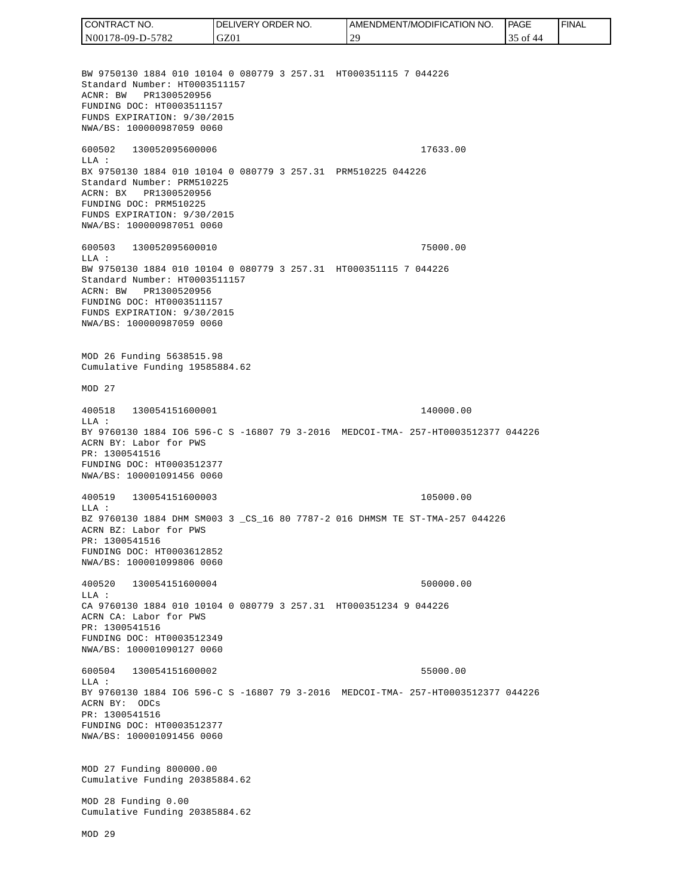BW 9750130 1884 010 10104 0 080779 3 257.31  HT000351115 7 044226
Standard Number: HT0003511157
ACNR: BW   PR1300520956
FUNDING DOC: HT0003511157
FUNDS EXPIRATION: 9/30/2015
NWA/BS: 100000987059 0060

600502   130052095600006                                    17633.00
LLA :
BX 9750130 1884 010 10104 0 080779 3 257.31  PRM510225 044226
Standard Number: PRM510225
ACRN: BX   PR1300520956
FUNDING DOC: PRM510225
FUNDS EXPIRATION: 9/30/2015
NWA/BS: 100000987051 0060

600503   130052095600010                                    75000.00
LLA :
BW 9750130 1884 010 10104 0 080779 3 257.31  HT000351115 7 044226
Standard Number: HT0003511157
ACRN: BW   PR1300520956
FUNDING DOC: HT0003511157
FUNDS EXPIRATION: 9/30/2015
NWA/BS: 100000987059 0060

MOD 26 Funding 5638515.98
Cumulative Funding 19585884.62

MOD 27

400518   130054151600001                                    140000.00
LLA :
BY 9760130 1884 IO6 596-C S -16807 79 3-2016  MEDCOI-TMA- 257-HT0003512377 044226
ACRN BY: Labor for PWS
PR: 1300541516
FUNDING DOC: HT0003512377
NWA/BS: 100001091456 0060

400519   130054151600003                                    105000.00
LLA :
BZ 9760130 1884 DHM SM003 3 _CS_16 80 7787-2 016 DHMSM TE ST-TMA-257 044226
ACRN BZ: Labor for PWS
PR: 1300541516
FUNDING DOC: HT0003612852
NWA/BS: 100001099806 0060

400520   130054151600004                                    500000.00
LLA :
CA 9760130 1884 010 10104 0 080779 3 257.31  HT000351234 9 044226
ACRN CA: Labor for PWS
PR: 1300541516
FUNDING DOC: HT0003512349
NWA/BS: 100001090127 0060

600504   130054151600002                                    55000.00
LLA :
BY 9760130 1884 IO6 596-C S -16807 79 3-2016  MEDCOI-TMA- 257-HT0003512377 044226
ACRN BY:  ODCs
PR: 1300541516
FUNDING DOC: HT0003512377
NWA/BS: 100001091456 0060

MOD 27 Funding 800000.00
Cumulative Funding 20385884.62

MOD 28 Funding 0.00
Cumulative Funding 20385884.62

MOD 29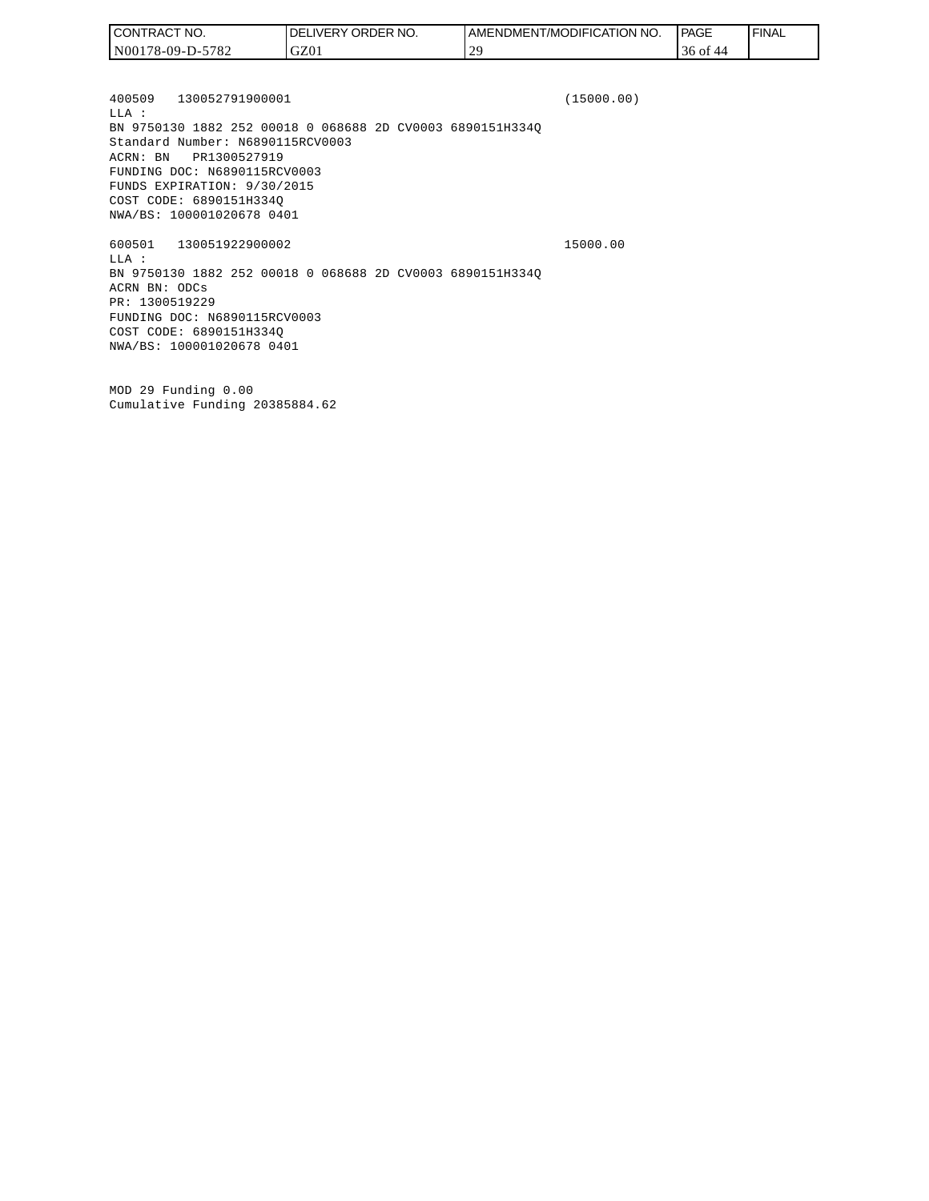400509   130052791900001                                    (15000.00)
LLA :
BN 9750130 1882 252 00018 0 068688 2D CV0003 6890151H334Q
Standard Number: N6890115RCV0003
ACRN: BN   PR1300527919
FUNDING DOC: N6890115RCV0003
FUNDS EXPIRATION: 9/30/2015
COST CODE: 6890151H334Q
NWA/BS: 100001020678 0401

600501   130051922900002                                    15000.00
LLA :
BN 9750130 1882 252 00018 0 068688 2D CV0003 6890151H334Q
ACRN BN: ODCs
PR: 1300519229
FUNDING DOC: N6890115RCV0003
COST CODE: 6890151H334Q
NWA/BS: 100001020678 0401

MOD 29 Funding 0.00
Cumulative Funding 20385884.62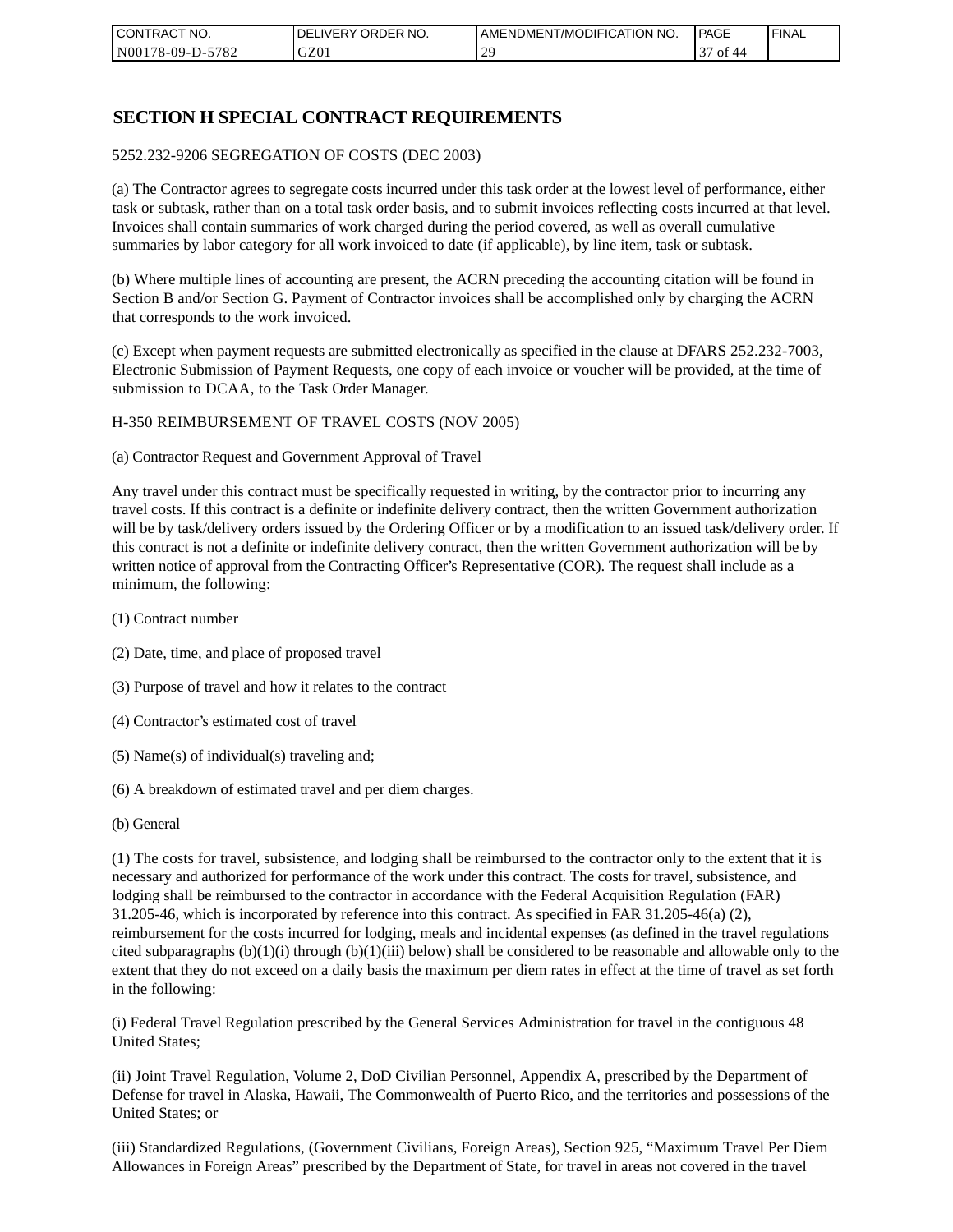# SECTION H SPECIAL CONTRACT REQUIREMENTS

5252.232-9206 SEGREGATION OF COSTS (DEC 2003)

(a) The Contractor agrees to segregate costs incurred under this task order at the lowest level of performance, either task or subtask, rather than on a total task order basis, and to submit invoices reflecting costs incurred at that level. Invoices shall contain summaries of work charged during the period covered, as well as overall cumulative summaries by labor category for all work invoiced to date (if applicable), by line item, task or subtask.

(b) Where multiple lines of accounting are present, the ACRN preceding the accounting citation will be found in Section B and/or Section G. Payment of Contractor invoices shall be accomplished only by charging the ACRN that corresponds to the work invoiced.

(c) Except when payment requests are submitted electronically as specified in the clause at DFARS 252.232-7003, Electronic Submission of Payment Requests, one copy of each invoice or voucher will be provided, at the time of submission to DCAA, to the Task Order Manager.

H-350 REIMBURSEMENT OF TRAVEL COSTS (NOV 2005)

(a) Contractor Request and Government Approval of Travel

Any travel under this contract must be specifically requested in writing, by the contractor prior to incurring any travel costs. If this contract is a definite or indefinite delivery contract, then the written Government authorization will be by task/delivery orders issued by the Ordering Officer or by a modification to an issued task/delivery order. If this contract is not a definite or indefinite delivery contract, then the written Government authorization will be by written notice of approval from the Contracting Officer's Representative (COR). The request shall include as a minimum, the following:

(1) Contract number

(2) Date, time, and place of proposed travel

(3) Purpose of travel and how it relates to the contract

(4) Contractor's estimated cost of travel

(5) Name(s) of individual(s) traveling and;

(6) A breakdown of estimated travel and per diem charges.

(b) General

(1) The costs for travel, subsistence, and lodging shall be reimbursed to the contractor only to the extent that it is necessary and authorized for performance of the work under this contract. The costs for travel, subsistence, and lodging shall be reimbursed to the contractor in accordance with the Federal Acquisition Regulation (FAR) 31.205-46, which is incorporated by reference into this contract. As specified in FAR 31.205-46(a) (2), reimbursement for the costs incurred for lodging, meals and incidental expenses (as defined in the travel regulations cited subparagraphs (b)(1)(i) through (b)(1)(iii) below) shall be considered to be reasonable and allowable only to the extent that they do not exceed on a daily basis the maximum per diem rates in effect at the time of travel as set forth in the following:

(i) Federal Travel Regulation prescribed by the General Services Administration for travel in the contiguous 48 United States;

(ii) Joint Travel Regulation, Volume 2, DoD Civilian Personnel, Appendix A, prescribed by the Department of Defense for travel in Alaska, Hawaii, The Commonwealth of Puerto Rico, and the territories and possessions of the United States; or

(iii) Standardized Regulations, (Government Civilians, Foreign Areas), Section 925, "Maximum Travel Per Diem Allowances in Foreign Areas" prescribed by the Department of State, for travel in areas not covered in the travel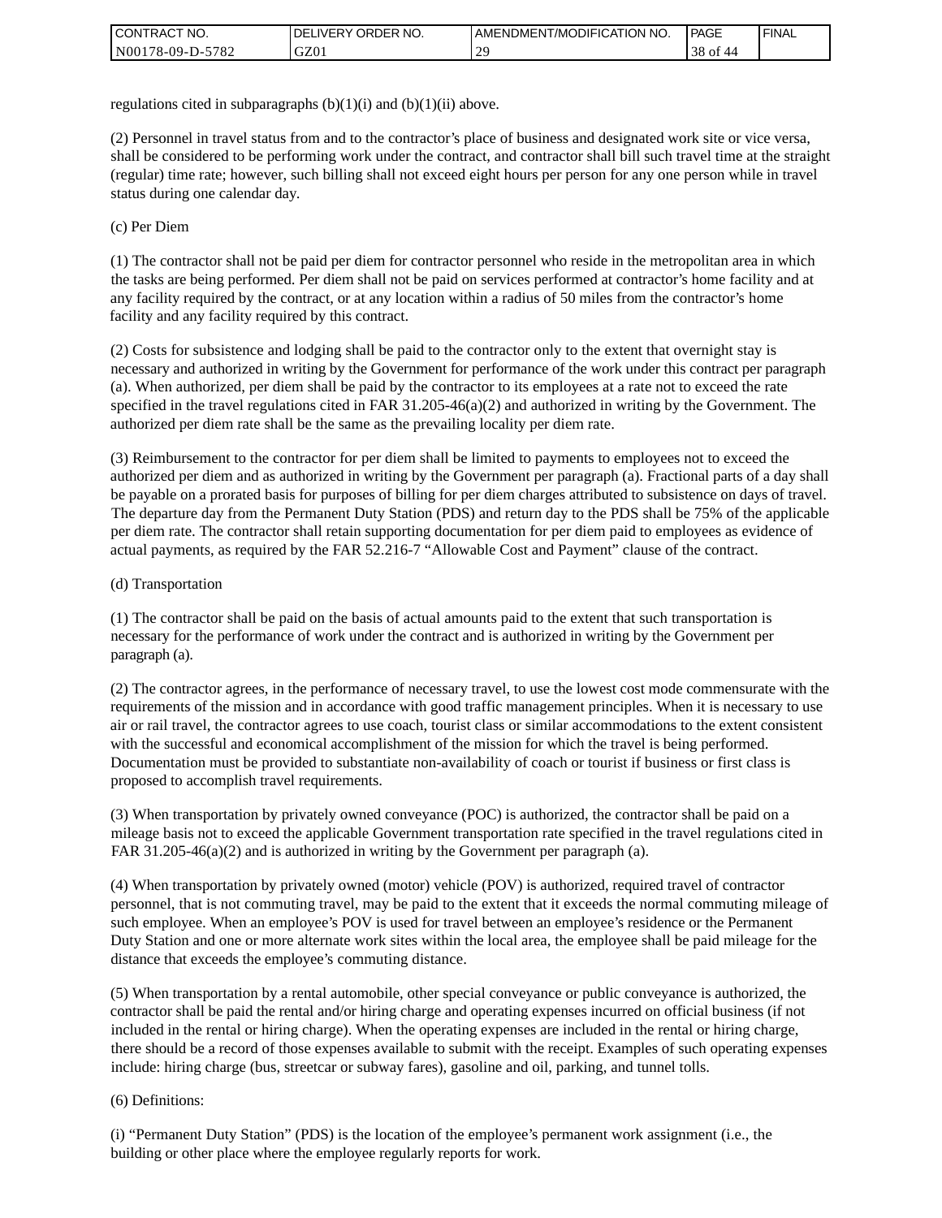regulations cited in subparagraphs (b)(1)(i) and (b)(1)(ii) above.

(2) Personnel in travel status from and to the contractor's place of business and designated work site or vice versa, shall be considered to be performing work under the contract, and contractor shall bill such travel time at the straight (regular) time rate; however, such billing shall not exceed eight hours per person for any one person while in travel status during one calendar day.

(c) Per Diem

(1) The contractor shall not be paid per diem for contractor personnel who reside in the metropolitan area in which the tasks are being performed. Per diem shall not be paid on services performed at contractor's home facility and at any facility required by the contract, or at any location within a radius of 50 miles from the contractor's home facility and any facility required by this contract.

(2) Costs for subsistence and lodging shall be paid to the contractor only to the extent that overnight stay is necessary and authorized in writing by the Government for performance of the work under this contract per paragraph (a). When authorized, per diem shall be paid by the contractor to its employees at a rate not to exceed the rate specified in the travel regulations cited in FAR 31.205-46(a)(2) and authorized in writing by the Government. The authorized per diem rate shall be the same as the prevailing locality per diem rate.

(3) Reimbursement to the contractor for per diem shall be limited to payments to employees not to exceed the authorized per diem and as authorized in writing by the Government per paragraph (a). Fractional parts of a day shall be payable on a prorated basis for purposes of billing for per diem charges attributed to subsistence on days of travel. The departure day from the Permanent Duty Station (PDS) and return day to the PDS shall be 75% of the applicable per diem rate. The contractor shall retain supporting documentation for per diem paid to employees as evidence of actual payments, as required by the FAR 52.216-7 "Allowable Cost and Payment" clause of the contract.

(d) Transportation

(1) The contractor shall be paid on the basis of actual amounts paid to the extent that such transportation is necessary for the performance of work under the contract and is authorized in writing by the Government per paragraph (a).

(2) The contractor agrees, in the performance of necessary travel, to use the lowest cost mode commensurate with the requirements of the mission and in accordance with good traffic management principles. When it is necessary to use air or rail travel, the contractor agrees to use coach, tourist class or similar accommodations to the extent consistent with the successful and economical accomplishment of the mission for which the travel is being performed. Documentation must be provided to substantiate non-availability of coach or tourist if business or first class is proposed to accomplish travel requirements.

(3) When transportation by privately owned conveyance (POC) is authorized, the contractor shall be paid on a mileage basis not to exceed the applicable Government transportation rate specified in the travel regulations cited in FAR 31.205-46(a)(2) and is authorized in writing by the Government per paragraph (a).

(4) When transportation by privately owned (motor) vehicle (POV) is authorized, required travel of contractor personnel, that is not commuting travel, may be paid to the extent that it exceeds the normal commuting mileage of such employee. When an employee's POV is used for travel between an employee's residence or the Permanent Duty Station and one or more alternate work sites within the local area, the employee shall be paid mileage for the distance that exceeds the employee's commuting distance.

(5) When transportation by a rental automobile, other special conveyance or public conveyance is authorized, the contractor shall be paid the rental and/or hiring charge and operating expenses incurred on official business (if not included in the rental or hiring charge). When the operating expenses are included in the rental or hiring charge, there should be a record of those expenses available to submit with the receipt. Examples of such operating expenses include: hiring charge (bus, streetcar or subway fares), gasoline and oil, parking, and tunnel tolls.

(6) Definitions:

(i) "Permanent Duty Station" (PDS) is the location of the employee's permanent work assignment (i.e., the building or other place where the employee regularly reports for work.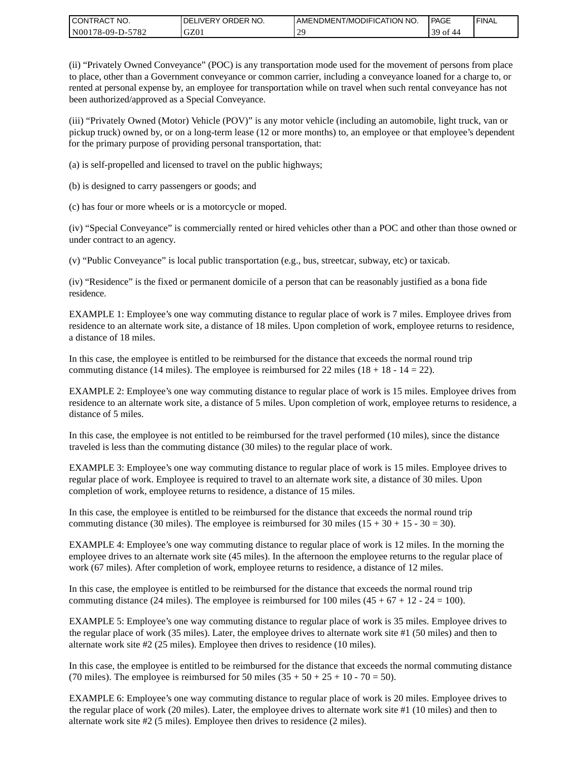(ii) “Privately Owned Conveyance” (POC) is any transportation mode used for the movement of persons from place to place, other than a Government conveyance or common carrier, including a conveyance loaned for a charge to, or rented at personal expense by, an employee for transportation while on travel when such rental conveyance has not been authorized/approved as a Special Conveyance.

(iii) “Privately Owned (Motor) Vehicle (POV)” is any motor vehicle (including an automobile, light truck, van or pickup truck) owned by, or on a long-term lease (12 or more months) to, an employee or that employee’s dependent for the primary purpose of providing personal transportation, that:

(a) is self-propelled and licensed to travel on the public highways;

(b) is designed to carry passengers or goods; and

(c) has four or more wheels or is a motorcycle or moped.

(iv) “Special Conveyance” is commercially rented or hired vehicles other than a POC and other than those owned or under contract to an agency.

(v) “Public Conveyance” is local public transportation (e.g., bus, streetcar, subway, etc) or taxicab.

(iv) “Residence” is the fixed or permanent domicile of a person that can be reasonably justified as a bona fide residence.

EXAMPLE 1: Employee’s one way commuting distance to regular place of work is 7 miles. Employee drives from residence to an alternate work site, a distance of 18 miles. Upon completion of work, employee returns to residence, a distance of 18 miles.

In this case, the employee is entitled to be reimbursed for the distance that exceeds the normal round trip commuting distance (14 miles). The employee is reimbursed for 22 miles (18 + 18 - 14 = 22).

EXAMPLE 2: Employee’s one way commuting distance to regular place of work is 15 miles. Employee drives from residence to an alternate work site, a distance of 5 miles. Upon completion of work, employee returns to residence, a distance of 5 miles.

In this case, the employee is not entitled to be reimbursed for the travel performed (10 miles), since the distance traveled is less than the commuting distance (30 miles) to the regular place of work.

EXAMPLE 3: Employee’s one way commuting distance to regular place of work is 15 miles. Employee drives to regular place of work. Employee is required to travel to an alternate work site, a distance of 30 miles. Upon completion of work, employee returns to residence, a distance of 15 miles.

In this case, the employee is entitled to be reimbursed for the distance that exceeds the normal round trip commuting distance (30 miles). The employee is reimbursed for 30 miles (15 + 30 + 15 - 30 = 30).

EXAMPLE 4: Employee’s one way commuting distance to regular place of work is 12 miles. In the morning the employee drives to an alternate work site (45 miles). In the afternoon the employee returns to the regular place of work (67 miles). After completion of work, employee returns to residence, a distance of 12 miles.

In this case, the employee is entitled to be reimbursed for the distance that exceeds the normal round trip commuting distance (24 miles). The employee is reimbursed for 100 miles (45 + 67 + 12 - 24 = 100).

EXAMPLE 5: Employee’s one way commuting distance to regular place of work is 35 miles. Employee drives to the regular place of work (35 miles). Later, the employee drives to alternate work site #1 (50 miles) and then to alternate work site #2 (25 miles). Employee then drives to residence (10 miles).

In this case, the employee is entitled to be reimbursed for the distance that exceeds the normal commuting distance (70 miles). The employee is reimbursed for 50 miles (35 + 50 + 25 + 10 - 70 = 50).

EXAMPLE 6: Employee’s one way commuting distance to regular place of work is 20 miles. Employee drives to the regular place of work (20 miles). Later, the employee drives to alternate work site #1 (10 miles) and then to alternate work site #2 (5 miles). Employee then drives to residence (2 miles).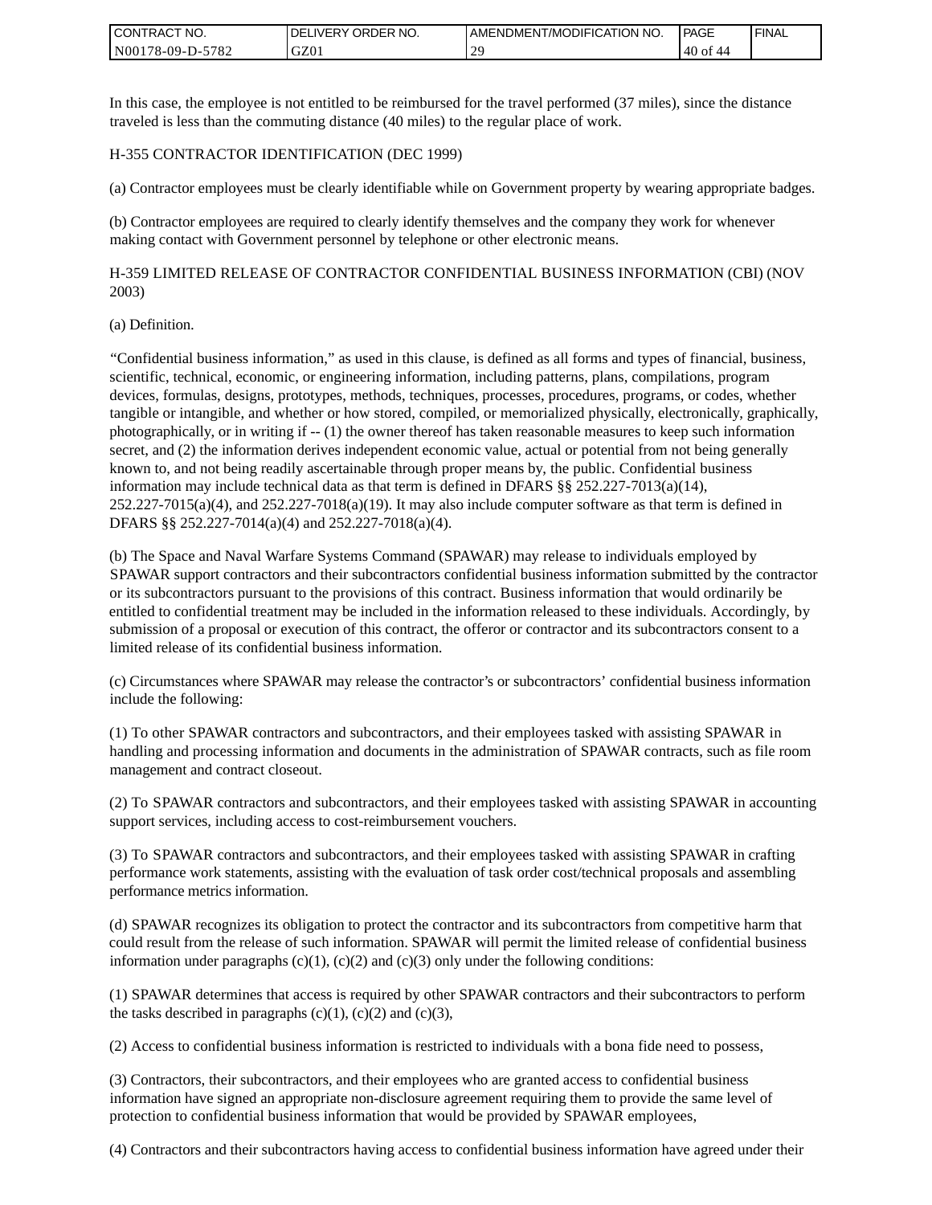In this case, the employee is not entitled to be reimbursed for the travel performed (37 miles), since the distance traveled is less than the commuting distance (40 miles) to the regular place of work.

H-355 CONTRACTOR IDENTIFICATION (DEC 1999)

(a) Contractor employees must be clearly identifiable while on Government property by wearing appropriate badges.

(b) Contractor employees are required to clearly identify themselves and the company they work for whenever making contact with Government personnel by telephone or other electronic means.

H-359 LIMITED RELEASE OF CONTRACTOR CONFIDENTIAL BUSINESS INFORMATION (CBI) (NOV 2003)

(a) Definition.

“Confidential business information,” as used in this clause, is defined as all forms and types of financial, business, scientific, technical, economic, or engineering information, including patterns, plans, compilations, program devices, formulas, designs, prototypes, methods, techniques, processes, procedures, programs, or codes, whether tangible or intangible, and whether or how stored, compiled, or memorialized physically, electronically, graphically, photographically, or in writing if -- (1) the owner thereof has taken reasonable measures to keep such information secret, and (2) the information derives independent economic value, actual or potential from not being generally known to, and not being readily ascertainable through proper means by, the public. Confidential business information may include technical data as that term is defined in DFARS §§ 252.227-7013(a)(14), 252.227-7015(a)(4), and 252.227-7018(a)(19). It may also include computer software as that term is defined in DFARS §§ 252.227-7014(a)(4) and 252.227-7018(a)(4).

(b) The Space and Naval Warfare Systems Command (SPAWAR) may release to individuals employed by SPAWAR support contractors and their subcontractors confidential business information submitted by the contractor or its subcontractors pursuant to the provisions of this contract. Business information that would ordinarily be entitled to confidential treatment may be included in the information released to these individuals. Accordingly, by submission of a proposal or execution of this contract, the offeror or contractor and its subcontractors consent to a limited release of its confidential business information.

(c) Circumstances where SPAWAR may release the contractor’s or subcontractors’ confidential business information include the following:

(1) To other SPAWAR contractors and subcontractors, and their employees tasked with assisting SPAWAR in handling and processing information and documents in the administration of SPAWAR contracts, such as file room management and contract closeout.

(2) To SPAWAR contractors and subcontractors, and their employees tasked with assisting SPAWAR in accounting support services, including access to cost-reimbursement vouchers.

(3) To SPAWAR contractors and subcontractors, and their employees tasked with assisting SPAWAR in crafting performance work statements, assisting with the evaluation of task order cost/technical proposals and assembling performance metrics information.

(d) SPAWAR recognizes its obligation to protect the contractor and its subcontractors from competitive harm that could result from the release of such information. SPAWAR will permit the limited release of confidential business information under paragraphs (c)(1), (c)(2) and (c)(3) only under the following conditions:

(1) SPAWAR determines that access is required by other SPAWAR contractors and their subcontractors to perform the tasks described in paragraphs (c)(1), (c)(2) and (c)(3),

(2) Access to confidential business information is restricted to individuals with a bona fide need to possess,

(3) Contractors, their subcontractors, and their employees who are granted access to confidential business information have signed an appropriate non-disclosure agreement requiring them to provide the same level of protection to confidential business information that would be provided by SPAWAR employees,

(4) Contractors and their subcontractors having access to confidential business information have agreed under their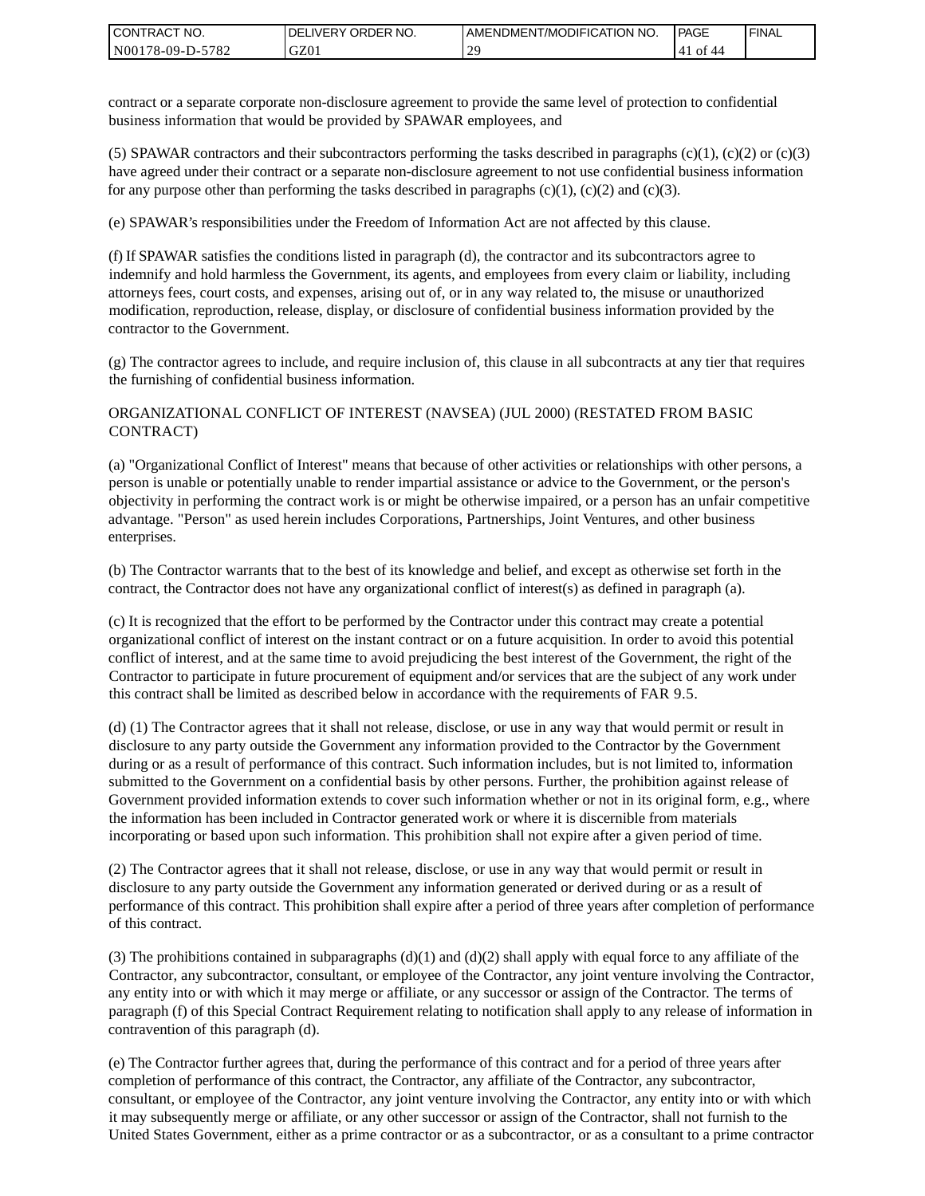contract or a separate corporate non-disclosure agreement to provide the same level of protection to confidential business information that would be provided by SPAWAR employees, and

(5) SPAWAR contractors and their subcontractors performing the tasks described in paragraphs (c)(1), (c)(2) or (c)(3) have agreed under their contract or a separate non-disclosure agreement to not use confidential business information for any purpose other than performing the tasks described in paragraphs (c)(1), (c)(2) and (c)(3).

(e) SPAWAR's responsibilities under the Freedom of Information Act are not affected by this clause.

(f) If SPAWAR satisfies the conditions listed in paragraph (d), the contractor and its subcontractors agree to indemnify and hold harmless the Government, its agents, and employees from every claim or liability, including attorneys fees, court costs, and expenses, arising out of, or in any way related to, the misuse or unauthorized modification, reproduction, release, display, or disclosure of confidential business information provided by the contractor to the Government.

(g) The contractor agrees to include, and require inclusion of, this clause in all subcontracts at any tier that requires the furnishing of confidential business information.

ORGANIZATIONAL CONFLICT OF INTEREST (NAVSEA) (JUL 2000) (RESTATED FROM BASIC CONTRACT)

(a) "Organizational Conflict of Interest" means that because of other activities or relationships with other persons, a person is unable or potentially unable to render impartial assistance or advice to the Government, or the person's objectivity in performing the contract work is or might be otherwise impaired, or a person has an unfair competitive advantage. "Person" as used herein includes Corporations, Partnerships, Joint Ventures, and other business enterprises.

(b) The Contractor warrants that to the best of its knowledge and belief, and except as otherwise set forth in the contract, the Contractor does not have any organizational conflict of interest(s) as defined in paragraph (a).

(c) It is recognized that the effort to be performed by the Contractor under this contract may create a potential organizational conflict of interest on the instant contract or on a future acquisition. In order to avoid this potential conflict of interest, and at the same time to avoid prejudicing the best interest of the Government, the right of the Contractor to participate in future procurement of equipment and/or services that are the subject of any work under this contract shall be limited as described below in accordance with the requirements of FAR 9.5.

(d) (1) The Contractor agrees that it shall not release, disclose, or use in any way that would permit or result in disclosure to any party outside the Government any information provided to the Contractor by the Government during or as a result of performance of this contract. Such information includes, but is not limited to, information submitted to the Government on a confidential basis by other persons. Further, the prohibition against release of Government provided information extends to cover such information whether or not in its original form, e.g., where the information has been included in Contractor generated work or where it is discernible from materials incorporating or based upon such information. This prohibition shall not expire after a given period of time.

(2) The Contractor agrees that it shall not release, disclose, or use in any way that would permit or result in disclosure to any party outside the Government any information generated or derived during or as a result of performance of this contract. This prohibition shall expire after a period of three years after completion of performance of this contract.

(3) The prohibitions contained in subparagraphs (d)(1) and (d)(2) shall apply with equal force to any affiliate of the Contractor, any subcontractor, consultant, or employee of the Contractor, any joint venture involving the Contractor, any entity into or with which it may merge or affiliate, or any successor or assign of the Contractor. The terms of paragraph (f) of this Special Contract Requirement relating to notification shall apply to any release of information in contravention of this paragraph (d).

(e) The Contractor further agrees that, during the performance of this contract and for a period of three years after completion of performance of this contract, the Contractor, any affiliate of the Contractor, any subcontractor, consultant, or employee of the Contractor, any joint venture involving the Contractor, any entity into or with which it may subsequently merge or affiliate, or any other successor or assign of the Contractor, shall not furnish to the United States Government, either as a prime contractor or as a subcontractor, or as a consultant to a prime contractor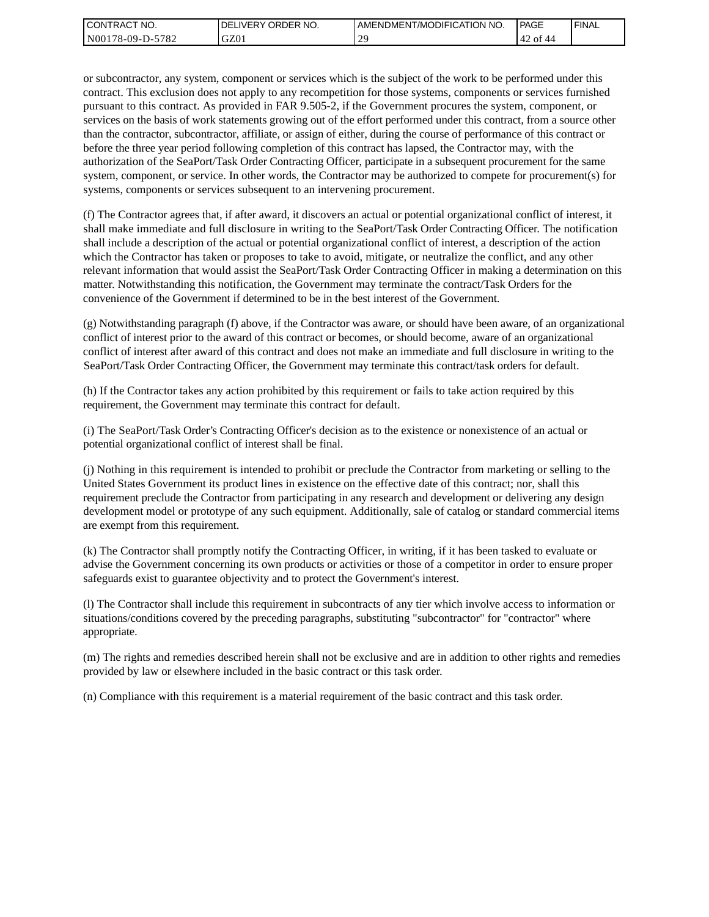or subcontractor, any system, component or services which is the subject of the work to be performed under this contract. This exclusion does not apply to any recompetition for those systems, components or services furnished pursuant to this contract. As provided in FAR 9.505-2, if the Government procures the system, component, or services on the basis of work statements growing out of the effort performed under this contract, from a source other than the contractor, subcontractor, affiliate, or assign of either, during the course of performance of this contract or before the three year period following completion of this contract has lapsed, the Contractor may, with the authorization of the SeaPort/Task Order Contracting Officer, participate in a subsequent procurement for the same system, component, or service. In other words, the Contractor may be authorized to compete for procurement(s) for systems, components or services subsequent to an intervening procurement.

(f) The Contractor agrees that, if after award, it discovers an actual or potential organizational conflict of interest, it shall make immediate and full disclosure in writing to the SeaPort/Task Order Contracting Officer. The notification shall include a description of the actual or potential organizational conflict of interest, a description of the action which the Contractor has taken or proposes to take to avoid, mitigate, or neutralize the conflict, and any other relevant information that would assist the SeaPort/Task Order Contracting Officer in making a determination on this matter. Notwithstanding this notification, the Government may terminate the contract/Task Orders for the convenience of the Government if determined to be in the best interest of the Government.

(g) Notwithstanding paragraph (f) above, if the Contractor was aware, or should have been aware, of an organizational conflict of interest prior to the award of this contract or becomes, or should become, aware of an organizational conflict of interest after award of this contract and does not make an immediate and full disclosure in writing to the SeaPort/Task Order Contracting Officer, the Government may terminate this contract/task orders for default.

(h) If the Contractor takes any action prohibited by this requirement or fails to take action required by this requirement, the Government may terminate this contract for default.

(i) The SeaPort/Task Order's Contracting Officer's decision as to the existence or nonexistence of an actual or potential organizational conflict of interest shall be final.

(j) Nothing in this requirement is intended to prohibit or preclude the Contractor from marketing or selling to the United States Government its product lines in existence on the effective date of this contract; nor, shall this requirement preclude the Contractor from participating in any research and development or delivering any design development model or prototype of any such equipment. Additionally, sale of catalog or standard commercial items are exempt from this requirement.

(k) The Contractor shall promptly notify the Contracting Officer, in writing, if it has been tasked to evaluate or advise the Government concerning its own products or activities or those of a competitor in order to ensure proper safeguards exist to guarantee objectivity and to protect the Government's interest.

(l) The Contractor shall include this requirement in subcontracts of any tier which involve access to information or situations/conditions covered by the preceding paragraphs, substituting "subcontractor" for "contractor" where appropriate.

(m) The rights and remedies described herein shall not be exclusive and are in addition to other rights and remedies provided by law or elsewhere included in the basic contract or this task order.

(n) Compliance with this requirement is a material requirement of the basic contract and this task order.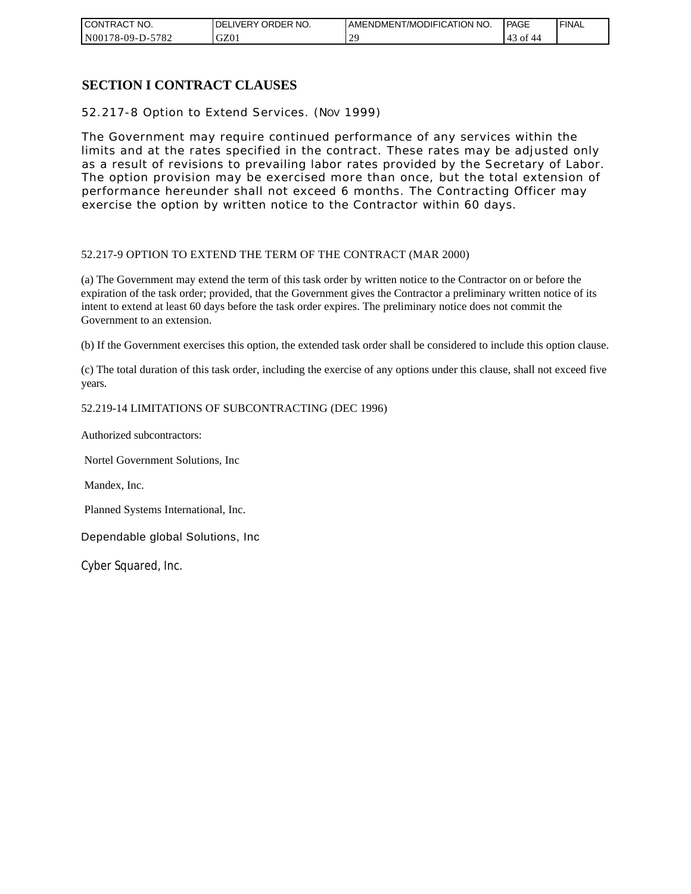## SECTION I CONTRACT CLAUSES

52.217-8 Option to Extend Services. (NOV 1999)

The Government may require continued performance of any services within the limits and at the rates specified in the contract. These rates may be adjusted only as a result of revisions to prevailing labor rates provided by the Secretary of Labor. The option provision may be exercised more than once, but the total extension of performance hereunder shall not exceed 6 months. The Contracting Officer may exercise the option by written notice to the Contractor within 60 days.

52.217-9 OPTION TO EXTEND THE TERM OF THE CONTRACT (MAR 2000)

(a) The Government may extend the term of this task order by written notice to the Contractor on or before the expiration of the task order; provided, that the Government gives the Contractor a preliminary written notice of its intent to extend at least 60 days before the task order expires. The preliminary notice does not commit the Government to an extension.

(b) If the Government exercises this option, the extended task order shall be considered to include this option clause.

(c) The total duration of this task order, including the exercise of any options under this clause, shall not exceed five years.

52.219-14 LIMITATIONS OF SUBCONTRACTING (DEC 1996)

Authorized subcontractors:

Nortel Government Solutions, Inc

Mandex, Inc.

Planned Systems International, Inc.

Dependable global Solutions, Inc

Cyber Squared, Inc.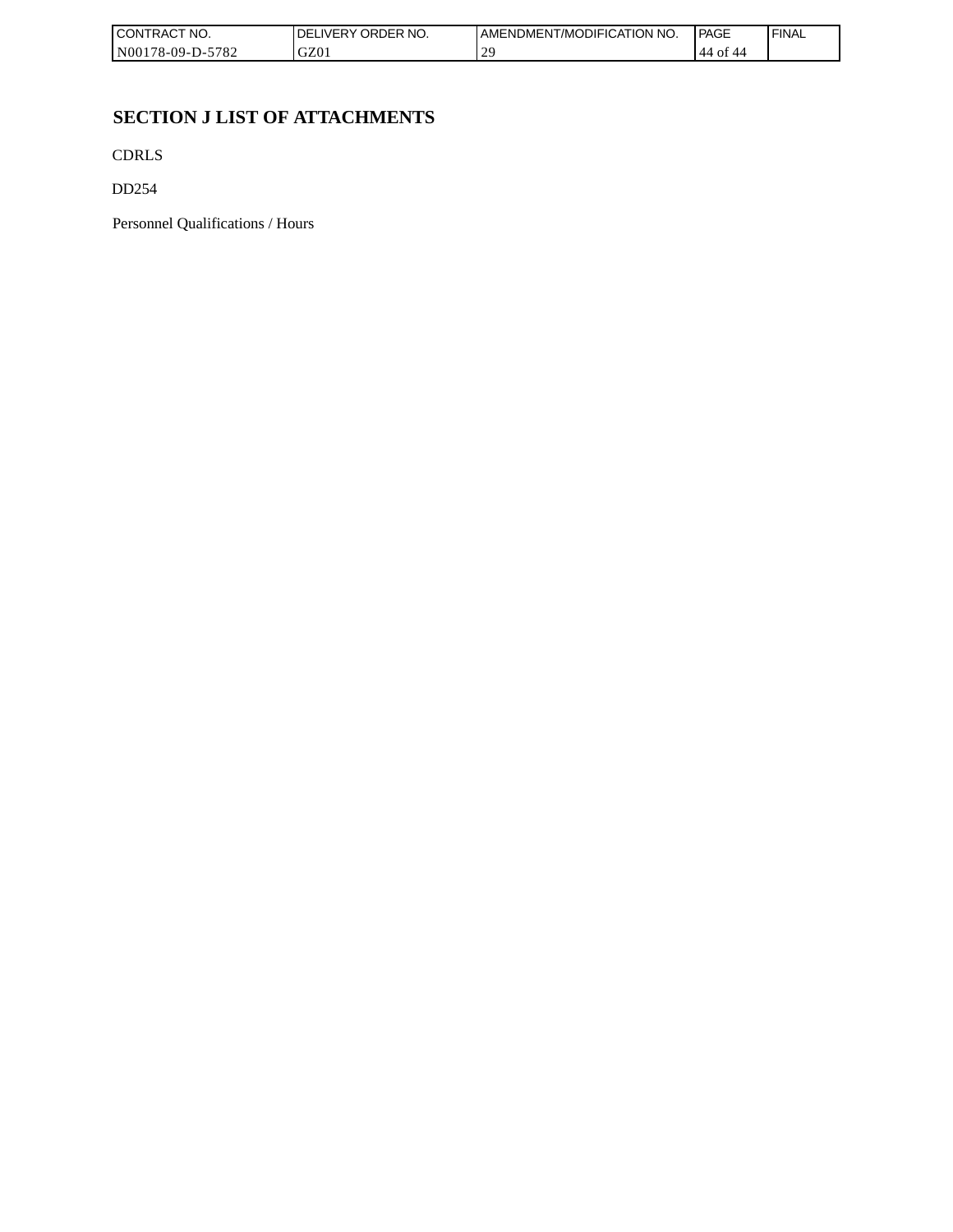## SECTION J LIST OF ATTACHMENTS

CDRLS

DD254

Personnel Qualifications / Hours